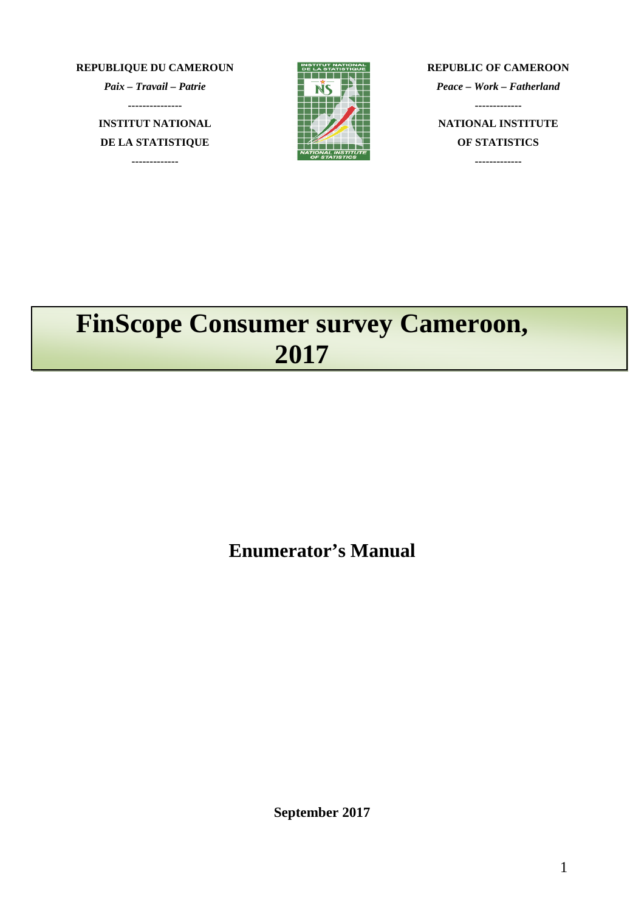**REPUBLIQUE DU CAMEROUN**

*Paix – Travail – Patrie*

---------------

**INSTITUT NATIONAL**

**DE LA STATISTIQUE**

-------------

**REPUBLIC OF CAMEROON**

*Peace – Work – Fatherland*

-------------

**NATIONAL INSTITUTE**

**OF STATISTICS**

-------------

# FinScope Consumer survey Cameroon, 2017

## Enumerator's Manual

**September 2017**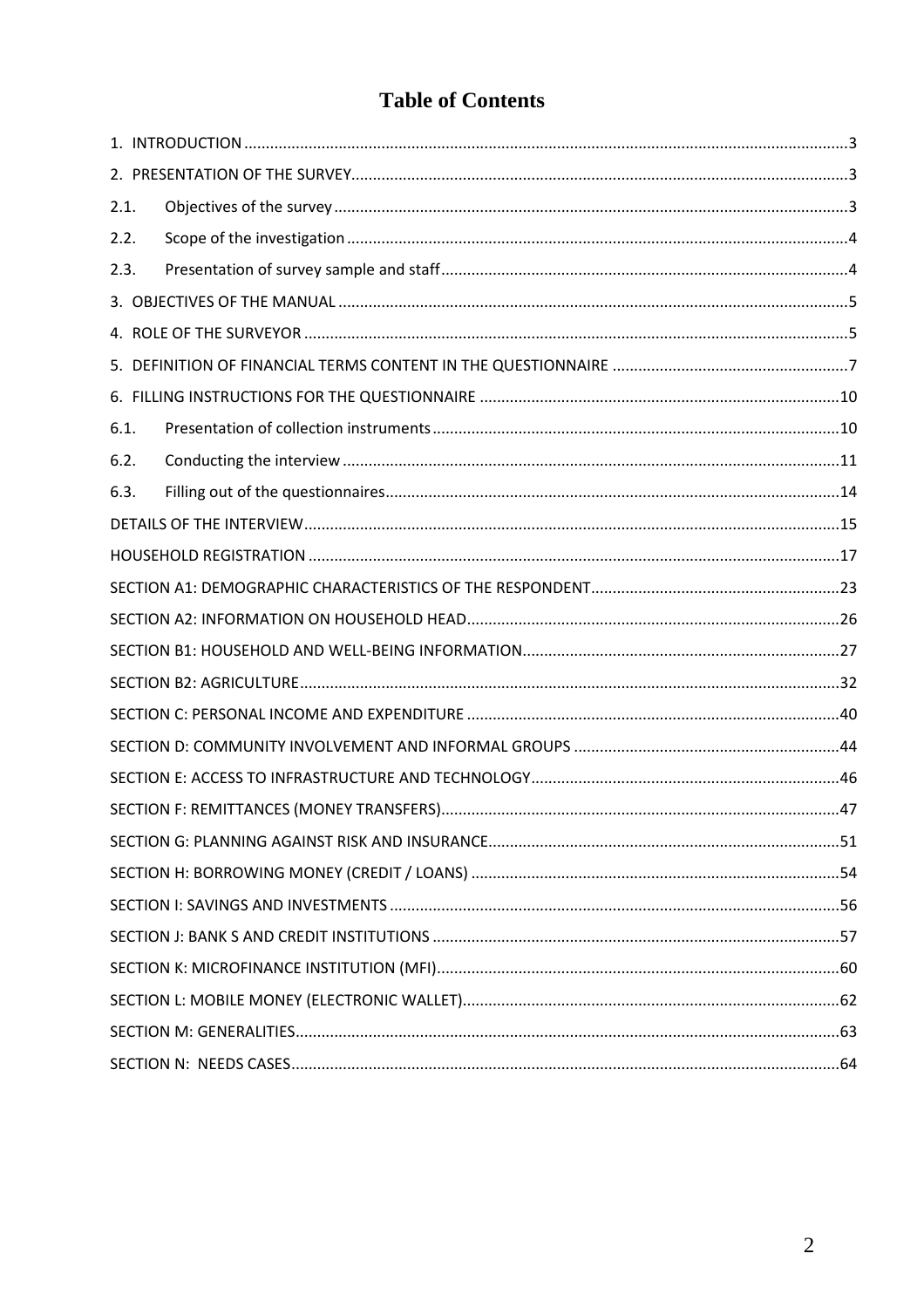# Table of Contents

1. INTRODUCTION ..........3
2. PRESENTATION OF THE SURVEY ..........3
   - 2.1. Objectives of the survey ..........3
   - 2.2. Scope of the investigation ..........4
   - 2.3. Presentation of survey sample and staff ..........4
3. OBJECTIVES OF THE MANUAL ..........5
4. ROLE OF THE SURVEYOR ..........5
5. DEFINITION OF FINANCIAL TERMS CONTENT IN THE QUESTIONNAIRE ..........7
6. FILLING INSTRUCTIONS FOR THE QUESTIONNAIRE ..........10
   - 6.1. Presentation of collection instruments ..........10
   - 6.2. Conducting the interview ..........11
   - 6.3. Filling out of the questionnaires ..........14

DETAILS OF THE INTERVIEW ..........15

HOUSEHOLD REGISTRATION ..........17

SECTION A1: DEMOGRAPHIC CHARACTERISTICS OF THE RESPONDENT ..........23

SECTION A2: INFORMATION ON HOUSEHOLD HEAD ..........26

SECTION B1: HOUSEHOLD AND WELL-BEING INFORMATION ..........27

SECTION B2: AGRICULTURE ..........32

SECTION C: PERSONAL INCOME AND EXPENDITURE ..........40

SECTION D: COMMUNITY INVOLVEMENT AND INFORMAL GROUPS ..........44

SECTION E: ACCESS TO INFRASTRUCTURE AND TECHNOLOGY ..........46

SECTION F: REMITTANCES (MONEY TRANSFERS) ..........47

SECTION G: PLANNING AGAINST RISK AND INSURANCE ..........51

SECTION H: BORROWING MONEY (CREDIT / LOANS) ..........54

SECTION I: SAVINGS AND INVESTMENTS ..........56

SECTION J: BANK S AND CREDIT INSTITUTIONS ..........57

SECTION K: MICROFINANCE INSTITUTION (MFI) ..........60

SECTION L: MOBILE MONEY (ELECTRONIC WALLET) ..........62

SECTION M: GENERALITIES ..........63

SECTION N: NEEDS CASES ..........64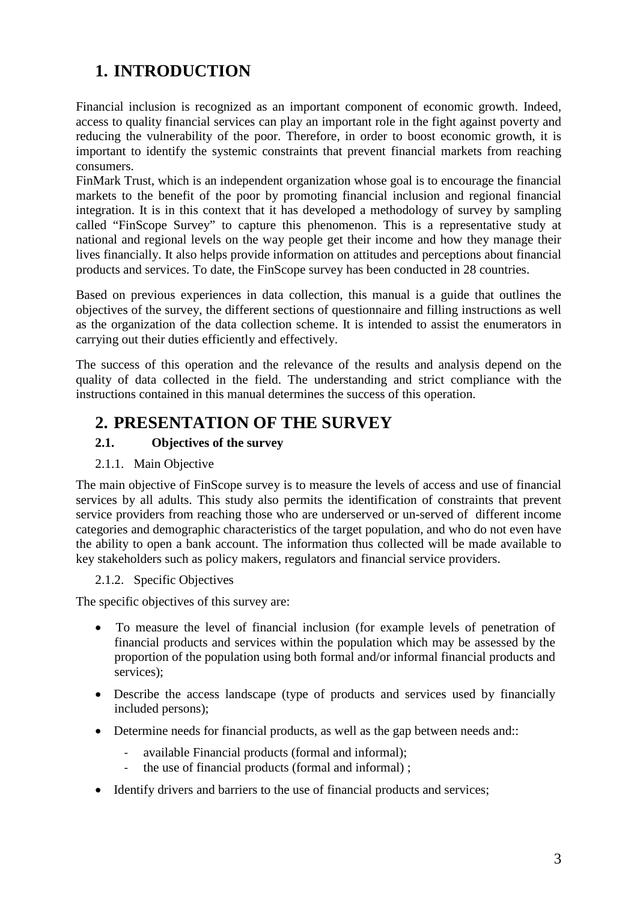# 1. INTRODUCTION

Financial inclusion is recognized as an important component of economic growth. Indeed, access to quality financial services can play an important role in the fight against poverty and reducing the vulnerability of the poor. Therefore, in order to boost economic growth, it is important to identify the systemic constraints that prevent financial markets from reaching consumers.

FinMark Trust, which is an independent organization whose goal is to encourage the financial markets to the benefit of the poor by promoting financial inclusion and regional financial integration. It is in this context that it has developed a methodology of survey by sampling called "FinScope Survey" to capture this phenomenon. This is a representative study at national and regional levels on the way people get their income and how they manage their lives financially. It also helps provide information on attitudes and perceptions about financial products and services. To date, the FinScope survey has been conducted in 28 countries.

Based on previous experiences in data collection, this manual is a guide that outlines the objectives of the survey, the different sections of questionnaire and filling instructions as well as the organization of the data collection scheme. It is intended to assist the enumerators in carrying out their duties efficiently and effectively.

The success of this operation and the relevance of the results and analysis depend on the quality of data collected in the field. The understanding and strict compliance with the instructions contained in this manual determines the success of this operation.

# 2. PRESENTATION OF THE SURVEY

## 2.1. Objectives of the survey

### 2.1.1. Main Objective

The main objective of FinScope survey is to measure the levels of access and use of financial services by all adults. This study also permits the identification of constraints that prevent service providers from reaching those who are underserved or un-served of different income categories and demographic characteristics of the target population, and who do not even have the ability to open a bank account. The information thus collected will be made available to key stakeholders such as policy makers, regulators and financial service providers.

### 2.1.2. Specific Objectives

The specific objectives of this survey are:

- To measure the level of financial inclusion (for example levels of penetration of financial products and services within the population which may be assessed by the proportion of the population using both formal and/or informal financial products and services);
- Describe the access landscape (type of products and services used by financially included persons);
- Determine needs for financial products, as well as the gap between needs and::
  - available Financial products (formal and informal);
  - the use of financial products (formal and informal) ;
- Identify drivers and barriers to the use of financial products and services;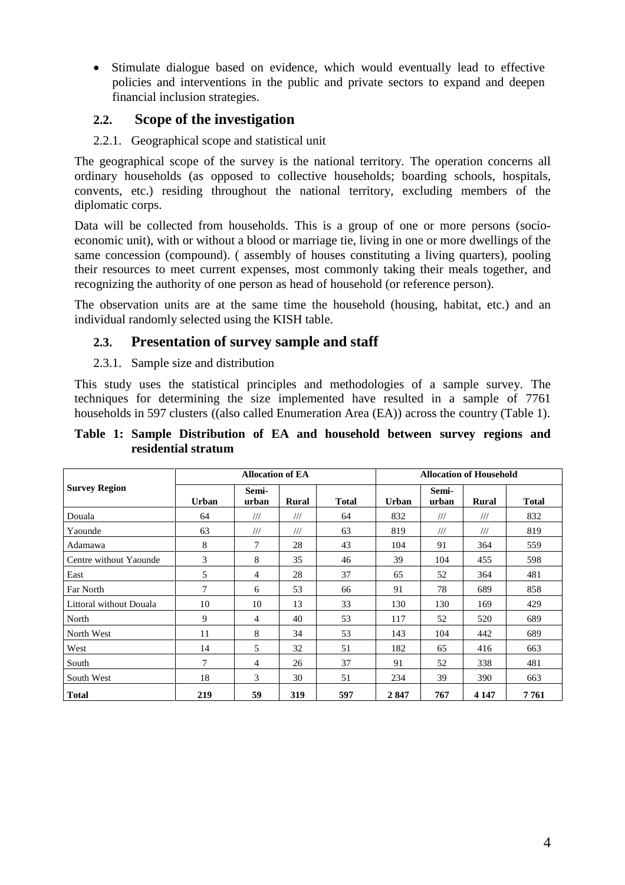- Stimulate dialogue based on evidence, which would eventually lead to effective policies and interventions in the public and private sectors to expand and deepen financial inclusion strategies.

## 2.2. Scope of the investigation

### 2.2.1. Geographical scope and statistical unit

The geographical scope of the survey is the national territory. The operation concerns all ordinary households (as opposed to collective households; boarding schools, hospitals, convents, etc.) residing throughout the national territory, excluding members of the diplomatic corps.

Data will be collected from households. This is a group of one or more persons (socio-economic unit), with or without a blood or marriage tie, living in one or more dwellings of the same concession (compound). ( assembly of houses constituting a living quarters), pooling their resources to meet current expenses, most commonly taking their meals together, and recognizing the authority of one person as head of household (or reference person).

The observation units are at the same time the household (housing, habitat, etc.) and an individual randomly selected using the KISH table.

## 2.3. Presentation of survey sample and staff

### 2.3.1. Sample size and distribution

This study uses the statistical principles and methodologies of a sample survey. The techniques for determining the size implemented have resulted in a sample of 7761 households in 597 clusters ((also called Enumeration Area (EA)) across the country (Table 1).

**Table 1: Sample Distribution of EA and household between survey regions and residential stratum**

| Survey Region | Allocation of EA | | | | Allocation of Household | | | |
|---|---|---|---|---|---|---|---|---|
| | Urban | Semi-urban | Rural | Total | Urban | Semi-urban | Rural | Total |
| Douala | 64 | /// | /// | 64 | 832 | /// | /// | 832 |
| Yaounde | 63 | /// | /// | 63 | 819 | /// | /// | 819 |
| Adamawa | 8 | 7 | 28 | 43 | 104 | 91 | 364 | 559 |
| Centre without Yaounde | 3 | 8 | 35 | 46 | 39 | 104 | 455 | 598 |
| East | 5 | 4 | 28 | 37 | 65 | 52 | 364 | 481 |
| Far North | 7 | 6 | 53 | 66 | 91 | 78 | 689 | 858 |
| Littoral without Douala | 10 | 10 | 13 | 33 | 130 | 130 | 169 | 429 |
| North | 9 | 4 | 40 | 53 | 117 | 52 | 520 | 689 |
| North West | 11 | 8 | 34 | 53 | 143 | 104 | 442 | 689 |
| West | 14 | 5 | 32 | 51 | 182 | 65 | 416 | 663 |
| South | 7 | 4 | 26 | 37 | 91 | 52 | 338 | 481 |
| South West | 18 | 3 | 30 | 51 | 234 | 39 | 390 | 663 |
| **Total** | **219** | **59** | **319** | **597** | **2 847** | **767** | **4 147** | **7 761** |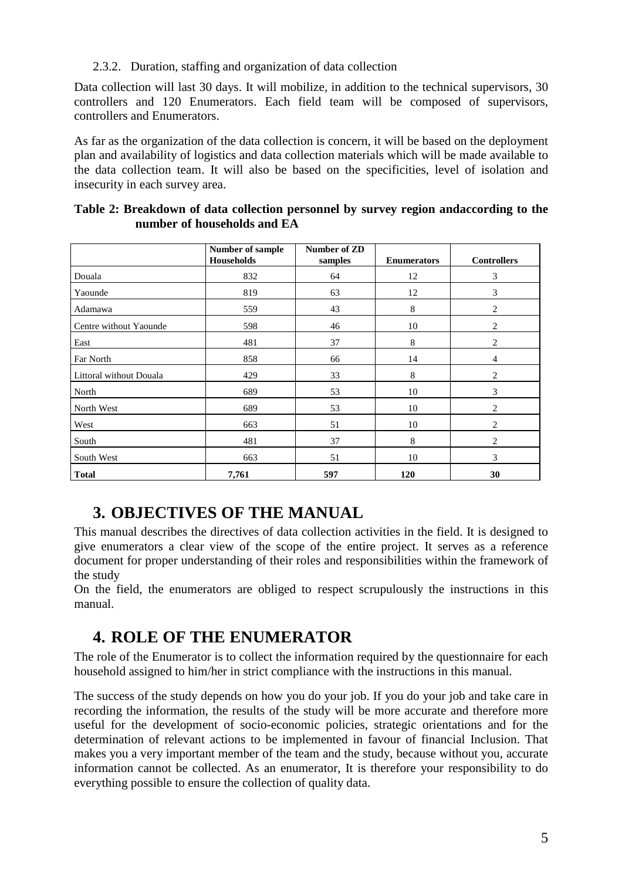### 2.3.2. Duration, staffing and organization of data collection

Data collection will last 30 days. It will mobilize, in addition to the technical supervisors, 30 controllers and 120 Enumerators. Each field team will be composed of supervisors, controllers and Enumerators.

As far as the organization of the data collection is concern, it will be based on the deployment plan and availability of logistics and data collection materials which will be made available to the data collection team. It will also be based on the specificities, level of isolation and insecurity in each survey area.

**Table 2: Breakdown of data collection personnel by survey region andaccording to the number of households and EA**

| | Number of sample Households | Number of ZD samples | Enumerators | Controllers |
|---|---|---|---|---|
| Douala | 832 | 64 | 12 | 3 |
| Yaounde | 819 | 63 | 12 | 3 |
| Adamawa | 559 | 43 | 8 | 2 |
| Centre without Yaounde | 598 | 46 | 10 | 2 |
| East | 481 | 37 | 8 | 2 |
| Far North | 858 | 66 | 14 | 4 |
| Littoral without Douala | 429 | 33 | 8 | 2 |
| North | 689 | 53 | 10 | 3 |
| North West | 689 | 53 | 10 | 2 |
| West | 663 | 51 | 10 | 2 |
| South | 481 | 37 | 8 | 2 |
| South West | 663 | 51 | 10 | 3 |
| **Total** | **7,761** | **597** | **120** | **30** |

# 3. OBJECTIVES OF THE MANUAL

This manual describes the directives of data collection activities in the field. It is designed to give enumerators a clear view of the scope of the entire project. It serves as a reference document for proper understanding of their roles and responsibilities within the framework of the study

On the field, the enumerators are obliged to respect scrupulously the instructions in this manual.

# 4. ROLE OF THE ENUMERATOR

The role of the Enumerator is to collect the information required by the questionnaire for each household assigned to him/her in strict compliance with the instructions in this manual.

The success of the study depends on how you do your job. If you do your job and take care in recording the information, the results of the study will be more accurate and therefore more useful for the development of socio-economic policies, strategic orientations and for the determination of relevant actions to be implemented in favour of financial Inclusion. That makes you a very important member of the team and the study, because without you, accurate information cannot be collected. As an enumerator, It is therefore your responsibility to do everything possible to ensure the collection of quality data.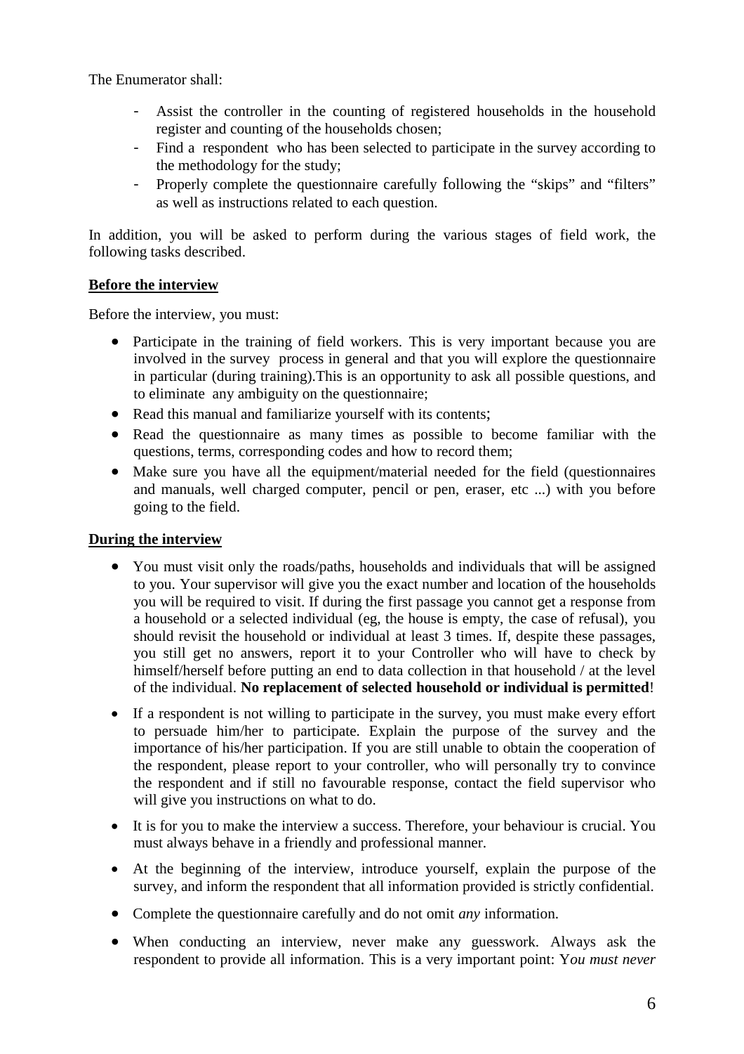The Enumerator shall:

- Assist the controller in the counting of registered households in the household register and counting of the households chosen;
- Find a respondent who has been selected to participate in the survey according to the methodology for the study;
- Properly complete the questionnaire carefully following the "skips" and "filters" as well as instructions related to each question.

In addition, you will be asked to perform during the various stages of field work, the following tasks described.

**Before the interview**

Before the interview, you must:

- Participate in the training of field workers. This is very important because you are involved in the survey process in general and that you will explore the questionnaire in particular (during training).This is an opportunity to ask all possible questions, and to eliminate any ambiguity on the questionnaire;
- Read this manual and familiarize yourself with its contents;
- Read the questionnaire as many times as possible to become familiar with the questions, terms, corresponding codes and how to record them;
- Make sure you have all the equipment/material needed for the field (questionnaires and manuals, well charged computer, pencil or pen, eraser, etc ...) with you before going to the field.

**During the interview**

- You must visit only the roads/paths, households and individuals that will be assigned to you. Your supervisor will give you the exact number and location of the households you will be required to visit. If during the first passage you cannot get a response from a household or a selected individual (eg, the house is empty, the case of refusal), you should revisit the household or individual at least 3 times. If, despite these passages, you still get no answers, report it to your Controller who will have to check by himself/herself before putting an end to data collection in that household / at the level of the individual. **No replacement of selected household or individual is permitted**!
- If a respondent is not willing to participate in the survey, you must make every effort to persuade him/her to participate. Explain the purpose of the survey and the importance of his/her participation. If you are still unable to obtain the cooperation of the respondent, please report to your controller, who will personally try to convince the respondent and if still no favourable response, contact the field supervisor who will give you instructions on what to do.
- It is for you to make the interview a success. Therefore, your behaviour is crucial. You must always behave in a friendly and professional manner.
- At the beginning of the interview, introduce yourself, explain the purpose of the survey, and inform the respondent that all information provided is strictly confidential.
- Complete the questionnaire carefully and do not omit *any* information.
- When conducting an interview, never make any guesswork. Always ask the respondent to provide all information. This is a very important point: Y*ou must never*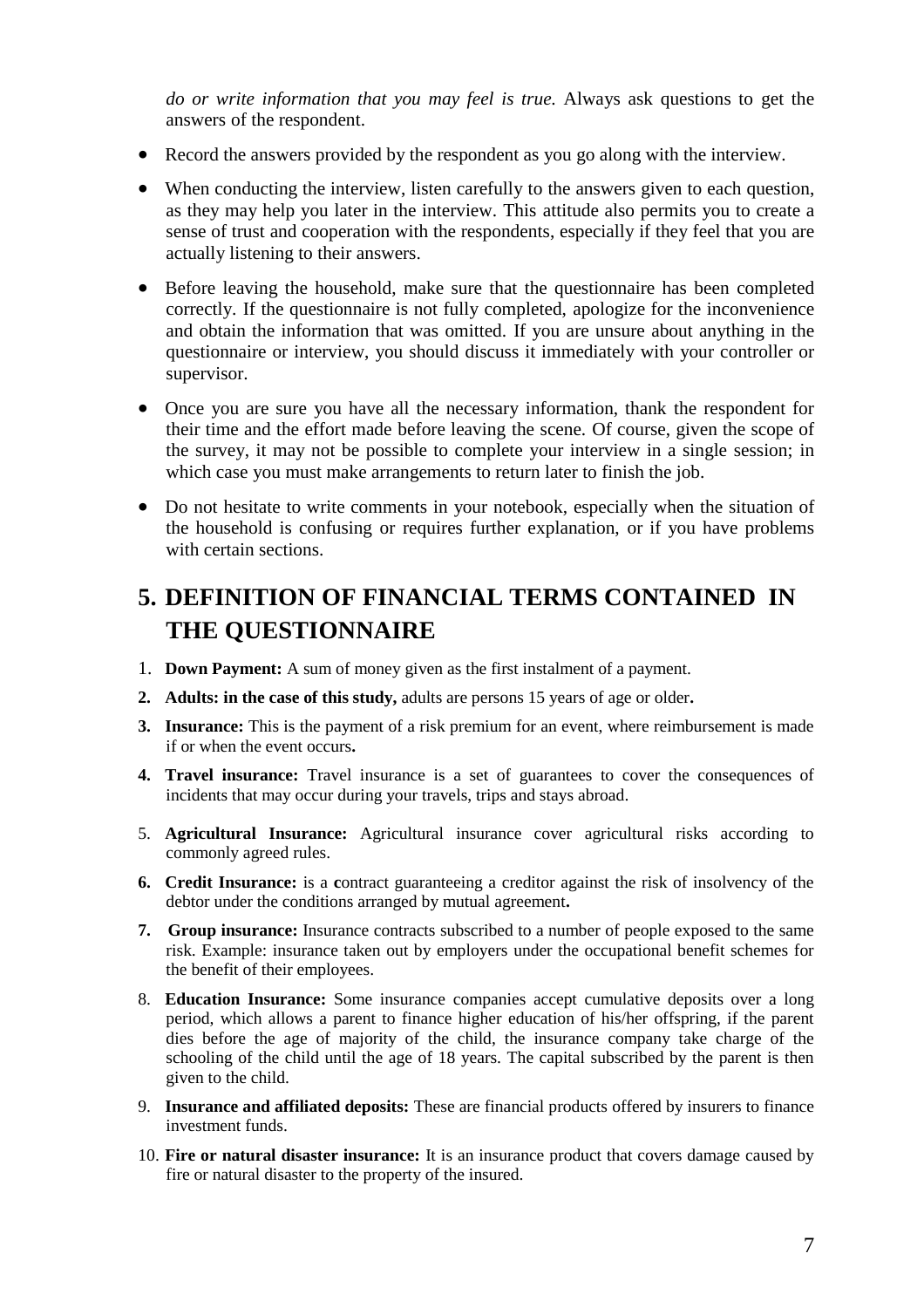*do or write information that you may feel is true.* Always ask questions to get the answers of the respondent.

- Record the answers provided by the respondent as you go along with the interview.
- When conducting the interview, listen carefully to the answers given to each question, as they may help you later in the interview. This attitude also permits you to create a sense of trust and cooperation with the respondents, especially if they feel that you are actually listening to their answers.
- Before leaving the household, make sure that the questionnaire has been completed correctly. If the questionnaire is not fully completed, apologize for the inconvenience and obtain the information that was omitted. If you are unsure about anything in the questionnaire or interview, you should discuss it immediately with your controller or supervisor.
- Once you are sure you have all the necessary information, thank the respondent for their time and the effort made before leaving the scene. Of course, given the scope of the survey, it may not be possible to complete your interview in a single session; in which case you must make arrangements to return later to finish the job.
- Do not hesitate to write comments in your notebook, especially when the situation of the household is confusing or requires further explanation, or if you have problems with certain sections.

# 5. DEFINITION OF FINANCIAL TERMS CONTAINED IN THE QUESTIONNAIRE

1. **Down Payment:** A sum of money given as the first instalment of a payment.
2. **Adults: in the case of this study,** adults are persons 15 years of age or older**.**
3. **Insurance:** This is the payment of a risk premium for an event, where reimbursement is made if or when the event occurs**.**
4. **Travel insurance:** Travel insurance is a set of guarantees to cover the consequences of incidents that may occur during your travels, trips and stays abroad.
5. **Agricultural Insurance:** Agricultural insurance cover agricultural risks according to commonly agreed rules.
6. **Credit Insurance:** is a **c**ontract guaranteeing a creditor against the risk of insolvency of the debtor under the conditions arranged by mutual agreement**.**
7. **Group insurance:** Insurance contracts subscribed to a number of people exposed to the same risk. Example: insurance taken out by employers under the occupational benefit schemes for the benefit of their employees.
8. **Education Insurance:** Some insurance companies accept cumulative deposits over a long period, which allows a parent to finance higher education of his/her offspring, if the parent dies before the age of majority of the child, the insurance company take charge of the schooling of the child until the age of 18 years. The capital subscribed by the parent is then given to the child.
9. **Insurance and affiliated deposits:** These are financial products offered by insurers to finance investment funds.
10. **Fire or natural disaster insurance:** It is an insurance product that covers damage caused by fire or natural disaster to the property of the insured.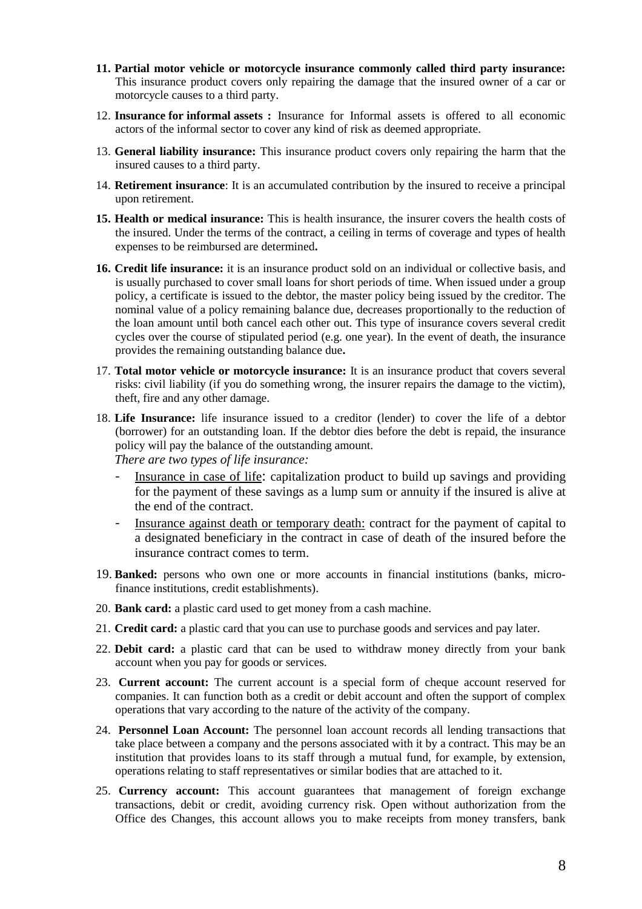11. **Partial motor vehicle or motorcycle insurance commonly called third party insurance:** This insurance product covers only repairing the damage that the insured owner of a car or motorcycle causes to a third party.

12. **Insurance for informal assets :** Insurance for Informal assets is offered to all economic actors of the informal sector to cover any kind of risk as deemed appropriate.

13. **General liability insurance:** This insurance product covers only repairing the harm that the insured causes to a third party.

14. **Retirement insurance**: It is an accumulated contribution by the insured to receive a principal upon retirement.

15. **Health or medical insurance:** This is health insurance, the insurer covers the health costs of the insured. Under the terms of the contract, a ceiling in terms of coverage and types of health expenses to be reimbursed are determined**.**

16. **Credit life insurance:** it is an insurance product sold on an individual or collective basis, and is usually purchased to cover small loans for short periods of time. When issued under a group policy, a certificate is issued to the debtor, the master policy being issued by the creditor. The nominal value of a policy remaining balance due, decreases proportionally to the reduction of the loan amount until both cancel each other out. This type of insurance covers several credit cycles over the course of stipulated period (e.g. one year). In the event of death, the insurance provides the remaining outstanding balance due**.**

17. **Total motor vehicle or motorcycle insurance:** It is an insurance product that covers several risks: civil liability (if you do something wrong, the insurer repairs the damage to the victim), theft, fire and any other damage.

18. **Life Insurance:** life insurance issued to a creditor (lender) to cover the life of a debtor (borrower) for an outstanding loan. If the debtor dies before the debt is repaid, the insurance policy will pay the balance of the outstanding amount.

    *There are two types of life insurance:*

    - Insurance in case of life: capitalization product to build up savings and providing for the payment of these savings as a lump sum or annuity if the insured is alive at the end of the contract.
    - Insurance against death or temporary death: contract for the payment of capital to a designated beneficiary in the contract in case of death of the insured before the insurance contract comes to term.

19. **Banked:** persons who own one or more accounts in financial institutions (banks, micro-finance institutions, credit establishments).

20. **Bank card:** a plastic card used to get money from a cash machine.

21. **Credit card:** a plastic card that you can use to purchase goods and services and pay later.

22. **Debit card:** a plastic card that can be used to withdraw money directly from your bank account when you pay for goods or services.

23. **Current account:** The current account is a special form of cheque account reserved for companies. It can function both as a credit or debit account and often the support of complex operations that vary according to the nature of the activity of the company.

24. **Personnel Loan Account:** The personnel loan account records all lending transactions that take place between a company and the persons associated with it by a contract. This may be an institution that provides loans to its staff through a mutual fund, for example, by extension, operations relating to staff representatives or similar bodies that are attached to it.

25. **Currency account:** This account guarantees that management of foreign exchange transactions, debit or credit, avoiding currency risk. Open without authorization from the Office des Changes, this account allows you to make receipts from money transfers, bank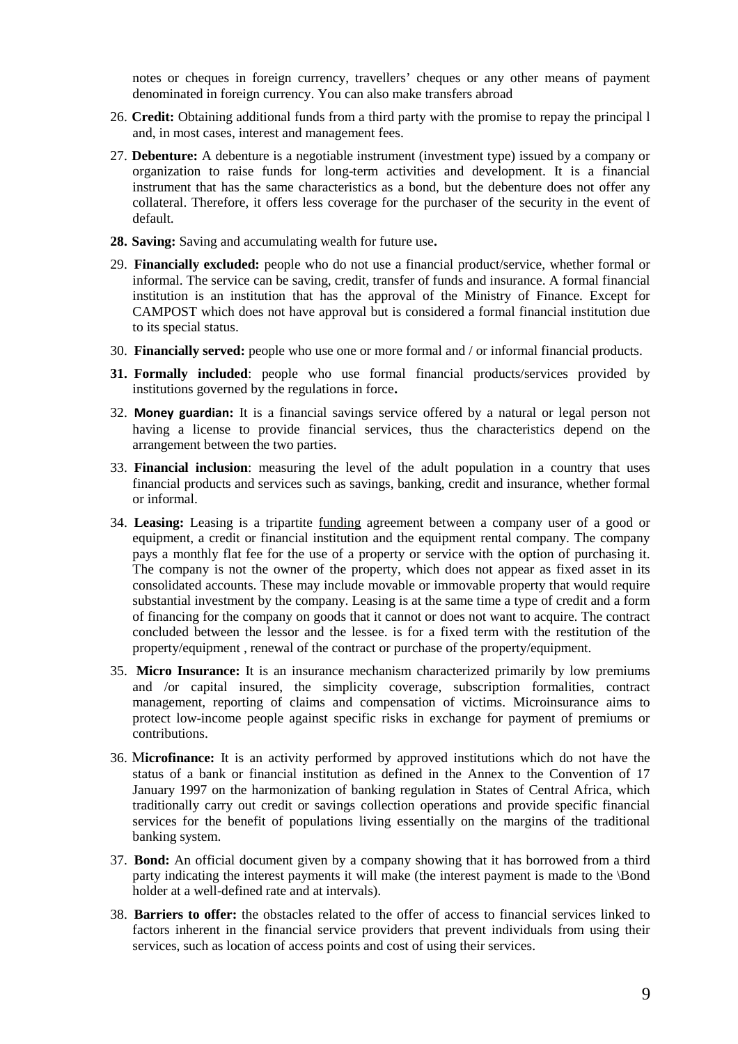notes or cheques in foreign currency, travellers' cheques or any other means of payment denominated in foreign currency. You can also make transfers abroad

26. **Credit:** Obtaining additional funds from a third party with the promise to repay the principal l and, in most cases, interest and management fees.

27. **Debenture:** A debenture is a negotiable instrument (investment type) issued by a company or organization to raise funds for long-term activities and development. It is a financial instrument that has the same characteristics as a bond, but the debenture does not offer any collateral. Therefore, it offers less coverage for the purchaser of the security in the event of default.

28. **Saving:** Saving and accumulating wealth for future use**.**

29. **Financially excluded:** people who do not use a financial product/service, whether formal or informal. The service can be saving, credit, transfer of funds and insurance. A formal financial institution is an institution that has the approval of the Ministry of Finance. Except for CAMPOST which does not have approval but is considered a formal financial institution due to its special status.

30. **Financially served:** people who use one or more formal and / or informal financial products.

31. **Formally included**: people who use formal financial products/services provided by institutions governed by the regulations in force**.**

32. **Money guardian:** It is a financial savings service offered by a natural or legal person not having a license to provide financial services, thus the characteristics depend on the arrangement between the two parties.

33. **Financial inclusion**: measuring the level of the adult population in a country that uses financial products and services such as savings, banking, credit and insurance, whether formal or informal.

34. **Leasing:** Leasing is a tripartite funding agreement between a company user of a good or equipment, a credit or financial institution and the equipment rental company. The company pays a monthly flat fee for the use of a property or service with the option of purchasing it. The company is not the owner of the property, which does not appear as fixed asset in its consolidated accounts. These may include movable or immovable property that would require substantial investment by the company. Leasing is at the same time a type of credit and a form of financing for the company on goods that it cannot or does not want to acquire. The contract concluded between the lessor and the lessee. is for a fixed term with the restitution of the property/equipment , renewal of the contract or purchase of the property/equipment.

35. **Micro Insurance:** It is an insurance mechanism characterized primarily by low premiums and /or capital insured, the simplicity coverage, subscription formalities, contract management, reporting of claims and compensation of victims. Microinsurance aims to protect low-income people against specific risks in exchange for payment of premiums or contributions.

36. M**icrofinance:** It is an activity performed by approved institutions which do not have the status of a bank or financial institution as defined in the Annex to the Convention of 17 January 1997 on the harmonization of banking regulation in States of Central Africa, which traditionally carry out credit or savings collection operations and provide specific financial services for the benefit of populations living essentially on the margins of the traditional banking system.

37. **Bond:** An official document given by a company showing that it has borrowed from a third party indicating the interest payments it will make (the interest payment is made to the \Bond holder at a well-defined rate and at intervals).

38. **Barriers to offer:** the obstacles related to the offer of access to financial services linked to factors inherent in the financial service providers that prevent individuals from using their services, such as location of access points and cost of using their services.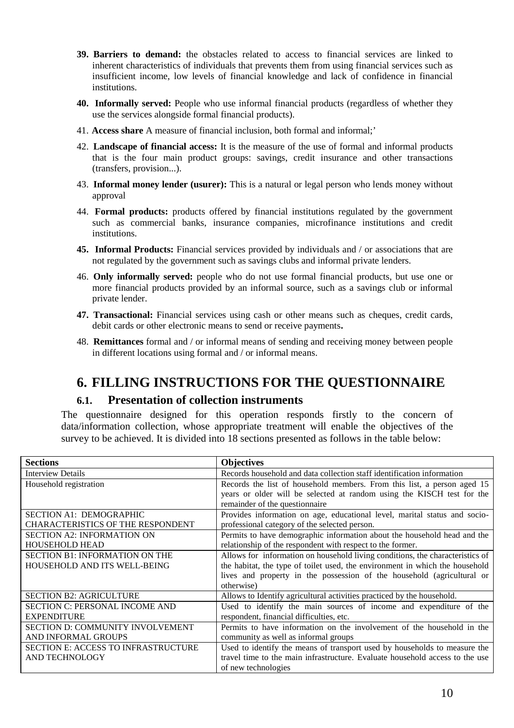39. **Barriers to demand:** the obstacles related to access to financial services are linked to inherent characteristics of individuals that prevents them from using financial services such as insufficient income, low levels of financial knowledge and lack of confidence in financial institutions.

40. **Informally served:** People who use informal financial products (regardless of whether they use the services alongside formal financial products).

41. **Access share** A measure of financial inclusion, both formal and informal;'

42. **Landscape of financial access:** It is the measure of the use of formal and informal products that is the four main product groups: savings, credit insurance and other transactions (transfers, provision...).

43. **Informal money lender (usurer):** This is a natural or legal person who lends money without approval

44. **Formal products:** products offered by financial institutions regulated by the government such as commercial banks, insurance companies, microfinance institutions and credit institutions.

45. **Informal Products:** Financial services provided by individuals and / or associations that are not regulated by the government such as savings clubs and informal private lenders.

46. **Only informally served:** people who do not use formal financial products, but use one or more financial products provided by an informal source, such as a savings club or informal private lender.

47. **Transactional:** Financial services using cash or other means such as cheques, credit cards, debit cards or other electronic means to send or receive payments**.**

48. **Remittances** formal and / or informal means of sending and receiving money between people in different locations using formal and / or informal means.

# 6. FILLING INSTRUCTIONS FOR THE QUESTIONNAIRE

## 6.1. Presentation of collection instruments

The questionnaire designed for this operation responds firstly to the concern of data/information collection, whose appropriate treatment will enable the objectives of the survey to be achieved. It is divided into 18 sections presented as follows in the table below:

| **Sections** | **Objectives** |
|---|---|
| Interview Details | Records household and data collection staff identification information |
| Household registration | Records the list of household members. From this list, a person aged 15 years or older will be selected at random using the KISCH test for the remainder of the questionnaire |
| SECTION A1: DEMOGRAPHIC CHARACTERISTICS OF THE RESPONDENT | Provides information on age, educational level, marital status and socio-professional category of the selected person. |
| SECTION A2: INFORMATION ON HOUSEHOLD HEAD | Permits to have demographic information about the household head and the relationship of the respondent with respect to the former. |
| SECTION B1: INFORMATION ON THE HOUSEHOLD AND ITS WELL-BEING | Allows for information on household living conditions, the characteristics of the habitat, the type of toilet used, the environment in which the household lives and property in the possession of the household (agricultural or otherwise) |
| SECTION B2: AGRICULTURE | Allows to Identify agricultural activities practiced by the household. |
| SECTION C: PERSONAL INCOME AND EXPENDITURE | Used to identify the main sources of income and expenditure of the respondent, financial difficulties, etc. |
| SECTION D: COMMUNITY INVOLVEMENT AND INFORMAL GROUPS | Permits to have information on the involvement of the household in the community as well as informal groups |
| SECTION E: ACCESS TO INFRASTRUCTURE AND TECHNOLOGY | Used to identify the means of transport used by households to measure the travel time to the main infrastructure. Evaluate household access to the use of new technologies |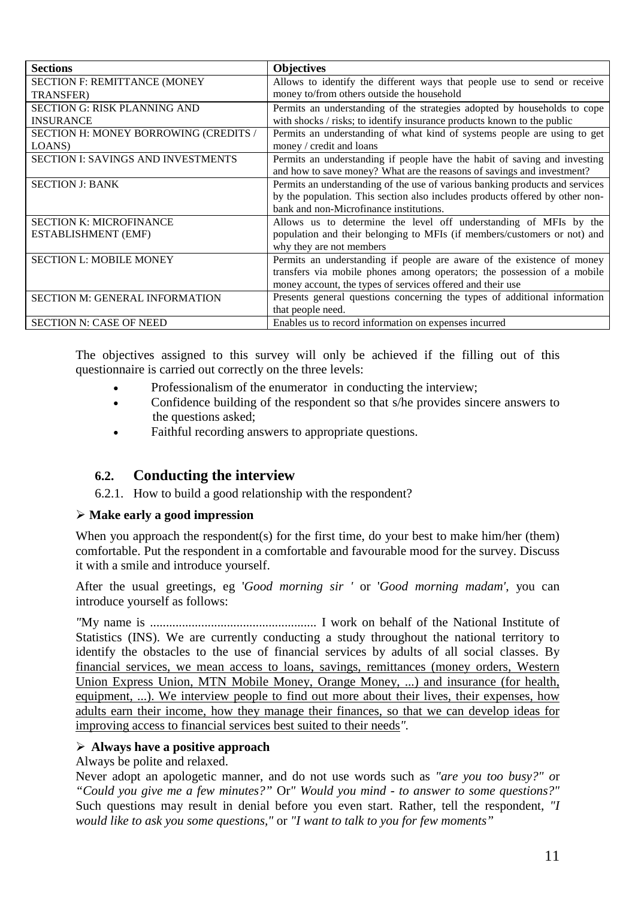| Sections | Objectives |
|---|---|
| SECTION F: REMITTANCE (MONEY TRANSFER) | Allows to identify the different ways that people use to send or receive money to/from others outside the household |
| SECTION G: RISK PLANNING AND INSURANCE | Permits an understanding of the strategies adopted by households to cope with shocks / risks; to identify insurance products known to the public |
| SECTION H: MONEY BORROWING (CREDITS / LOANS) | Permits an understanding of what kind of systems people are using to get money / credit and loans |
| SECTION I: SAVINGS AND INVESTMENTS | Permits an understanding if people have the habit of saving and investing and how to save money? What are the reasons of savings and investment? |
| SECTION J: BANK | Permits an understanding of the use of various banking products and services by the population. This section also includes products offered by other non-bank and non-Microfinance institutions. |
| SECTION K: MICROFINANCE ESTABLISHMENT (EMF) | Allows us to determine the level off understanding of MFIs by the population and their belonging to MFIs (if members/customers or not) and why they are not members |
| SECTION L: MOBILE MONEY | Permits an understanding if people are aware of the existence of money transfers via mobile phones among operators; the possession of a mobile money account, the types of services offered and their use |
| SECTION M: GENERAL INFORMATION | Presents general questions concerning the types of additional information that people need. |
| SECTION N: CASE OF NEED | Enables us to record information on expenses incurred |

The objectives assigned to this survey will only be achieved if the filling out of this questionnaire is carried out correctly on the three levels:

- Professionalism of the enumerator in conducting the interview;
- Confidence building of the respondent so that s/he provides sincere answers to the questions asked;
- Faithful recording answers to appropriate questions.

## 6.2. Conducting the interview

6.2.1. How to build a good relationship with the respondent?

- **Make early a good impression**

When you approach the respondent(s) for the first time, do your best to make him/her (them) comfortable. Put the respondent in a comfortable and favourable mood for the survey. Discuss it with a smile and introduce yourself.

After the usual greetings, eg '*Good morning sir '* or '*Good morning madam'*, you can introduce yourself as follows:

*"*My name is ................................................... I work on behalf of the National Institute of Statistics (INS). We are currently conducting a study throughout the national territory to identify the obstacles to the use of financial services by adults of all social classes. By financial services, we mean access to loans, savings, remittances (money orders, Western Union Express Union, MTN Mobile Money, Orange Money, ...) and insurance (for health, equipment, ...). We interview people to find out more about their lives, their expenses, how adults earn their income, how they manage their finances, so that we can develop ideas for improving access to financial services best suited to their needs*"*.

- **Always have a positive approach**

Always be polite and relaxed.

Never adopt an apologetic manner, and do not use words such as *"are you too busy?"* or *"Could you give me a few minutes?"* Or*" Would you mind - to answer to some questions?"* Such questions may result in denial before you even start. Rather, tell the respondent, *"I would like to ask you some questions,"* or *"I want to talk to you for few moments"*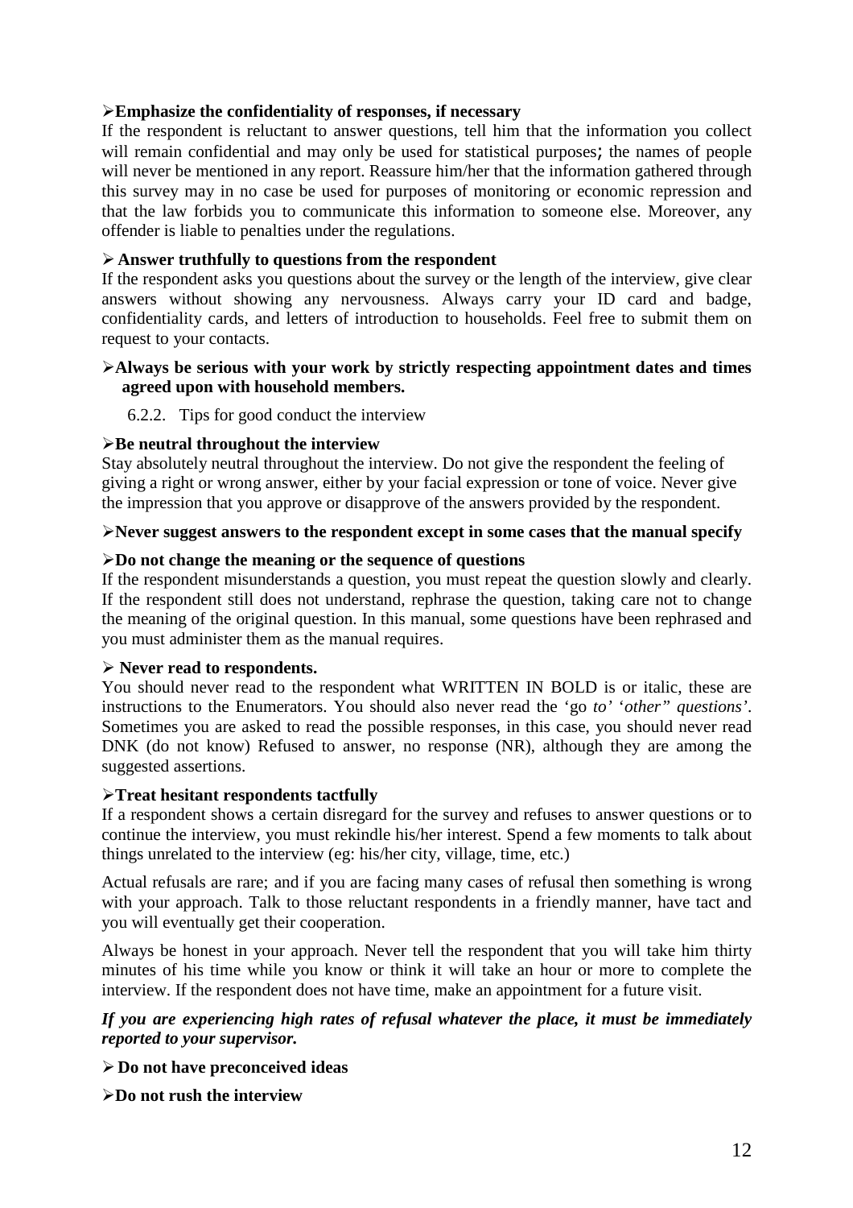- **Emphasize the confidentiality of responses, if necessary**

If the respondent is reluctant to answer questions, tell him that the information you collect will remain confidential and may only be used for statistical purposes; the names of people will never be mentioned in any report. Reassure him/her that the information gathered through this survey may in no case be used for purposes of monitoring or economic repression and that the law forbids you to communicate this information to someone else. Moreover, any offender is liable to penalties under the regulations.

- **Answer truthfully to questions from the respondent**

If the respondent asks you questions about the survey or the length of the interview, give clear answers without showing any nervousness. Always carry your ID card and badge, confidentiality cards, and letters of introduction to households. Feel free to submit them on request to your contacts.

- **Always be serious with your work by strictly respecting appointment dates and times agreed upon with household members.**

### 6.2.2. Tips for good conduct the interview

- **Be neutral throughout the interview**

Stay absolutely neutral throughout the interview. Do not give the respondent the feeling of giving a right or wrong answer, either by your facial expression or tone of voice. Never give the impression that you approve or disapprove of the answers provided by the respondent.

- **Never suggest answers to the respondent except in some cases that the manual specify**

- **Do not change the meaning or the sequence of questions**

If the respondent misunderstands a question, you must repeat the question slowly and clearly. If the respondent still does not understand, rephrase the question, taking care not to change the meaning of the original question. In this manual, some questions have been rephrased and you must administer them as the manual requires.

- **Never read to respondents.**

You should never read to the respondent what WRITTEN IN BOLD is or italic, these are instructions to the Enumerators. You should also never read the 'go *to'* '*other" questions*'. Sometimes you are asked to read the possible responses, in this case, you should never read DNK (do not know) Refused to answer, no response (NR), although they are among the suggested assertions.

- **Treat hesitant respondents tactfully**

If a respondent shows a certain disregard for the survey and refuses to answer questions or to continue the interview, you must rekindle his/her interest. Spend a few moments to talk about things unrelated to the interview (eg: his/her city, village, time, etc.)

Actual refusals are rare; and if you are facing many cases of refusal then something is wrong with your approach. Talk to those reluctant respondents in a friendly manner, have tact and you will eventually get their cooperation.

Always be honest in your approach. Never tell the respondent that you will take him thirty minutes of his time while you know or think it will take an hour or more to complete the interview. If the respondent does not have time, make an appointment for a future visit.

***If you are experiencing high rates of refusal whatever the place, it must be immediately reported to your supervisor.***

- **Do not have preconceived ideas**

- **Do not rush the interview**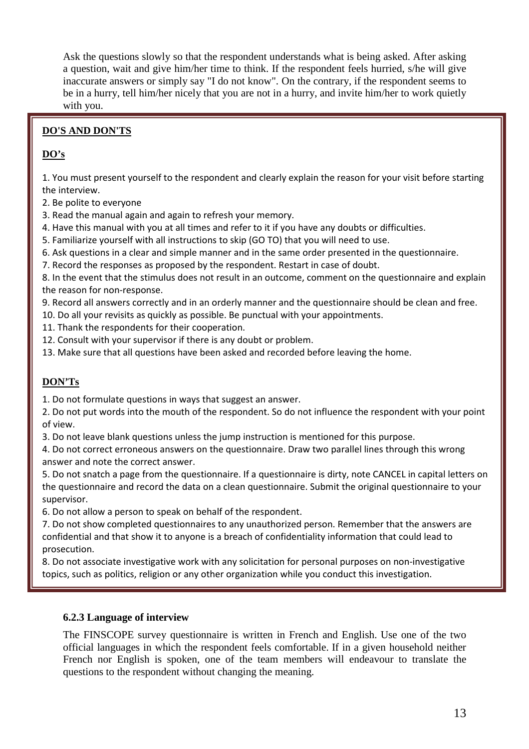Ask the questions slowly so that the respondent understands what is being asked. After asking a question, wait and give him/her time to think. If the respondent feels hurried, s/he will give inaccurate answers or simply say "I do not know". On the contrary, if the respondent seems to be in a hurry, tell him/her nicely that you are not in a hurry, and invite him/her to work quietly with you.

**DO'S AND DON'TS**

**DO's**

1. You must present yourself to the respondent and clearly explain the reason for your visit before starting the interview.
2. Be polite to everyone
3. Read the manual again and again to refresh your memory.
4. Have this manual with you at all times and refer to it if you have any doubts or difficulties.
5. Familiarize yourself with all instructions to skip (GO TO) that you will need to use.
6. Ask questions in a clear and simple manner and in the same order presented in the questionnaire.
7. Record the responses as proposed by the respondent. Restart in case of doubt.
8. In the event that the stimulus does not result in an outcome, comment on the questionnaire and explain the reason for non-response.
9. Record all answers correctly and in an orderly manner and the questionnaire should be clean and free.
10. Do all your revisits as quickly as possible. Be punctual with your appointments.
11. Thank the respondents for their cooperation.
12. Consult with your supervisor if there is any doubt or problem.
13. Make sure that all questions have been asked and recorded before leaving the home.

**DON'Ts**

1. Do not formulate questions in ways that suggest an answer.
2. Do not put words into the mouth of the respondent. So do not influence the respondent with your point of view.
3. Do not leave blank questions unless the jump instruction is mentioned for this purpose.
4. Do not correct erroneous answers on the questionnaire. Draw two parallel lines through this wrong answer and note the correct answer.
5. Do not snatch a page from the questionnaire. If a questionnaire is dirty, note CANCEL in capital letters on the questionnaire and record the data on a clean questionnaire. Submit the original questionnaire to your supervisor.
6. Do not allow a person to speak on behalf of the respondent.
7. Do not show completed questionnaires to any unauthorized person. Remember that the answers are confidential and that show it to anyone is a breach of confidentiality information that could lead to prosecution.
8. Do not associate investigative work with any solicitation for personal purposes on non-investigative topics, such as politics, religion or any other organization while you conduct this investigation.

### 6.2.3 Language of interview

The FINSCOPE survey questionnaire is written in French and English. Use one of the two official languages in which the respondent feels comfortable. If in a given household neither French nor English is spoken, one of the team members will endeavour to translate the questions to the respondent without changing the meaning.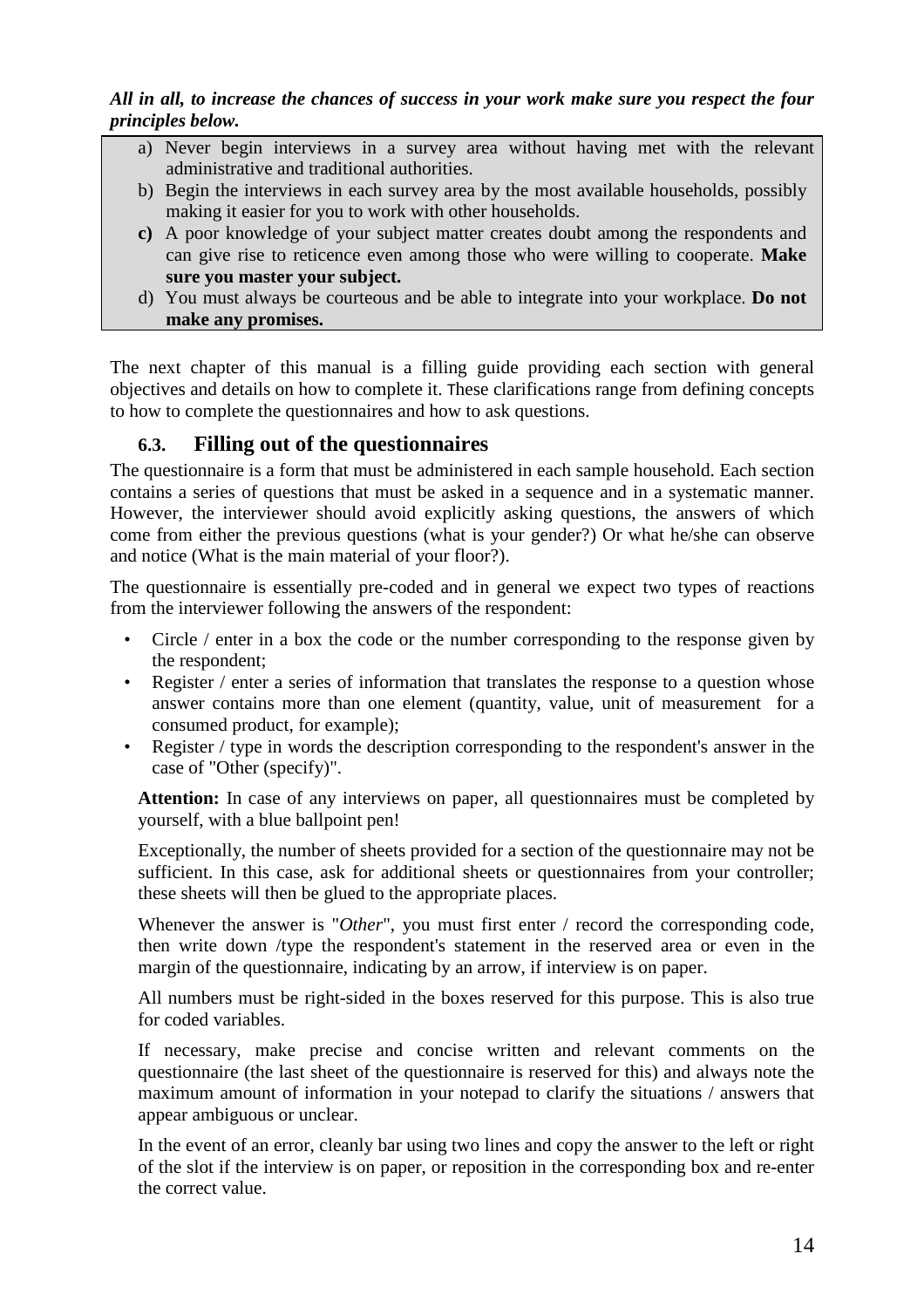***All in all, to increase the chances of success in your work make sure you respect the four principles below.***

a) Never begin interviews in a survey area without having met with the relevant administrative and traditional authorities.
b) Begin the interviews in each survey area by the most available households, possibly making it easier for you to work with other households.
**c)** A poor knowledge of your subject matter creates doubt among the respondents and can give rise to reticence even among those who were willing to cooperate. **Make sure you master your subject.**
d) You must always be courteous and be able to integrate into your workplace. **Do not make any promises.**

The next chapter of this manual is a filling guide providing each section with general objectives and details on how to complete it. These clarifications range from defining concepts to how to complete the questionnaires and how to ask questions.

### 6.3. Filling out of the questionnaires

The questionnaire is a form that must be administered in each sample household. Each section contains a series of questions that must be asked in a sequence and in a systematic manner. However, the interviewer should avoid explicitly asking questions, the answers of which come from either the previous questions (what is your gender?) Or what he/she can observe and notice (What is the main material of your floor?).

The questionnaire is essentially pre-coded and in general we expect two types of reactions from the interviewer following the answers of the respondent:

- Circle / enter in a box the code or the number corresponding to the response given by the respondent;
- Register / enter a series of information that translates the response to a question whose answer contains more than one element (quantity, value, unit of measurement for a consumed product, for example);
- Register / type in words the description corresponding to the respondent's answer in the case of "Other (specify)".

**Attention:** In case of any interviews on paper, all questionnaires must be completed by yourself, with a blue ballpoint pen!

Exceptionally, the number of sheets provided for a section of the questionnaire may not be sufficient. In this case, ask for additional sheets or questionnaires from your controller; these sheets will then be glued to the appropriate places.

Whenever the answer is "*Other*", you must first enter / record the corresponding code, then write down /type the respondent's statement in the reserved area or even in the margin of the questionnaire, indicating by an arrow, if interview is on paper.

All numbers must be right-sided in the boxes reserved for this purpose. This is also true for coded variables.

If necessary, make precise and concise written and relevant comments on the questionnaire (the last sheet of the questionnaire is reserved for this) and always note the maximum amount of information in your notepad to clarify the situations / answers that appear ambiguous or unclear.

In the event of an error, cleanly bar using two lines and copy the answer to the left or right of the slot if the interview is on paper, or reposition in the corresponding box and re-enter the correct value.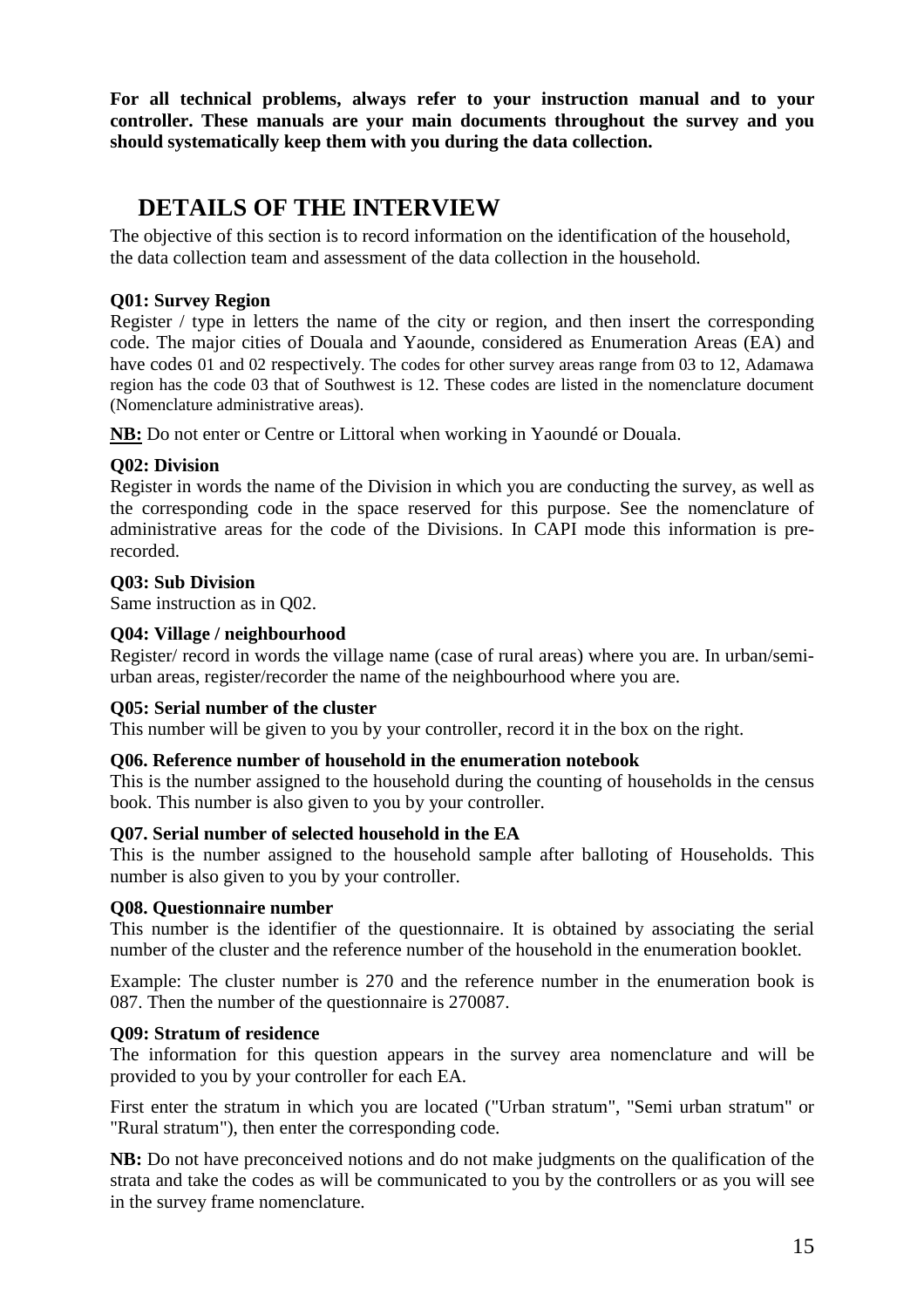**For all technical problems, always refer to your instruction manual and to your controller. These manuals are your main documents throughout the survey and you should systematically keep them with you during the data collection.**

## DETAILS OF THE INTERVIEW

The objective of this section is to record information on the identification of the household, the data collection team and assessment of the data collection in the household.

**Q01: Survey Region**

Register / type in letters the name of the city or region, and then insert the corresponding code. The major cities of Douala and Yaounde, considered as Enumeration Areas (EA) and have codes 01 and 02 respectively. The codes for other survey areas range from 03 to 12, Adamawa region has the code 03 that of Southwest is 12. These codes are listed in the nomenclature document (Nomenclature administrative areas).

**<u>NB:</u>** Do not enter or Centre or Littoral when working in Yaoundé or Douala.

**Q02: Division**

Register in words the name of the Division in which you are conducting the survey, as well as the corresponding code in the space reserved for this purpose. See the nomenclature of administrative areas for the code of the Divisions. In CAPI mode this information is pre-recorded.

**Q03: Sub Division**

Same instruction as in Q02.

**Q04: Village / neighbourhood**

Register/ record in words the village name (case of rural areas) where you are. In urban/semi-urban areas, register/recorder the name of the neighbourhood where you are.

**Q05: Serial number of the cluster**

This number will be given to you by your controller, record it in the box on the right.

**Q06. Reference number of household in the enumeration notebook**

This is the number assigned to the household during the counting of households in the census book. This number is also given to you by your controller.

**Q07. Serial number of selected household in the EA**

This is the number assigned to the household sample after balloting of Households. This number is also given to you by your controller.

**Q08. Questionnaire number**

This number is the identifier of the questionnaire. It is obtained by associating the serial number of the cluster and the reference number of the household in the enumeration booklet.

Example: The cluster number is 270 and the reference number in the enumeration book is 087. Then the number of the questionnaire is 270087.

**Q09: Stratum of residence**

The information for this question appears in the survey area nomenclature and will be provided to you by your controller for each EA.

First enter the stratum in which you are located ("Urban stratum", "Semi urban stratum" or "Rural stratum"), then enter the corresponding code.

**NB:** Do not have preconceived notions and do not make judgments on the qualification of the strata and take the codes as will be communicated to you by the controllers or as you will see in the survey frame nomenclature.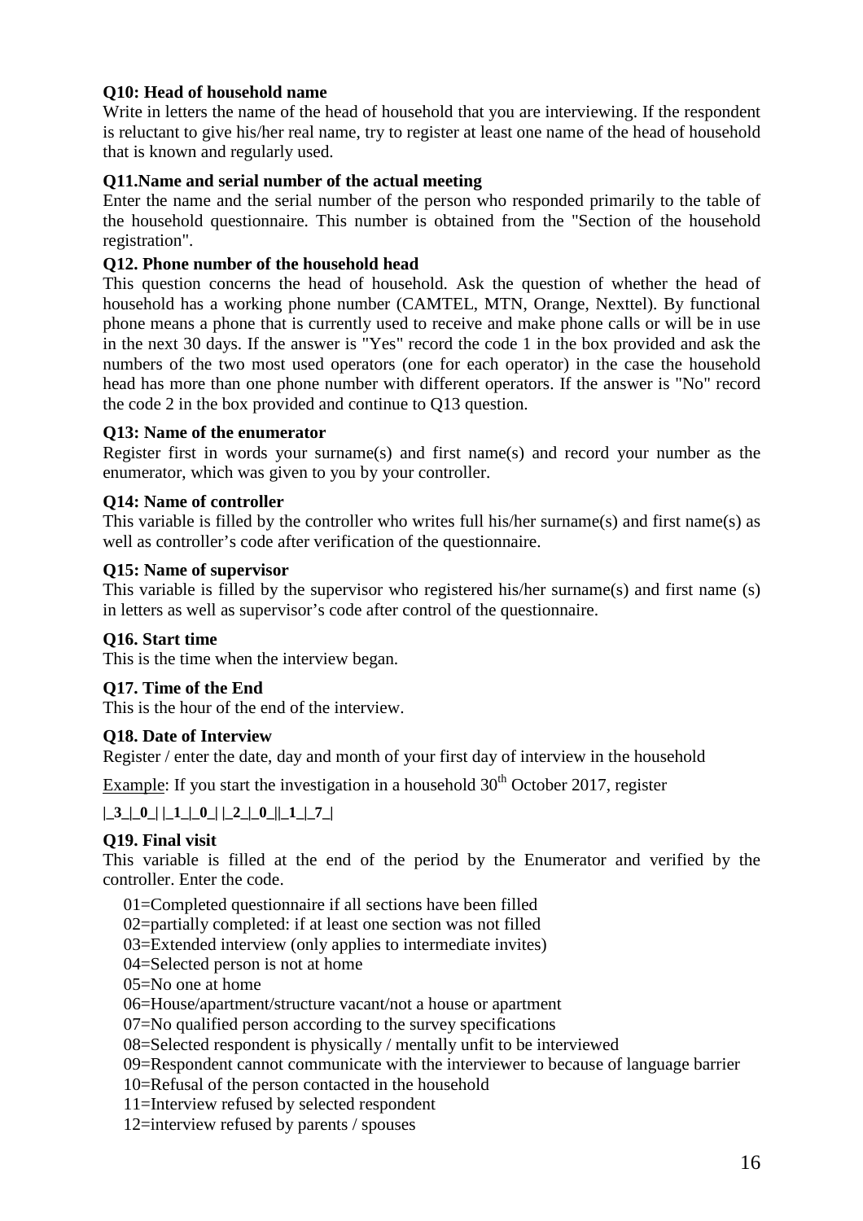**Q10: Head of household name**

Write in letters the name of the head of household that you are interviewing. If the respondent is reluctant to give his/her real name, try to register at least one name of the head of household that is known and regularly used.

**Q11.Name and serial number of the actual meeting**

Enter the name and the serial number of the person who responded primarily to the table of the household questionnaire. This number is obtained from the "Section of the household registration".

**Q12. Phone number of the household head**

This question concerns the head of household. Ask the question of whether the head of household has a working phone number (CAMTEL, MTN, Orange, Nexttel). By functional phone means a phone that is currently used to receive and make phone calls or will be in use in the next 30 days. If the answer is "Yes" record the code 1 in the box provided and ask the numbers of the two most used operators (one for each operator) in the case the household head has more than one phone number with different operators. If the answer is "No" record the code 2 in the box provided and continue to Q13 question.

**Q13: Name of the enumerator**

Register first in words your surname(s) and first name(s) and record your number as the enumerator, which was given to you by your controller.

**Q14: Name of controller**

This variable is filled by the controller who writes full his/her surname(s) and first name(s) as well as controller's code after verification of the questionnaire.

**Q15: Name of supervisor**

This variable is filled by the supervisor who registered his/her surname(s) and first name (s) in letters as well as supervisor's code after control of the questionnaire.

**Q16. Start time**

This is the time when the interview began.

**Q17. Time of the End**

This is the hour of the end of the interview.

**Q18. Date of Interview**

Register / enter the date, day and month of your first day of interview in the household

Example: If you start the investigation in a household 30th October 2017, register

**|_3_|_0_| |_1_|_0_| |_2_|_0_||_1_|_7_|**

**Q19. Final visit**

This variable is filled at the end of the period by the Enumerator and verified by the controller. Enter the code.

01=Completed questionnaire if all sections have been filled
02=partially completed: if at least one section was not filled
03=Extended interview (only applies to intermediate invites)
04=Selected person is not at home
05=No one at home
06=House/apartment/structure vacant/not a house or apartment
07=No qualified person according to the survey specifications
08=Selected respondent is physically / mentally unfit to be interviewed
09=Respondent cannot communicate with the interviewer to because of language barrier
10=Refusal of the person contacted in the household
11=Interview refused by selected respondent
12=interview refused by parents / spouses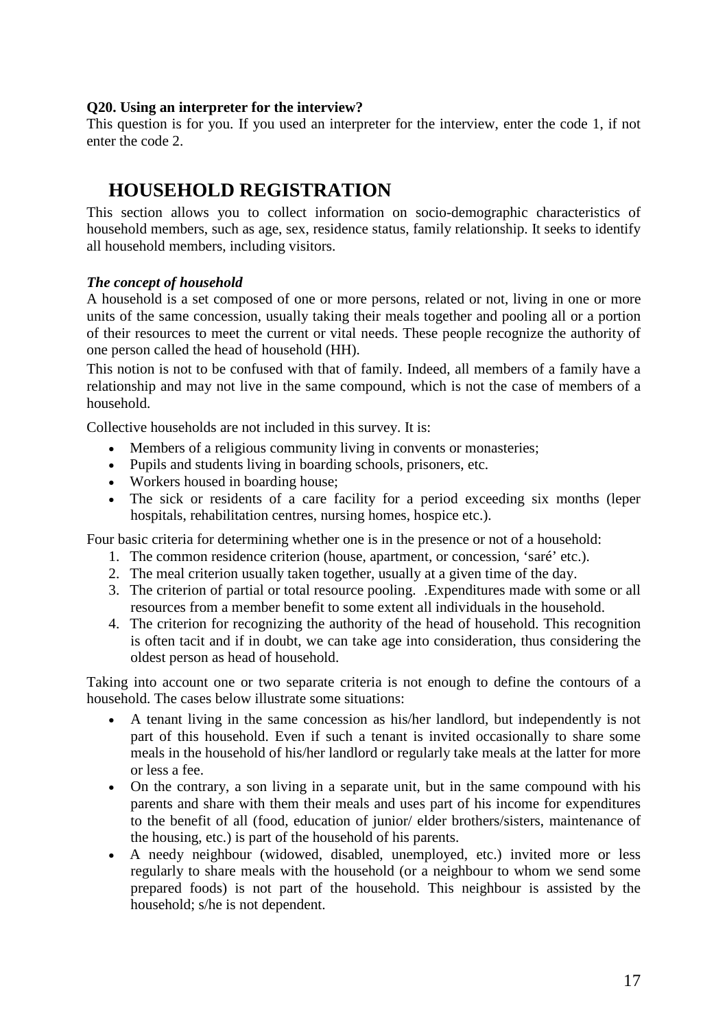**Q20. Using an interpreter for the interview?**

This question is for you. If you used an interpreter for the interview, enter the code 1, if not enter the code 2.

# HOUSEHOLD REGISTRATION

This section allows you to collect information on socio-demographic characteristics of household members, such as age, sex, residence status, family relationship. It seeks to identify all household members, including visitors.

***The concept of household***

A household is a set composed of one or more persons, related or not, living in one or more units of the same concession, usually taking their meals together and pooling all or a portion of their resources to meet the current or vital needs. These people recognize the authority of one person called the head of household (HH).

This notion is not to be confused with that of family. Indeed, all members of a family have a relationship and may not live in the same compound, which is not the case of members of a household.

Collective households are not included in this survey. It is:

- Members of a religious community living in convents or monasteries;
- Pupils and students living in boarding schools, prisoners, etc.
- Workers housed in boarding house;
- The sick or residents of a care facility for a period exceeding six months (leper hospitals, rehabilitation centres, nursing homes, hospice etc.).

Four basic criteria for determining whether one is in the presence or not of a household:

1. The common residence criterion (house, apartment, or concession, 'saré' etc.).
2. The meal criterion usually taken together, usually at a given time of the day.
3. The criterion of partial or total resource pooling. .Expenditures made with some or all resources from a member benefit to some extent all individuals in the household.
4. The criterion for recognizing the authority of the head of household. This recognition is often tacit and if in doubt, we can take age into consideration, thus considering the oldest person as head of household.

Taking into account one or two separate criteria is not enough to define the contours of a household. The cases below illustrate some situations:

- A tenant living in the same concession as his/her landlord, but independently is not part of this household. Even if such a tenant is invited occasionally to share some meals in the household of his/her landlord or regularly take meals at the latter for more or less a fee.
- On the contrary, a son living in a separate unit, but in the same compound with his parents and share with them their meals and uses part of his income for expenditures to the benefit of all (food, education of junior/ elder brothers/sisters, maintenance of the housing, etc.) is part of the household of his parents.
- A needy neighbour (widowed, disabled, unemployed, etc.) invited more or less regularly to share meals with the household (or a neighbour to whom we send some prepared foods) is not part of the household. This neighbour is assisted by the household; s/he is not dependent.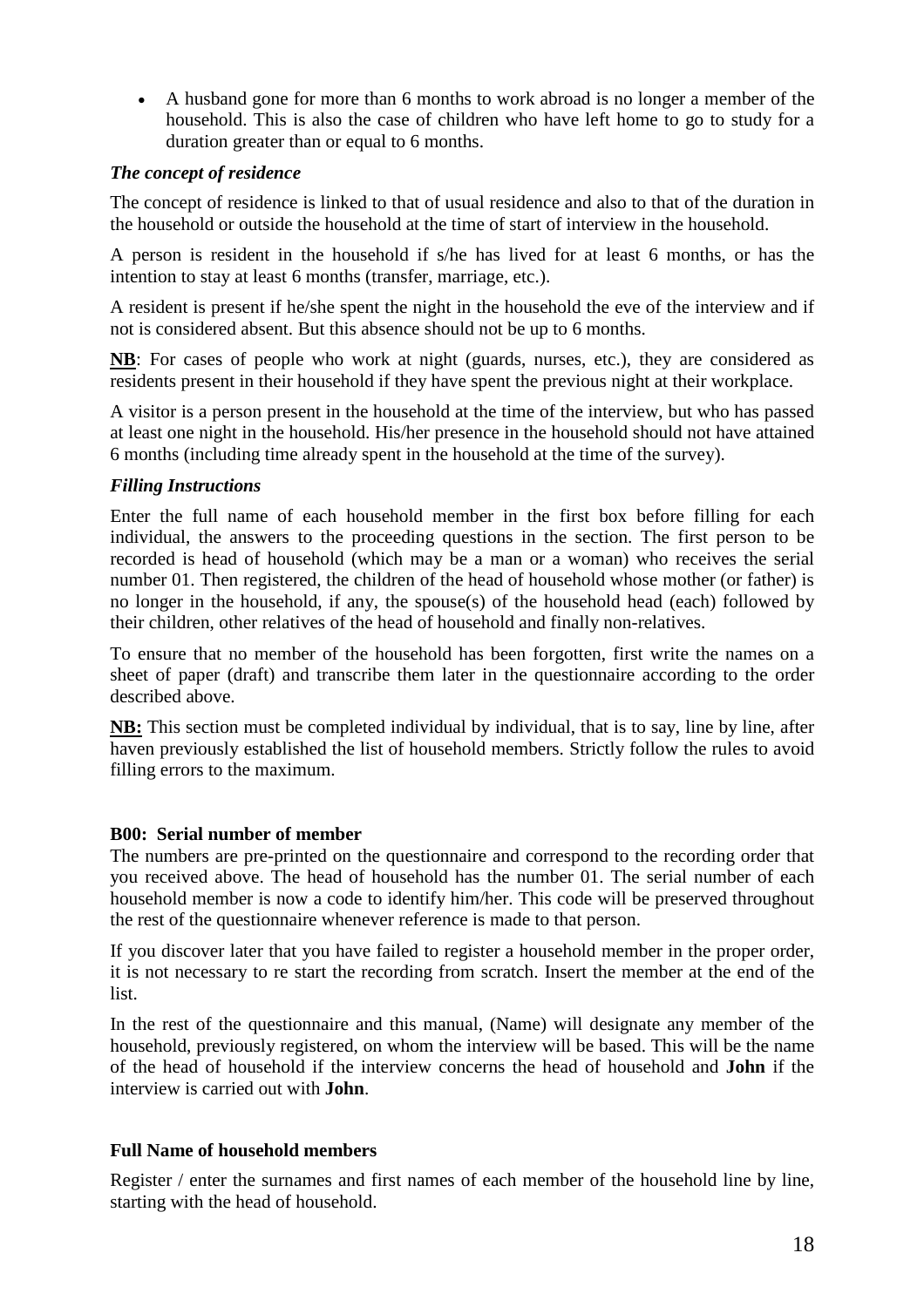- A husband gone for more than 6 months to work abroad is no longer a member of the household. This is also the case of children who have left home to go to study for a duration greater than or equal to 6 months.

### *The concept of residence*

The concept of residence is linked to that of usual residence and also to that of the duration in the household or outside the household at the time of start of interview in the household.

A person is resident in the household if s/he has lived for at least 6 months, or has the intention to stay at least 6 months (transfer, marriage, etc.).

A resident is present if he/she spent the night in the household the eve of the interview and if not is considered absent. But this absence should not be up to 6 months.

**NB**: For cases of people who work at night (guards, nurses, etc.), they are considered as residents present in their household if they have spent the previous night at their workplace.

A visitor is a person present in the household at the time of the interview, but who has passed at least one night in the household. His/her presence in the household should not have attained 6 months (including time already spent in the household at the time of the survey).

### *Filling Instructions*

Enter the full name of each household member in the first box before filling for each individual, the answers to the proceeding questions in the section. The first person to be recorded is head of household (which may be a man or a woman) who receives the serial number 01. Then registered, the children of the head of household whose mother (or father) is no longer in the household, if any, the spouse(s) of the household head (each) followed by their children, other relatives of the head of household and finally non-relatives.

To ensure that no member of the household has been forgotten, first write the names on a sheet of paper (draft) and transcribe them later in the questionnaire according to the order described above.

**NB:** This section must be completed individual by individual, that is to say, line by line, after haven previously established the list of household members. Strictly follow the rules to avoid filling errors to the maximum.

#### B00: Serial number of member

The numbers are pre-printed on the questionnaire and correspond to the recording order that you received above. The head of household has the number 01. The serial number of each household member is now a code to identify him/her. This code will be preserved throughout the rest of the questionnaire whenever reference is made to that person.

If you discover later that you have failed to register a household member in the proper order, it is not necessary to re start the recording from scratch. Insert the member at the end of the list.

In the rest of the questionnaire and this manual, (Name) will designate any member of the household, previously registered, on whom the interview will be based. This will be the name of the head of household if the interview concerns the head of household and **John** if the interview is carried out with **John**.

#### Full Name of household members

Register / enter the surnames and first names of each member of the household line by line, starting with the head of household.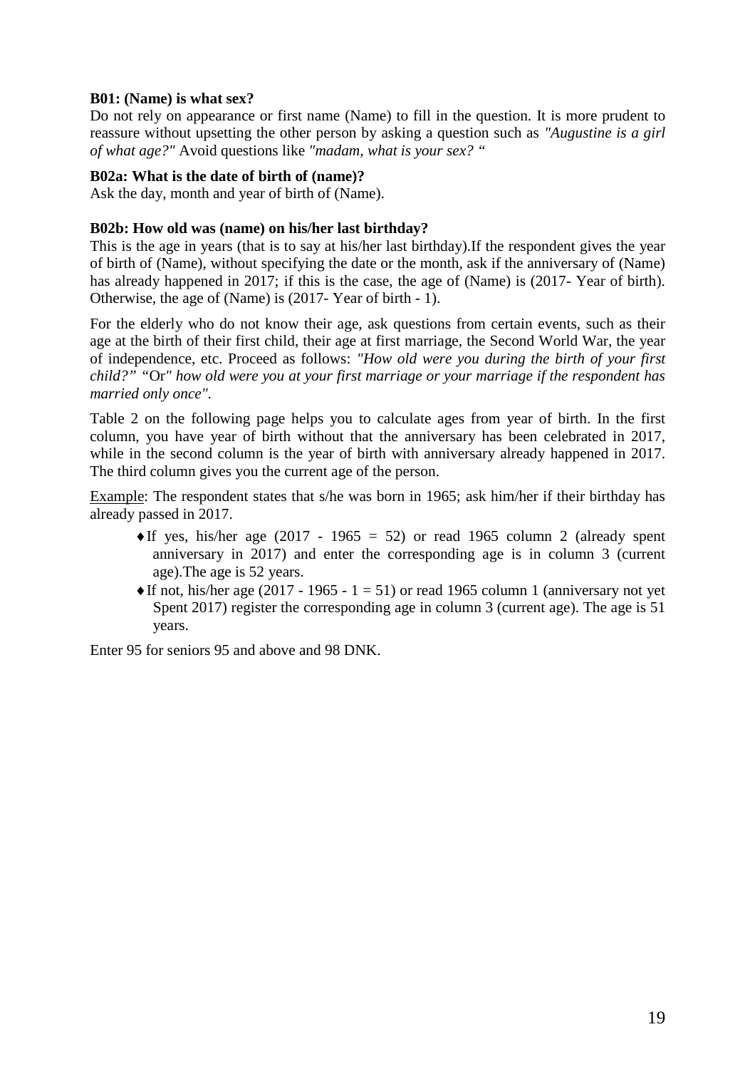**B01: (Name) is what sex?**

Do not rely on appearance or first name (Name) to fill in the question. It is more prudent to reassure without upsetting the other person by asking a question such as *"Augustine is a girl of what age?"* Avoid questions like *"madam, what is your sex? "*

**B02a: What is the date of birth of (name)?**

Ask the day, month and year of birth of (Name).

**B02b: How old was (name) on his/her last birthday?**

This is the age in years (that is to say at his/her last birthday).If the respondent gives the year of birth of (Name), without specifying the date or the month, ask if the anniversary of (Name) has already happened in 2017; if this is the case, the age of (Name) is (2017- Year of birth). Otherwise, the age of (Name) is (2017- Year of birth - 1).

For the elderly who do not know their age, ask questions from certain events, such as their age at the birth of their first child, their age at first marriage, the Second World War, the year of independence, etc. Proceed as follows: *"How old were you during the birth of your first child?"* "Or*" how old were you at your first marriage or your marriage if the respondent has married only once".*

Table 2 on the following page helps you to calculate ages from year of birth. In the first column, you have year of birth without that the anniversary has been celebrated in 2017, while in the second column is the year of birth with anniversary already happened in 2017. The third column gives you the current age of the person.

Example: The respondent states that s/he was born in 1965; ask him/her if their birthday has already passed in 2017.

- If yes, his/her age (2017 - 1965 = 52) or read 1965 column 2 (already spent anniversary in 2017) and enter the corresponding age is in column 3 (current age).The age is 52 years.
- If not, his/her age (2017 - 1965 - 1 = 51) or read 1965 column 1 (anniversary not yet Spent 2017) register the corresponding age in column 3 (current age). The age is 51 years.

Enter 95 for seniors 95 and above and 98 DNK.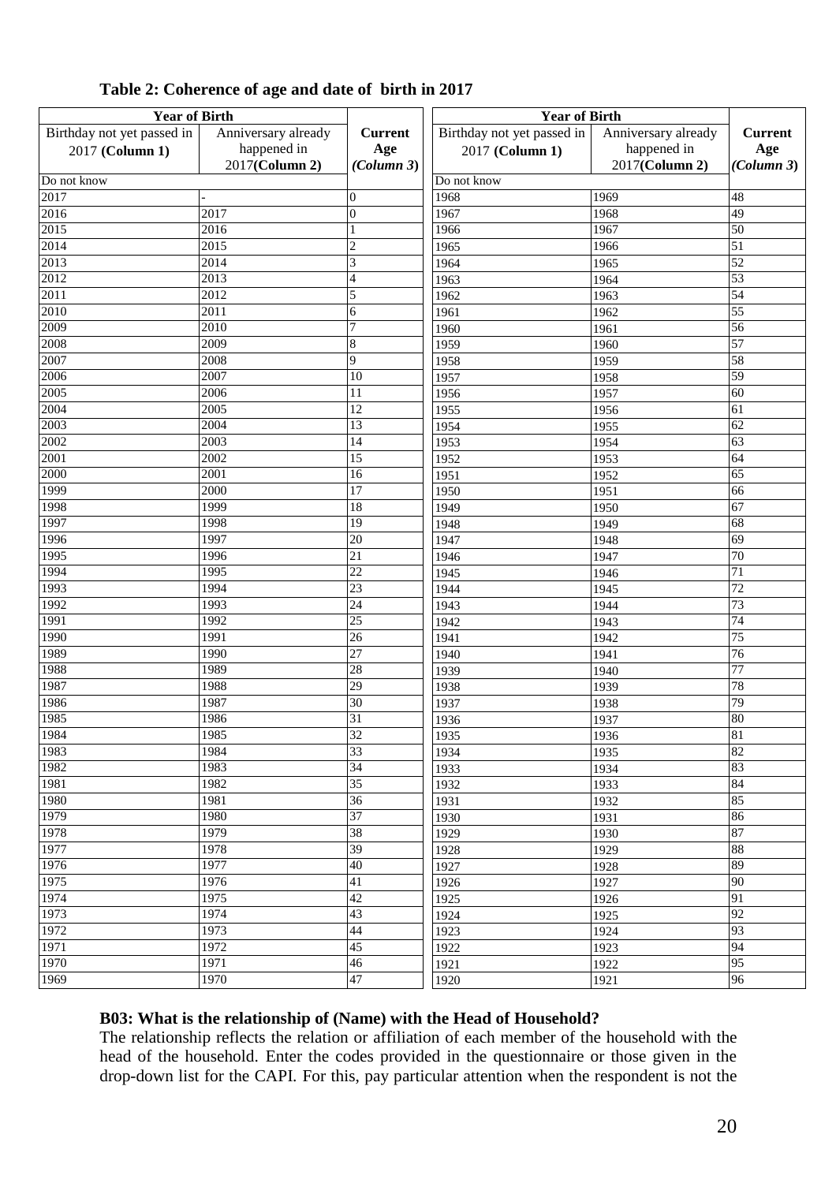**Table 2: Coherence of age and date of birth in 2017**

| Year of Birth | | | Year of Birth | | |
|---|---|---|---|---|---|
| Birthday not yet passed in 2017 **(Column 1)** | Anniversary already happened in 2017**(Column 2)** | **Current Age** ***(Column 3)*** | Birthday not yet passed in 2017 **(Column 1)** | Anniversary already happened in 2017**(Column 2)** | **Current Age** ***(Column 3)*** |
| Do not know | | | Do not know | | |
| 2017 | - | 0 | 1968 | 1969 | 48 |
| 2016 | 2017 | 0 | 1967 | 1968 | 49 |
| 2015 | 2016 | 1 | 1966 | 1967 | 50 |
| 2014 | 2015 | 2 | 1965 | 1966 | 51 |
| 2013 | 2014 | 3 | 1964 | 1965 | 52 |
| 2012 | 2013 | 4 | 1963 | 1964 | 53 |
| 2011 | 2012 | 5 | 1962 | 1963 | 54 |
| 2010 | 2011 | 6 | 1961 | 1962 | 55 |
| 2009 | 2010 | 7 | 1960 | 1961 | 56 |
| 2008 | 2009 | 8 | 1959 | 1960 | 57 |
| 2007 | 2008 | 9 | 1958 | 1959 | 58 |
| 2006 | 2007 | 10 | 1957 | 1958 | 59 |
| 2005 | 2006 | 11 | 1956 | 1957 | 60 |
| 2004 | 2005 | 12 | 1955 | 1956 | 61 |
| 2003 | 2004 | 13 | 1954 | 1955 | 62 |
| 2002 | 2003 | 14 | 1953 | 1954 | 63 |
| 2001 | 2002 | 15 | 1952 | 1953 | 64 |
| 2000 | 2001 | 16 | 1951 | 1952 | 65 |
| 1999 | 2000 | 17 | 1950 | 1951 | 66 |
| 1998 | 1999 | 18 | 1949 | 1950 | 67 |
| 1997 | 1998 | 19 | 1948 | 1949 | 68 |
| 1996 | 1997 | 20 | 1947 | 1948 | 69 |
| 1995 | 1996 | 21 | 1946 | 1947 | 70 |
| 1994 | 1995 | 22 | 1945 | 1946 | 71 |
| 1993 | 1994 | 23 | 1944 | 1945 | 72 |
| 1992 | 1993 | 24 | 1943 | 1944 | 73 |
| 1991 | 1992 | 25 | 1942 | 1943 | 74 |
| 1990 | 1991 | 26 | 1941 | 1942 | 75 |
| 1989 | 1990 | 27 | 1940 | 1941 | 76 |
| 1988 | 1989 | 28 | 1939 | 1940 | 77 |
| 1987 | 1988 | 29 | 1938 | 1939 | 78 |
| 1986 | 1987 | 30 | 1937 | 1938 | 79 |
| 1985 | 1986 | 31 | 1936 | 1937 | 80 |
| 1984 | 1985 | 32 | 1935 | 1936 | 81 |
| 1983 | 1984 | 33 | 1934 | 1935 | 82 |
| 1982 | 1983 | 34 | 1933 | 1934 | 83 |
| 1981 | 1982 | 35 | 1932 | 1933 | 84 |
| 1980 | 1981 | 36 | 1931 | 1932 | 85 |
| 1979 | 1980 | 37 | 1930 | 1931 | 86 |
| 1978 | 1979 | 38 | 1929 | 1930 | 87 |
| 1977 | 1978 | 39 | 1928 | 1929 | 88 |
| 1976 | 1977 | 40 | 1927 | 1928 | 89 |
| 1975 | 1976 | 41 | 1926 | 1927 | 90 |
| 1974 | 1975 | 42 | 1925 | 1926 | 91 |
| 1973 | 1974 | 43 | 1924 | 1925 | 92 |
| 1972 | 1973 | 44 | 1923 | 1924 | 93 |
| 1971 | 1972 | 45 | 1922 | 1923 | 94 |
| 1970 | 1971 | 46 | 1921 | 1922 | 95 |
| 1969 | 1970 | 47 | 1920 | 1921 | 96 |

**B03: What is the relationship of (Name) with the Head of Household?**

The relationship reflects the relation or affiliation of each member of the household with the head of the household. Enter the codes provided in the questionnaire or those given in the drop-down list for the CAPI. For this, pay particular attention when the respondent is not the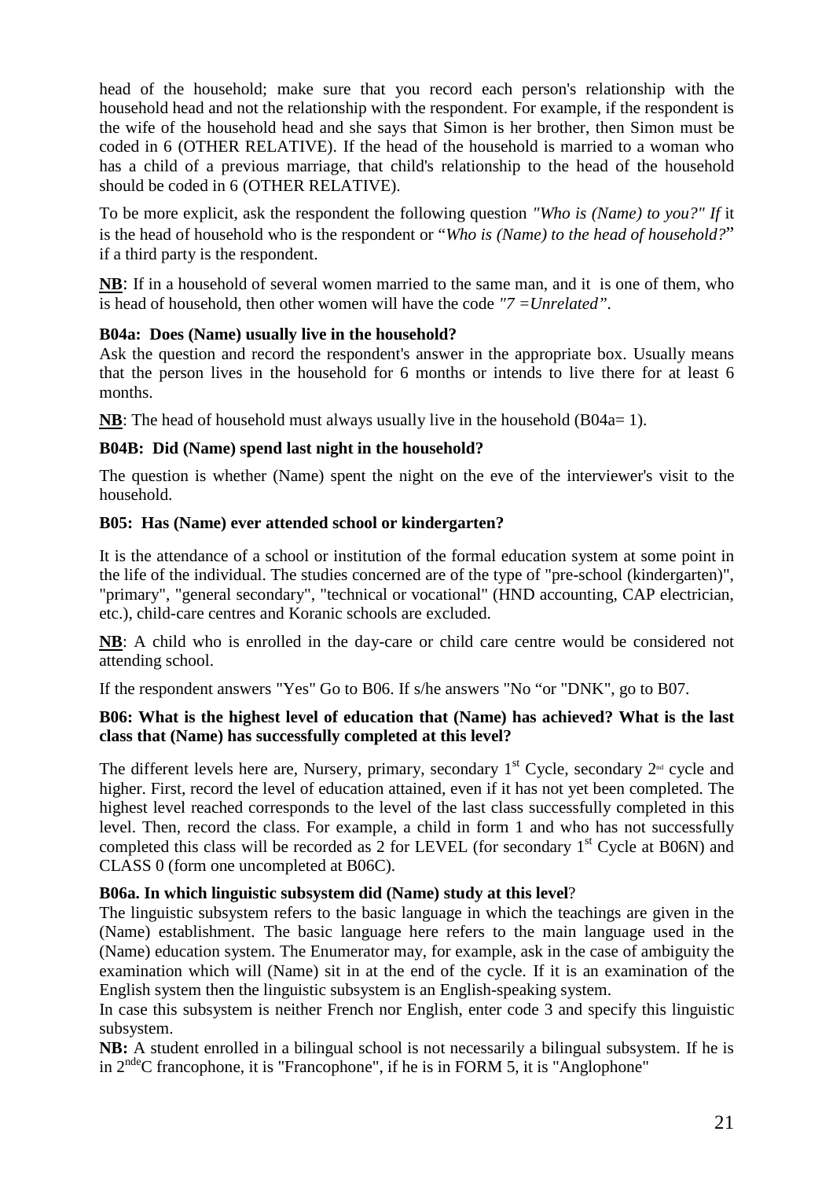head of the household; make sure that you record each person's relationship with the household head and not the relationship with the respondent. For example, if the respondent is the wife of the household head and she says that Simon is her brother, then Simon must be coded in 6 (OTHER RELATIVE). If the head of the household is married to a woman who has a child of a previous marriage, that child's relationship to the head of the household should be coded in 6 (OTHER RELATIVE).

To be more explicit, ask the respondent the following question *"Who is (Name) to you?" If* it is the head of household who is the respondent or "*Who is (Name) to the head of household?*" if a third party is the respondent.

**NB**: If in a household of several women married to the same man, and it is one of them, who is head of household, then other women will have the code *"7 =Unrelated"*.

**B04a: Does (Name) usually live in the household?**

Ask the question and record the respondent's answer in the appropriate box. Usually means that the person lives in the household for 6 months or intends to live there for at least 6 months.

**NB**: The head of household must always usually live in the household (B04a= 1).

**B04B: Did (Name) spend last night in the household?**

The question is whether (Name) spent the night on the eve of the interviewer's visit to the household.

**B05: Has (Name) ever attended school or kindergarten?**

It is the attendance of a school or institution of the formal education system at some point in the life of the individual. The studies concerned are of the type of "pre-school (kindergarten)", "primary", "general secondary", "technical or vocational" (HND accounting, CAP electrician, etc.), child-care centres and Koranic schools are excluded.

**NB**: A child who is enrolled in the day-care or child care centre would be considered not attending school.

If the respondent answers "Yes" Go to B06. If s/he answers "No "or "DNK", go to B07.

**B06: What is the highest level of education that (Name) has achieved? What is the last class that (Name) has successfully completed at this level?**

The different levels here are, Nursery, primary, secondary 1st Cycle, secondary 2nd cycle and higher. First, record the level of education attained, even if it has not yet been completed. The highest level reached corresponds to the level of the last class successfully completed in this level. Then, record the class. For example, a child in form 1 and who has not successfully completed this class will be recorded as 2 for LEVEL (for secondary 1st Cycle at B06N) and CLASS 0 (form one uncompleted at B06C).

**B06a. In which linguistic subsystem did (Name) study at this level**?

The linguistic subsystem refers to the basic language in which the teachings are given in the (Name) establishment. The basic language here refers to the main language used in the (Name) education system. The Enumerator may, for example, ask in the case of ambiguity the examination which will (Name) sit in at the end of the cycle. If it is an examination of the English system then the linguistic subsystem is an English-speaking system.

In case this subsystem is neither French nor English, enter code 3 and specify this linguistic subsystem.

**NB:** A student enrolled in a bilingual school is not necessarily a bilingual subsystem. If he is in 2ndeC francophone, it is "Francophone", if he is in FORM 5, it is "Anglophone"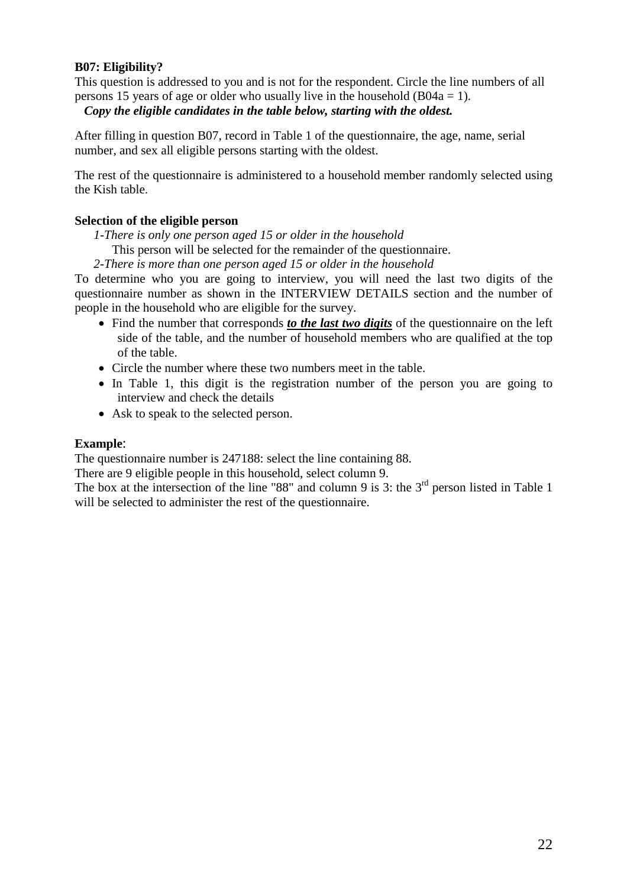**B07: Eligibility?**

This question is addressed to you and is not for the respondent. Circle the line numbers of all persons 15 years of age or older who usually live in the household (B04a = 1).

***Copy the eligible candidates in the table below, starting with the oldest.***

After filling in question B07, record in Table 1 of the questionnaire, the age, name, serial number, and sex all eligible persons starting with the oldest.

The rest of the questionnaire is administered to a household member randomly selected using the Kish table.

**Selection of the eligible person**

*1-There is only one person aged 15 or older in the household*

This person will be selected for the remainder of the questionnaire.

*2-There is more than one person aged 15 or older in the household*

To determine who you are going to interview, you will need the last two digits of the questionnaire number as shown in the INTERVIEW DETAILS section and the number of people in the household who are eligible for the survey.

- Find the number that corresponds ***to the last two digits*** of the questionnaire on the left side of the table, and the number of household members who are qualified at the top of the table.
- Circle the number where these two numbers meet in the table.
- In Table 1, this digit is the registration number of the person you are going to interview and check the details
- Ask to speak to the selected person.

**Example**:

The questionnaire number is 247188: select the line containing 88.

There are 9 eligible people in this household, select column 9.

The box at the intersection of the line "88" and column 9 is 3: the 3rd person listed in Table 1 will be selected to administer the rest of the questionnaire.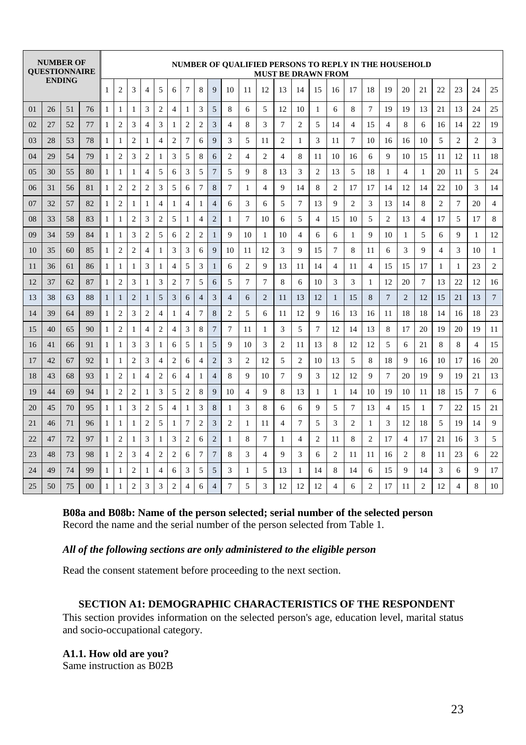| NUMBER OF QUESTIONNAIRE ENDING | | | | NUMBER OF QUALIFIED PERSONS TO REPLY IN THE HOUSEHOLD MUST BE DRAWN FROM | | | | | | | | | | | | | | | | | | | | | | | | |
|---|---|---|---|---|---|---|---|---|---|---|---|---|---|---|---|---|---|---|---|---|---|---|---|---|---|---|---|---|
| | | | | 1 | 2 | 3 | 4 | 5 | 6 | 7 | 8 | 9 | 10 | 11 | 12 | 13 | 14 | 15 | 16 | 17 | 18 | 19 | 20 | 21 | 22 | 23 | 24 | 25 |
| 01 | 26 | 51 | 76 | 1 | 1 | 1 | 3 | 2 | 4 | 1 | 3 | 5 | 8 | 6 | 5 | 12 | 10 | 1 | 6 | 8 | 7 | 19 | 19 | 13 | 21 | 13 | 24 | 25 |
| 02 | 27 | 52 | 77 | 1 | 2 | 3 | 4 | 3 | 1 | 2 | 2 | 3 | 4 | 8 | 3 | 7 | 2 | 5 | 14 | 4 | 15 | 4 | 8 | 6 | 16 | 14 | 22 | 19 |
| 03 | 28 | 53 | 78 | 1 | 1 | 2 | 1 | 4 | 2 | 7 | 6 | 9 | 3 | 5 | 11 | 2 | 1 | 3 | 11 | 7 | 10 | 16 | 16 | 10 | 5 | 2 | 2 | 3 |
| 04 | 29 | 54 | 79 | 1 | 2 | 3 | 2 | 1 | 3 | 5 | 8 | 6 | 2 | 4 | 2 | 4 | 8 | 11 | 10 | 16 | 6 | 9 | 10 | 15 | 11 | 12 | 11 | 18 |
| 05 | 30 | 55 | 80 | 1 | 1 | 1 | 4 | 5 | 6 | 3 | 5 | 7 | 5 | 9 | 8 | 13 | 3 | 2 | 13 | 5 | 18 | 1 | 4 | 1 | 20 | 11 | 5 | 24 |
| 06 | 31 | 56 | 81 | 1 | 2 | 2 | 2 | 3 | 5 | 6 | 7 | 8 | 7 | 1 | 4 | 9 | 14 | 8 | 2 | 17 | 17 | 14 | 12 | 14 | 22 | 10 | 3 | 14 |
| 07 | 32 | 57 | 82 | 1 | 2 | 1 | 1 | 4 | 1 | 4 | 1 | 4 | 6 | 3 | 6 | 5 | 7 | 13 | 9 | 2 | 3 | 13 | 14 | 8 | 2 | 7 | 20 | 4 |
| 08 | 33 | 58 | 83 | 1 | 1 | 2 | 3 | 2 | 5 | 1 | 4 | 2 | 1 | 7 | 10 | 6 | 5 | 4 | 15 | 10 | 5 | 2 | 13 | 4 | 17 | 5 | 17 | 8 |
| 09 | 34 | 59 | 84 | 1 | 1 | 3 | 2 | 5 | 6 | 2 | 2 | 1 | 9 | 10 | 1 | 10 | 4 | 6 | 6 | 1 | 9 | 10 | 1 | 5 | 6 | 9 | 1 | 12 |
| 10 | 35 | 60 | 85 | 1 | 2 | 2 | 4 | 1 | 3 | 3 | 6 | 9 | 10 | 11 | 12 | 3 | 9 | 15 | 7 | 8 | 11 | 6 | 3 | 9 | 4 | 3 | 10 | 1 |
| 11 | 36 | 61 | 86 | 1 | 1 | 1 | 3 | 1 | 4 | 5 | 3 | 1 | 6 | 2 | 9 | 13 | 11 | 14 | 4 | 11 | 4 | 15 | 15 | 17 | 1 | 1 | 23 | 2 |
| 12 | 37 | 62 | 87 | 1 | 2 | 3 | 1 | 3 | 2 | 7 | 5 | 6 | 5 | 7 | 7 | 8 | 6 | 10 | 3 | 3 | 1 | 12 | 20 | 7 | 13 | 22 | 12 | 16 |
| 13 | 38 | 63 | 88 | 1 | 1 | 2 | 1 | 5 | 3 | 6 | 4 | 3 | 4 | 6 | 2 | 11 | 13 | 12 | 1 | 15 | 8 | 7 | 2 | 12 | 15 | 21 | 13 | 7 |
| 14 | 39 | 64 | 89 | 1 | 2 | 3 | 2 | 4 | 1 | 4 | 7 | 8 | 2 | 5 | 6 | 11 | 12 | 9 | 16 | 13 | 16 | 11 | 18 | 18 | 14 | 16 | 18 | 23 |
| 15 | 40 | 65 | 90 | 1 | 2 | 1 | 4 | 2 | 4 | 3 | 8 | 7 | 7 | 11 | 1 | 3 | 5 | 7 | 12 | 14 | 13 | 8 | 17 | 20 | 19 | 20 | 19 | 11 |
| 16 | 41 | 66 | 91 | 1 | 1 | 3 | 3 | 1 | 6 | 5 | 1 | 5 | 9 | 10 | 3 | 2 | 11 | 13 | 8 | 12 | 12 | 5 | 6 | 21 | 8 | 8 | 4 | 15 |
| 17 | 42 | 67 | 92 | 1 | 1 | 2 | 3 | 4 | 2 | 6 | 4 | 2 | 3 | 2 | 12 | 5 | 2 | 10 | 13 | 5 | 8 | 18 | 9 | 16 | 10 | 17 | 16 | 20 |
| 18 | 43 | 68 | 93 | 1 | 2 | 1 | 4 | 2 | 6 | 4 | 1 | 4 | 8 | 9 | 10 | 7 | 9 | 3 | 12 | 12 | 9 | 7 | 20 | 19 | 9 | 19 | 21 | 13 |
| 19 | 44 | 69 | 94 | 1 | 2 | 2 | 1 | 3 | 5 | 2 | 8 | 9 | 10 | 4 | 9 | 8 | 13 | 1 | 1 | 14 | 10 | 19 | 10 | 11 | 18 | 15 | 7 | 6 |
| 20 | 45 | 70 | 95 | 1 | 1 | 3 | 2 | 5 | 4 | 1 | 3 | 8 | 1 | 3 | 8 | 6 | 6 | 9 | 5 | 7 | 13 | 4 | 15 | 1 | 7 | 22 | 15 | 21 |
| 21 | 46 | 71 | 96 | 1 | 1 | 1 | 2 | 5 | 1 | 7 | 2 | 3 | 2 | 1 | 11 | 4 | 7 | 5 | 3 | 2 | 1 | 3 | 12 | 18 | 5 | 19 | 14 | 9 |
| 22 | 47 | 72 | 97 | 1 | 2 | 1 | 3 | 1 | 3 | 2 | 6 | 2 | 1 | 8 | 7 | 1 | 4 | 2 | 11 | 8 | 2 | 17 | 4 | 17 | 21 | 16 | 3 | 5 |
| 23 | 48 | 73 | 98 | 1 | 2 | 3 | 4 | 2 | 2 | 6 | 7 | 7 | 8 | 3 | 4 | 9 | 3 | 6 | 2 | 11 | 11 | 16 | 2 | 8 | 11 | 23 | 6 | 22 |
| 24 | 49 | 74 | 99 | 1 | 1 | 2 | 1 | 4 | 6 | 3 | 5 | 5 | 3 | 1 | 5 | 13 | 1 | 14 | 8 | 14 | 6 | 15 | 9 | 14 | 3 | 6 | 9 | 17 |
| 25 | 50 | 75 | 00 | 1 | 1 | 2 | 3 | 3 | 2 | 4 | 6 | 4 | 7 | 5 | 3 | 12 | 12 | 12 | 4 | 6 | 2 | 17 | 11 | 2 | 12 | 4 | 8 | 10 |

**B08a and B08b: Name of the person selected; serial number of the selected person**
Record the name and the serial number of the person selected from Table 1.

***All of the following sections are only administered to the eligible person***

Read the consent statement before proceeding to the next section.

## SECTION A1: DEMOGRAPHIC CHARACTERISTICS OF THE RESPONDENT

This section provides information on the selected person's age, education level, marital status and socio-occupational category.

**A1.1. How old are you?**
Same instruction as B02B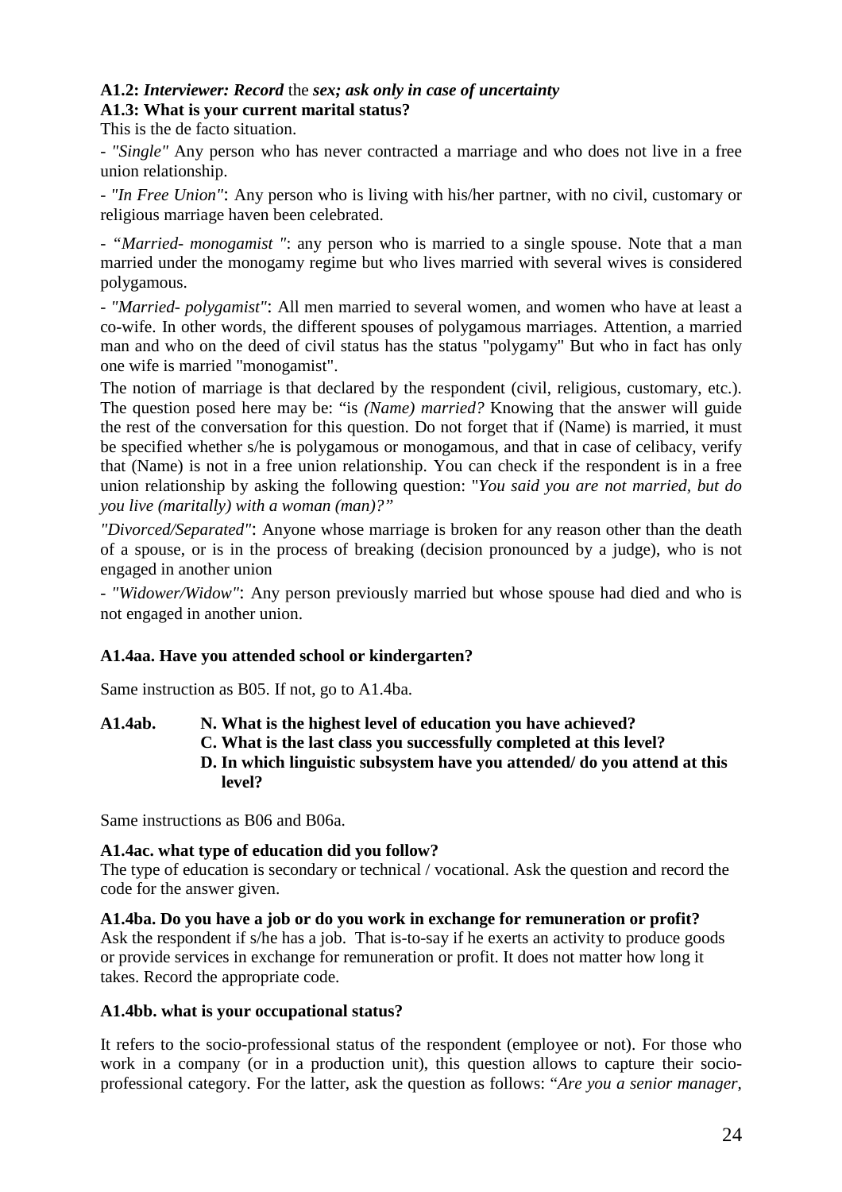**A1.2:** ***Interviewer: Record*** **the** ***sex; ask only in case of uncertainty***

**A1.3: What is your current marital status?**

This is the de facto situation.

- *"Single"* Any person who has never contracted a marriage and who does not live in a free union relationship.

- *"In Free Union"*: Any person who is living with his/her partner, with no civil, customary or religious marriage haven been celebrated.

- "*Married- monogamist* ": any person who is married to a single spouse. Note that a man married under the monogamy regime but who lives married with several wives is considered polygamous.

- *"Married- polygamist"*: All men married to several women, and women who have at least a co-wife. In other words, the different spouses of polygamous marriages. Attention, a married man and who on the deed of civil status has the status "polygamy" But who in fact has only one wife is married "monogamist".

The notion of marriage is that declared by the respondent (civil, religious, customary, etc.). The question posed here may be: "is *(Name) married?* Knowing that the answer will guide the rest of the conversation for this question. Do not forget that if (Name) is married, it must be specified whether s/he is polygamous or monogamous, and that in case of celibacy, verify that (Name) is not in a free union relationship. You can check if the respondent is in a free union relationship by asking the following question: "*You said you are not married, but do you live (maritally) with a woman (man)?"*

*"Divorced/Separated"*: Anyone whose marriage is broken for any reason other than the death of a spouse, or is in the process of breaking (decision pronounced by a judge), who is not engaged in another union

- *"Widower/Widow"*: Any person previously married but whose spouse had died and who is not engaged in another union.

**A1.4aa. Have you attended school or kindergarten?**

Same instruction as B05. If not, go to A1.4ba.

**A1.4ab.** **N. What is the highest level of education you have achieved?**
**C. What is the last class you successfully completed at this level?**
**D. In which linguistic subsystem have you attended/ do you attend at this level?**

Same instructions as B06 and B06a.

**A1.4ac. what type of education did you follow?**

The type of education is secondary or technical / vocational. Ask the question and record the code for the answer given.

**A1.4ba. Do you have a job or do you work in exchange for remuneration or profit?**

Ask the respondent if s/he has a job. That is-to-say if he exerts an activity to produce goods or provide services in exchange for remuneration or profit. It does not matter how long it takes. Record the appropriate code.

**A1.4bb. what is your occupational status?**

It refers to the socio-professional status of the respondent (employee or not). For those who work in a company (or in a production unit), this question allows to capture their socio-professional category. For the latter, ask the question as follows: "*Are you a senior manager,*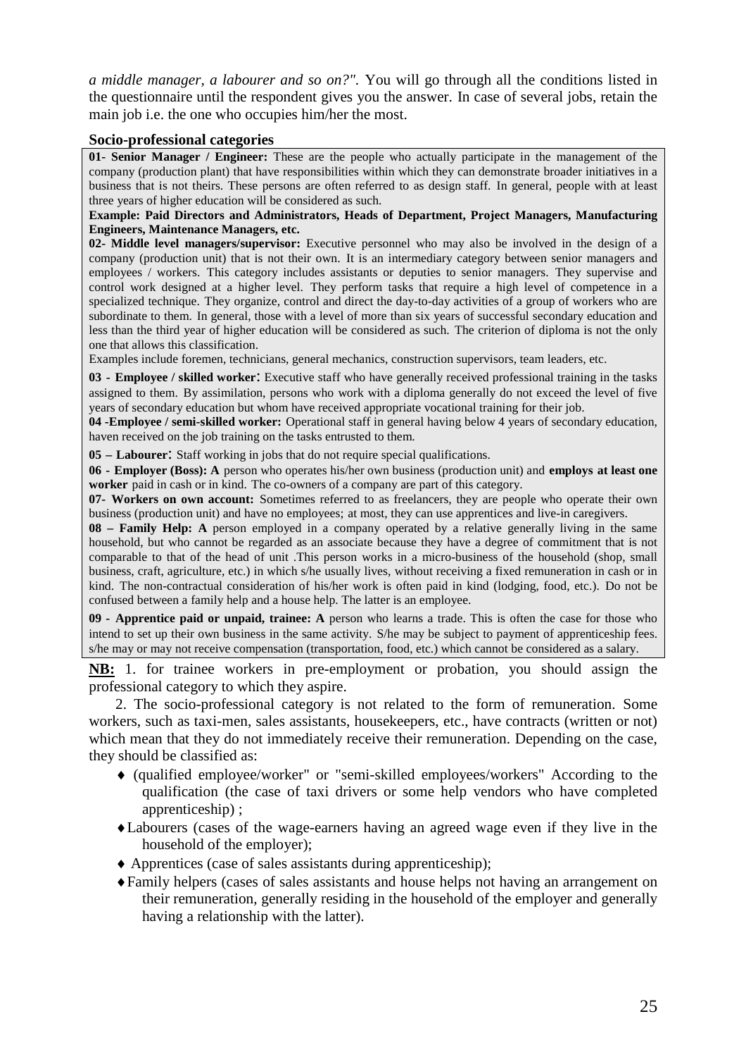*a middle manager, a labourer and so on?".* You will go through all the conditions listed in the questionnaire until the respondent gives you the answer. In case of several jobs, retain the main job i.e. the one who occupies him/her the most.

**Socio-professional categories**

**01- Senior Manager / Engineer:** These are the people who actually participate in the management of the company (production plant) that have responsibilities within which they can demonstrate broader initiatives in a business that is not theirs. These persons are often referred to as design staff. In general, people with at least three years of higher education will be considered as such.

**Example: Paid Directors and Administrators, Heads of Department, Project Managers, Manufacturing Engineers, Maintenance Managers, etc.**

**02- Middle level managers/supervisor:** Executive personnel who may also be involved in the design of a company (production unit) that is not their own. It is an intermediary category between senior managers and employees / workers. This category includes assistants or deputies to senior managers. They supervise and control work designed at a higher level. They perform tasks that require a high level of competence in a specialized technique. They organize, control and direct the day-to-day activities of a group of workers who are subordinate to them. In general, those with a level of more than six years of successful secondary education and less than the third year of higher education will be considered as such. The criterion of diploma is not the only one that allows this classification.

Examples include foremen, technicians, general mechanics, construction supervisors, team leaders, etc.

**03 - Employee / skilled worker**: Executive staff who have generally received professional training in the tasks assigned to them. By assimilation, persons who work with a diploma generally do not exceed the level of five years of secondary education but whom have received appropriate vocational training for their job.

**04 -Employee / semi-skilled worker:** Operational staff in general having below 4 years of secondary education, haven received on the job training on the tasks entrusted to them.

**05 – Labourer**: Staff working in jobs that do not require special qualifications.

**06 - Employer (Boss): A** person who operates his/her own business (production unit) and **employs at least one worker** paid in cash or in kind. The co-owners of a company are part of this category.

**07- Workers on own account:** Sometimes referred to as freelancers, they are people who operate their own business (production unit) and have no employees; at most, they can use apprentices and live-in caregivers.

**08 – Family Help: A** person employed in a company operated by a relative generally living in the same household, but who cannot be regarded as an associate because they have a degree of commitment that is not comparable to that of the head of unit .This person works in a micro-business of the household (shop, small business, craft, agriculture, etc.) in which s/he usually lives, without receiving a fixed remuneration in cash or in kind. The non-contractual consideration of his/her work is often paid in kind (lodging, food, etc.). Do not be confused between a family help and a house help. The latter is an employee.

**09 - Apprentice paid or unpaid, trainee: A** person who learns a trade. This is often the case for those who intend to set up their own business in the same activity. S/he may be subject to payment of apprenticeship fees. s/he may or may not receive compensation (transportation, food, etc.) which cannot be considered as a salary.

**NB:** 1. for trainee workers in pre-employment or probation, you should assign the professional category to which they aspire.

2. The socio-professional category is not related to the form of remuneration. Some workers, such as taxi-men, sales assistants, housekeepers, etc., have contracts (written or not) which mean that they do not immediately receive their remuneration. Depending on the case, they should be classified as:

- (qualified employee/worker" or "semi-skilled employees/workers" According to the qualification (the case of taxi drivers or some help vendors who have completed apprenticeship) ;
- Labourers (cases of the wage-earners having an agreed wage even if they live in the household of the employer);
- Apprentices (case of sales assistants during apprenticeship);
- Family helpers (cases of sales assistants and house helps not having an arrangement on their remuneration, generally residing in the household of the employer and generally having a relationship with the latter).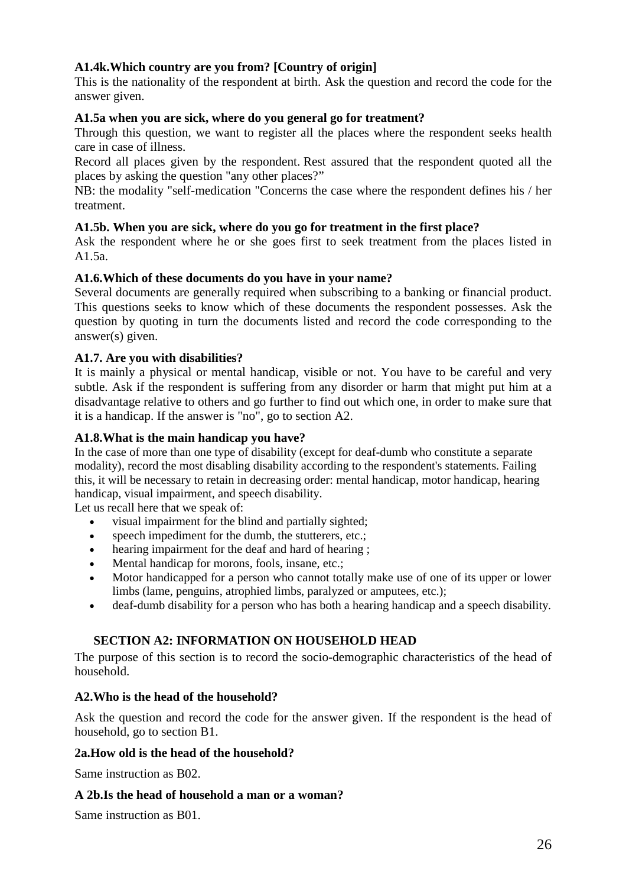**A1.4k.Which country are you from? [Country of origin]**

This is the nationality of the respondent at birth. Ask the question and record the code for the answer given.

**A1.5a when you are sick, where do you general go for treatment?**

Through this question, we want to register all the places where the respondent seeks health care in case of illness.

Record all places given by the respondent. Rest assured that the respondent quoted all the places by asking the question "any other places?"

NB: the modality "self-medication "Concerns the case where the respondent defines his / her treatment.

**A1.5b. When you are sick, where do you go for treatment in the first place?**

Ask the respondent where he or she goes first to seek treatment from the places listed in A1.5a.

**A1.6.Which of these documents do you have in your name?**

Several documents are generally required when subscribing to a banking or financial product. This questions seeks to know which of these documents the respondent possesses. Ask the question by quoting in turn the documents listed and record the code corresponding to the answer(s) given.

**A1.7. Are you with disabilities?**

It is mainly a physical or mental handicap, visible or not. You have to be careful and very subtle. Ask if the respondent is suffering from any disorder or harm that might put him at a disadvantage relative to others and go further to find out which one, in order to make sure that it is a handicap. If the answer is "no", go to section A2.

**A1.8.What is the main handicap you have?**

In the case of more than one type of disability (except for deaf-dumb who constitute a separate modality), record the most disabling disability according to the respondent's statements. Failing this, it will be necessary to retain in decreasing order: mental handicap, motor handicap, hearing handicap, visual impairment, and speech disability.

Let us recall here that we speak of:

- visual impairment for the blind and partially sighted;
- speech impediment for the dumb, the stutterers, etc.;
- hearing impairment for the deaf and hard of hearing ;
- Mental handicap for morons, fools, insane, etc.;
- Motor handicapped for a person who cannot totally make use of one of its upper or lower limbs (lame, penguins, atrophied limbs, paralyzed or amputees, etc.);
- deaf-dumb disability for a person who has both a hearing handicap and a speech disability.

## SECTION A2: INFORMATION ON HOUSEHOLD HEAD

The purpose of this section is to record the socio-demographic characteristics of the head of household.

**A2.Who is the head of the household?**

Ask the question and record the code for the answer given. If the respondent is the head of household, go to section B1.

**2a.How old is the head of the household?**

Same instruction as B02.

**A 2b.Is the head of household a man or a woman?**

Same instruction as B01.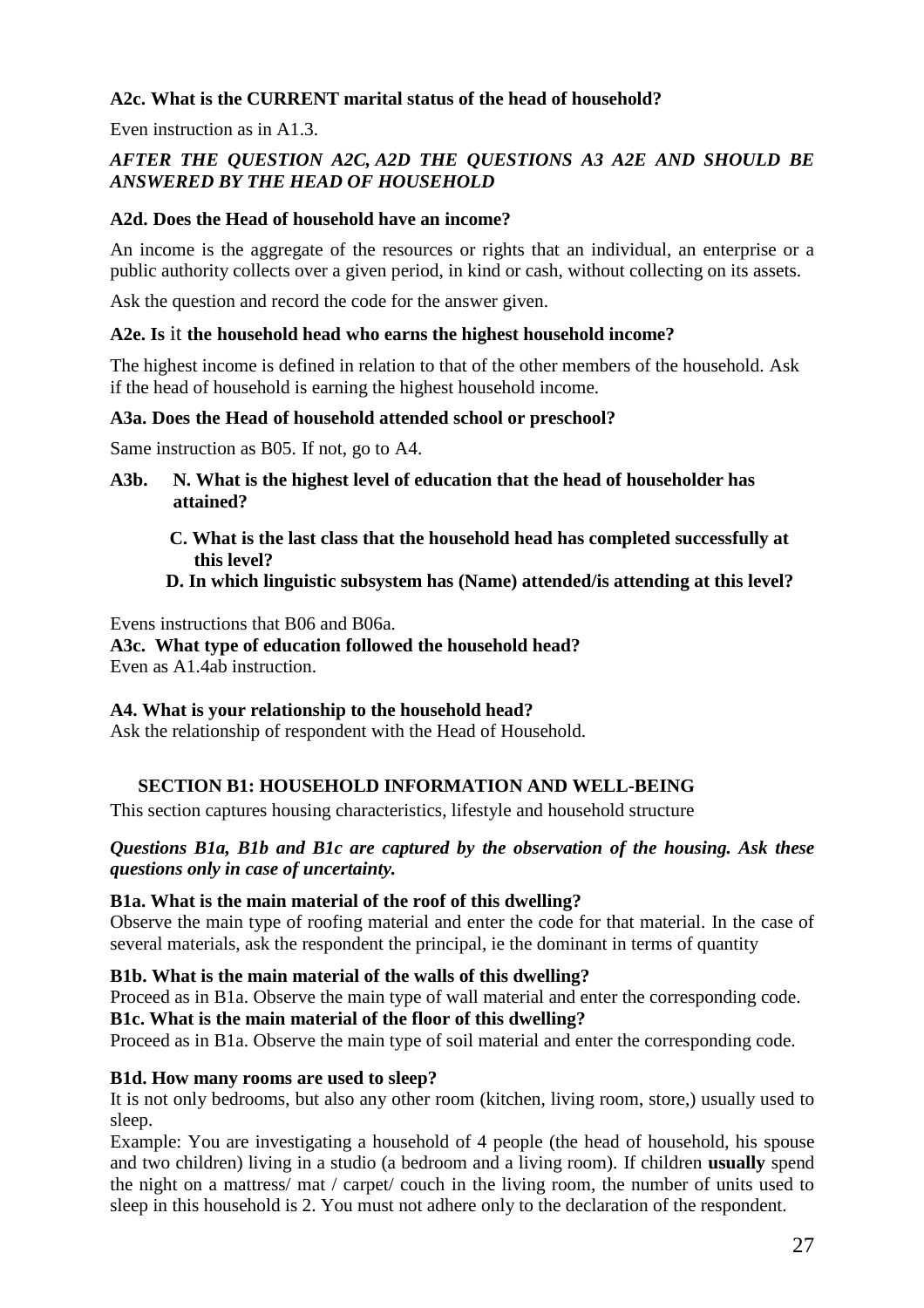**A2c. What is the CURRENT marital status of the head of household?**

Even instruction as in A1.3.

***AFTER THE QUESTION A2C, A2D THE QUESTIONS A3 A2E AND SHOULD BE ANSWERED BY THE HEAD OF HOUSEHOLD***

**A2d. Does the Head of household have an income?**

An income is the aggregate of the resources or rights that an individual, an enterprise or a public authority collects over a given period, in kind or cash, without collecting on its assets.

Ask the question and record the code for the answer given.

**A2e. Is** it **the household head who earns the highest household income?**

The highest income is defined in relation to that of the other members of the household. Ask if the head of household is earning the highest household income.

**A3a. Does the Head of household attended school or preschool?**

Same instruction as B05. If not, go to A4.

**A3b. N. What is the highest level of education that the head of householder has attained?**

**C. What is the last class that the household head has completed successfully at this level?**

**D. In which linguistic subsystem has (Name) attended/is attending at this level?**

Evens instructions that B06 and B06a.

**A3c. What type of education followed the household head?**

Even as A1.4ab instruction.

**A4. What is your relationship to the household head?**

Ask the relationship of respondent with the Head of Household.

## SECTION B1: HOUSEHOLD INFORMATION AND WELL-BEING

This section captures housing characteristics, lifestyle and household structure

***Questions B1a, B1b and B1c are captured by the observation of the housing. Ask these questions only in case of uncertainty.***

**B1a. What is the main material of the roof of this dwelling?**

Observe the main type of roofing material and enter the code for that material. In the case of several materials, ask the respondent the principal, ie the dominant in terms of quantity

**B1b. What is the main material of the walls of this dwelling?**

Proceed as in B1a. Observe the main type of wall material and enter the corresponding code.

**B1c. What is the main material of the floor of this dwelling?**

Proceed as in B1a. Observe the main type of soil material and enter the corresponding code.

**B1d. How many rooms are used to sleep?**

It is not only bedrooms, but also any other room (kitchen, living room, store,) usually used to sleep.

Example: You are investigating a household of 4 people (the head of household, his spouse and two children) living in a studio (a bedroom and a living room). If children **usually** spend the night on a mattress/ mat / carpet/ couch in the living room, the number of units used to sleep in this household is 2. You must not adhere only to the declaration of the respondent.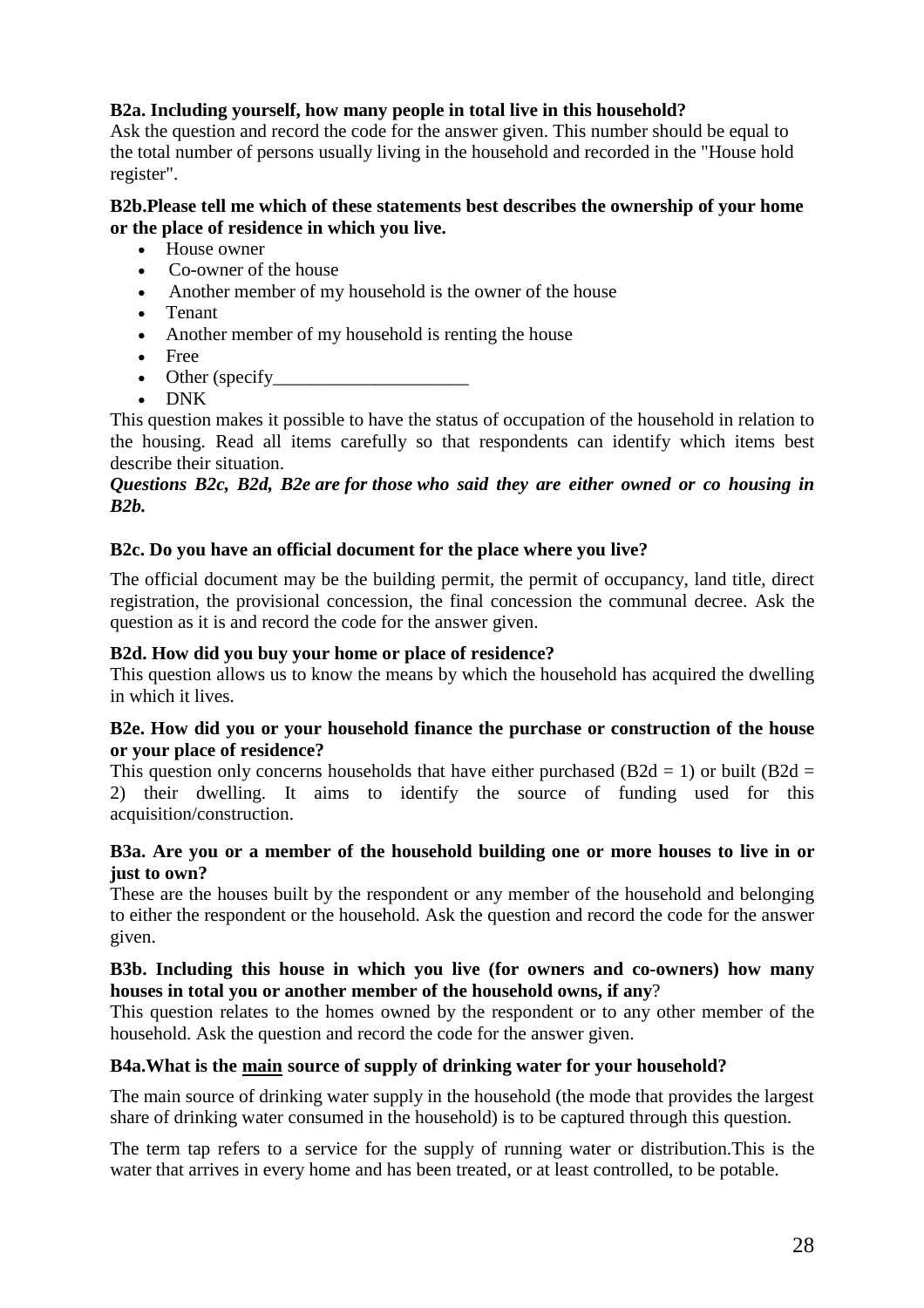**B2a. Including yourself, how many people in total live in this household?**
Ask the question and record the code for the answer given. This number should be equal to the total number of persons usually living in the household and recorded in the "House hold register".

**B2b.Please tell me which of these statements best describes the ownership of your home or the place of residence in which you live.**

- House owner
- Co-owner of the house
- Another member of my household is the owner of the house
- Tenant
- Another member of my household is renting the house
- Free
- Other (specify_____________________
- DNK

This question makes it possible to have the status of occupation of the household in relation to the housing. Read all items carefully so that respondents can identify which items best describe their situation.

***Questions B2c, B2d, B2e are for those who said they are either owned or co housing in B2b.***

**B2c. Do you have an official document for the place where you live?**

The official document may be the building permit, the permit of occupancy, land title, direct registration, the provisional concession, the final concession the communal decree. Ask the question as it is and record the code for the answer given.

**B2d. How did you buy your home or place of residence?**
This question allows us to know the means by which the household has acquired the dwelling in which it lives.

**B2e. How did you or your household finance the purchase or construction of the house or your place of residence?**
This question only concerns households that have either purchased (B2d = 1) or built (B2d = 2) their dwelling. It aims to identify the source of funding used for this acquisition/construction.

**B3a. Are you or a member of the household building one or more houses to live in or just to own?**
These are the houses built by the respondent or any member of the household and belonging to either the respondent or the household. Ask the question and record the code for the answer given.

**B3b. Including this house in which you live (for owners and co-owners) how many houses in total you or another member of the household owns, if any**?
This question relates to the homes owned by the respondent or to any other member of the household. Ask the question and record the code for the answer given.

**B4a.What is the <u>main</u> source of supply of drinking water for your household?**

The main source of drinking water supply in the household (the mode that provides the largest share of drinking water consumed in the household) is to be captured through this question.

The term tap refers to a service for the supply of running water or distribution.This is the water that arrives in every home and has been treated, or at least controlled, to be potable.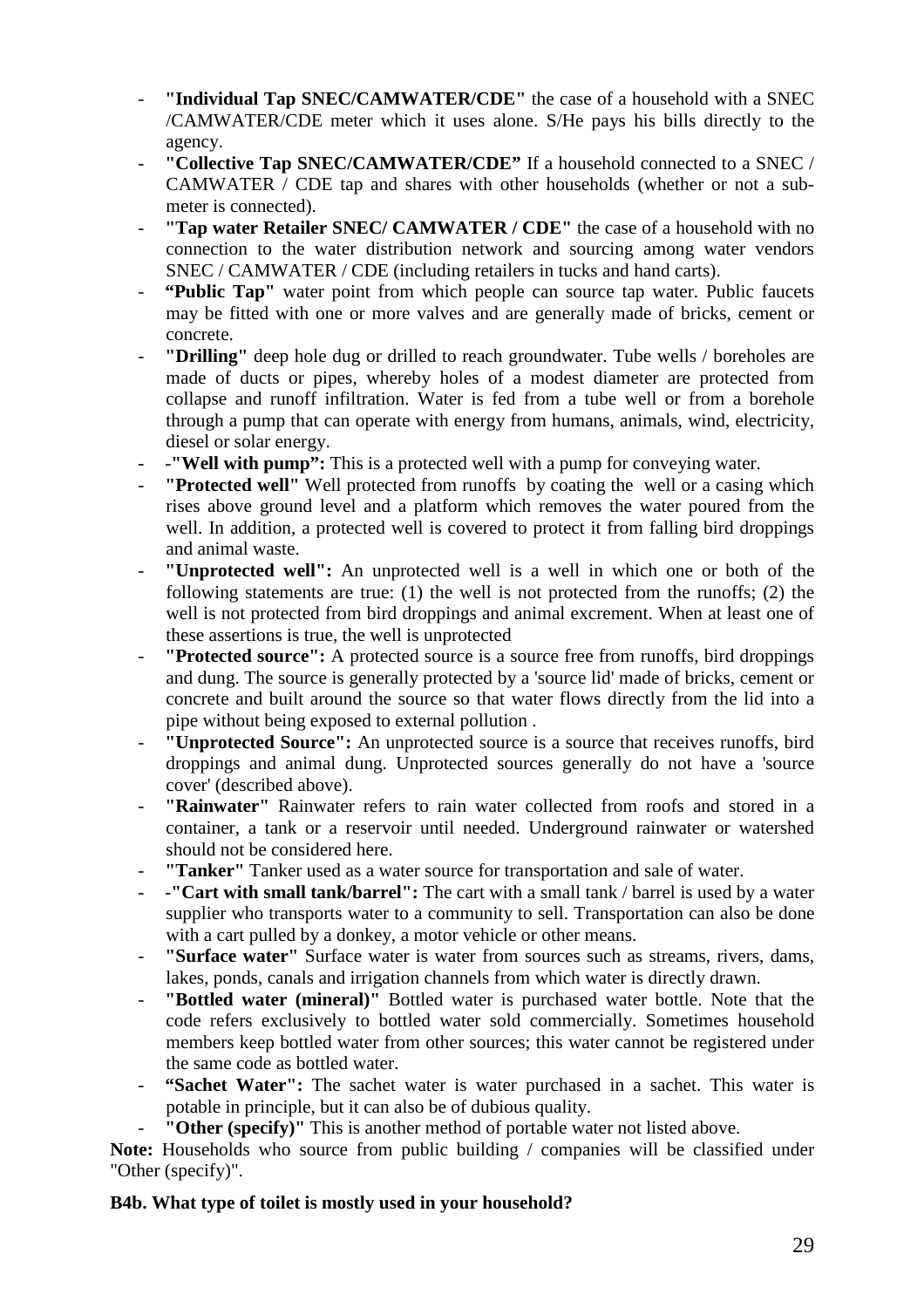- **"Individual Tap SNEC/CAMWATER/CDE"** the case of a household with a SNEC /CAMWATER/CDE meter which it uses alone. S/He pays his bills directly to the agency.
- **"Collective Tap SNEC/CAMWATER/CDE"** If a household connected to a SNEC / CAMWATER / CDE tap and shares with other households (whether or not a sub-meter is connected).
- **"Tap water Retailer SNEC/ CAMWATER / CDE"** the case of a household with no connection to the water distribution network and sourcing among water vendors SNEC / CAMWATER / CDE (including retailers in tucks and hand carts).
- **"Public Tap"** water point from which people can source tap water. Public faucets may be fitted with one or more valves and are generally made of bricks, cement or concrete.
- **"Drilling"** deep hole dug or drilled to reach groundwater. Tube wells / boreholes are made of ducts or pipes, whereby holes of a modest diameter are protected from collapse and runoff infiltration. Water is fed from a tube well or from a borehole through a pump that can operate with energy from humans, animals, wind, electricity, diesel or solar energy.
- -**"Well with pump":** This is a protected well with a pump for conveying water.
- **"Protected well"** Well protected from runoffs by coating the well or a casing which rises above ground level and a platform which removes the water poured from the well. In addition, a protected well is covered to protect it from falling bird droppings and animal waste.
- **"Unprotected well":** An unprotected well is a well in which one or both of the following statements are true: (1) the well is not protected from the runoffs; (2) the well is not protected from bird droppings and animal excrement. When at least one of these assertions is true, the well is unprotected
- **"Protected source":** A protected source is a source free from runoffs, bird droppings and dung. The source is generally protected by a 'source lid' made of bricks, cement or concrete and built around the source so that water flows directly from the lid into a pipe without being exposed to external pollution .
- **"Unprotected Source":** An unprotected source is a source that receives runoffs, bird droppings and animal dung. Unprotected sources generally do not have a 'source cover' (described above).
- **"Rainwater"** Rainwater refers to rain water collected from roofs and stored in a container, a tank or a reservoir until needed. Underground rainwater or watershed should not be considered here.
- **"Tanker"** Tanker used as a water source for transportation and sale of water.
- -**"Cart with small tank/barrel":** The cart with a small tank / barrel is used by a water supplier who transports water to a community to sell. Transportation can also be done with a cart pulled by a donkey, a motor vehicle or other means.
- **"Surface water"** Surface water is water from sources such as streams, rivers, dams, lakes, ponds, canals and irrigation channels from which water is directly drawn.
- **"Bottled water (mineral)"** Bottled water is purchased water bottle. Note that the code refers exclusively to bottled water sold commercially. Sometimes household members keep bottled water from other sources; this water cannot be registered under the same code as bottled water.
- **"Sachet Water":** The sachet water is water purchased in a sachet. This water is potable in principle, but it can also be of dubious quality.
- **"Other (specify)"** This is another method of portable water not listed above.

**Note:** Households who source from public building / companies will be classified under "Other (specify)".

**B4b. What type of toilet is mostly used in your household?**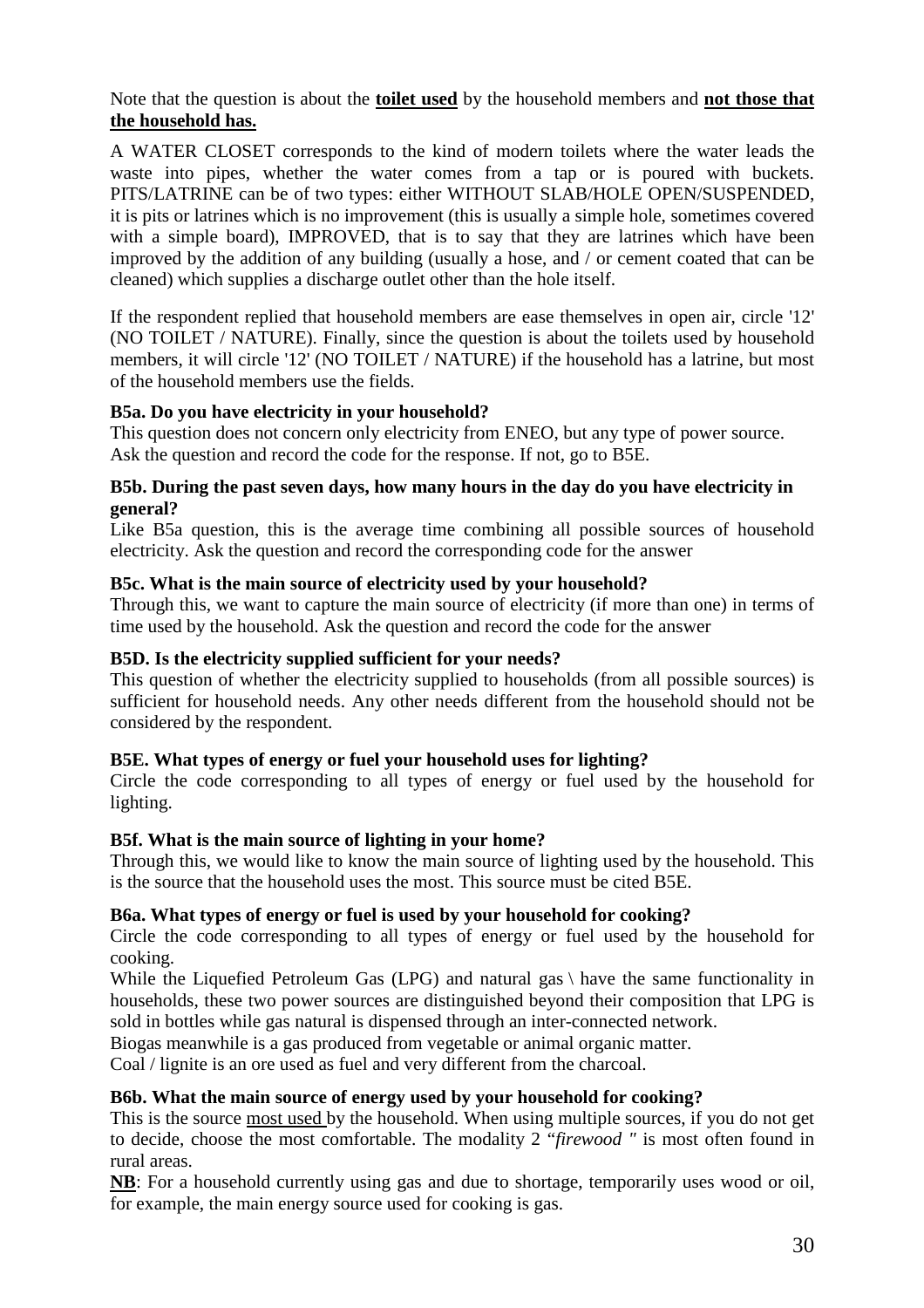Note that the question is about the **toilet used** by the household members and **not those that the household has.**

A WATER CLOSET corresponds to the kind of modern toilets where the water leads the waste into pipes, whether the water comes from a tap or is poured with buckets. PITS/LATRINE can be of two types: either WITHOUT SLAB/HOLE OPEN/SUSPENDED, it is pits or latrines which is no improvement (this is usually a simple hole, sometimes covered with a simple board), IMPROVED, that is to say that they are latrines which have been improved by the addition of any building (usually a hose, and / or cement coated that can be cleaned) which supplies a discharge outlet other than the hole itself.

If the respondent replied that household members are ease themselves in open air, circle '12' (NO TOILET / NATURE). Finally, since the question is about the toilets used by household members, it will circle '12' (NO TOILET / NATURE) if the household has a latrine, but most of the household members use the fields.

**B5a. Do you have electricity in your household?**

This question does not concern only electricity from ENEO, but any type of power source. Ask the question and record the code for the response. If not, go to B5E.

**B5b. During the past seven days, how many hours in the day do you have electricity in general?**

Like B5a question, this is the average time combining all possible sources of household electricity. Ask the question and record the corresponding code for the answer

**B5c. What is the main source of electricity used by your household?**

Through this, we want to capture the main source of electricity (if more than one) in terms of time used by the household. Ask the question and record the code for the answer

**B5D. Is the electricity supplied sufficient for your needs?**

This question of whether the electricity supplied to households (from all possible sources) is sufficient for household needs. Any other needs different from the household should not be considered by the respondent.

**B5E. What types of energy or fuel your household uses for lighting?**

Circle the code corresponding to all types of energy or fuel used by the household for lighting.

**B5f. What is the main source of lighting in your home?**

Through this, we would like to know the main source of lighting used by the household. This is the source that the household uses the most. This source must be cited B5E.

**B6a. What types of energy or fuel is used by your household for cooking?**

Circle the code corresponding to all types of energy or fuel used by the household for cooking.

While the Liquefied Petroleum Gas (LPG) and natural gas \ have the same functionality in households, these two power sources are distinguished beyond their composition that LPG is sold in bottles while gas natural is dispensed through an inter-connected network.

Biogas meanwhile is a gas produced from vegetable or animal organic matter.

Coal / lignite is an ore used as fuel and very different from the charcoal.

**B6b. What the main source of energy used by your household for cooking?**

This is the source most used by the household. When using multiple sources, if you do not get to decide, choose the most comfortable. The modality 2 "*firewood "* is most often found in rural areas.

**NB**: For a household currently using gas and due to shortage, temporarily uses wood or oil, for example, the main energy source used for cooking is gas.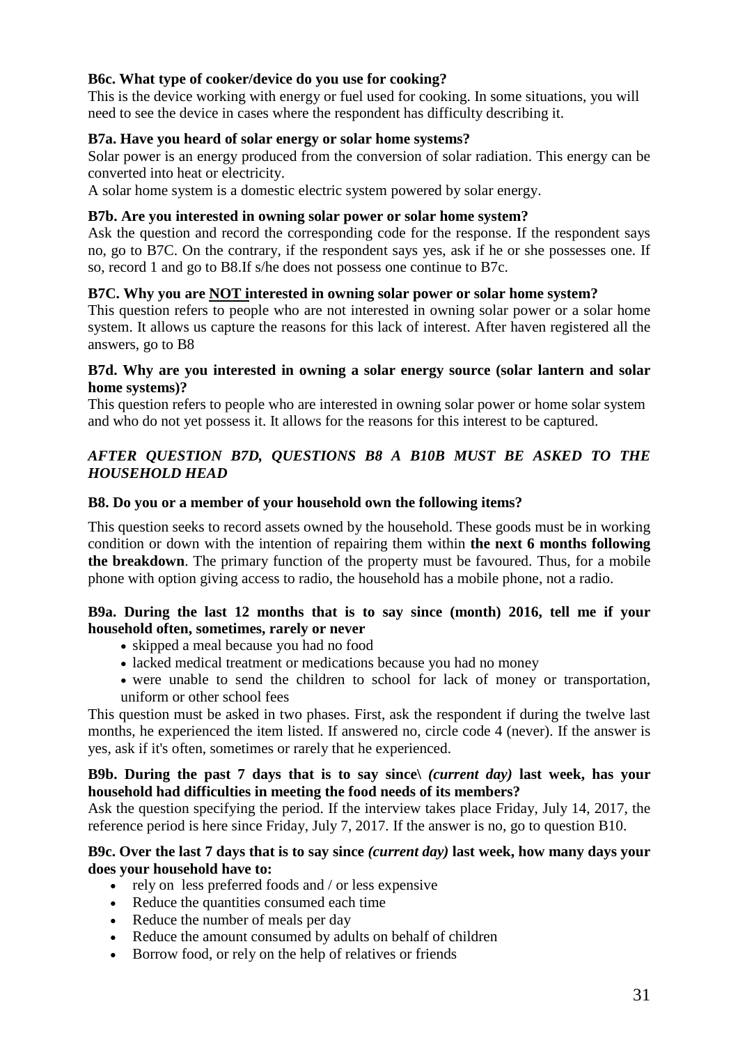**B6c. What type of cooker/device do you use for cooking?**

This is the device working with energy or fuel used for cooking. In some situations, you will need to see the device in cases where the respondent has difficulty describing it.

**B7a. Have you heard of solar energy or solar home systems?**

Solar power is an energy produced from the conversion of solar radiation. This energy can be converted into heat or electricity.

A solar home system is a domestic electric system powered by solar energy.

**B7b. Are you interested in owning solar power or solar home system?**

Ask the question and record the corresponding code for the response. If the respondent says no, go to B7C. On the contrary, if the respondent says yes, ask if he or she possesses one. If so, record 1 and go to B8.If s/he does not possess one continue to B7c.

**B7C. Why you are <u>NOT</u> interested in owning solar power or solar home system?**

This question refers to people who are not interested in owning solar power or a solar home system. It allows us capture the reasons for this lack of interest. After haven registered all the answers, go to B8

**B7d. Why are you interested in owning a solar energy source (solar lantern and solar home systems)?**

This question refers to people who are interested in owning solar power or home solar system and who do not yet possess it. It allows for the reasons for this interest to be captured.

***AFTER QUESTION B7D, QUESTIONS B8 A B10B MUST BE ASKED TO THE HOUSEHOLD HEAD***

**B8. Do you or a member of your household own the following items?**

This question seeks to record assets owned by the household. These goods must be in working condition or down with the intention of repairing them within **the next 6 months following the breakdown**. The primary function of the property must be favoured. Thus, for a mobile phone with option giving access to radio, the household has a mobile phone, not a radio.

**B9a. During the last 12 months that is to say since (month) 2016, tell me if your household often, sometimes, rarely or never**

- skipped a meal because you had no food
- lacked medical treatment or medications because you had no money
- were unable to send the children to school for lack of money or transportation, uniform or other school fees

This question must be asked in two phases. First, ask the respondent if during the twelve last months, he experienced the item listed. If answered no, circle code 4 (never). If the answer is yes, ask if it's often, sometimes or rarely that he experienced.

**B9b. During the past 7 days that is to say since\ *(current day)* last week, has your household had difficulties in meeting the food needs of its members?**

Ask the question specifying the period. If the interview takes place Friday, July 14, 2017, the reference period is here since Friday, July 7, 2017. If the answer is no, go to question B10.

**B9c. Over the last 7 days that is to say since *(current day)* last week, how many days your does your household have to:**

- rely on less preferred foods and / or less expensive
- Reduce the quantities consumed each time
- Reduce the number of meals per day
- Reduce the amount consumed by adults on behalf of children
- Borrow food, or rely on the help of relatives or friends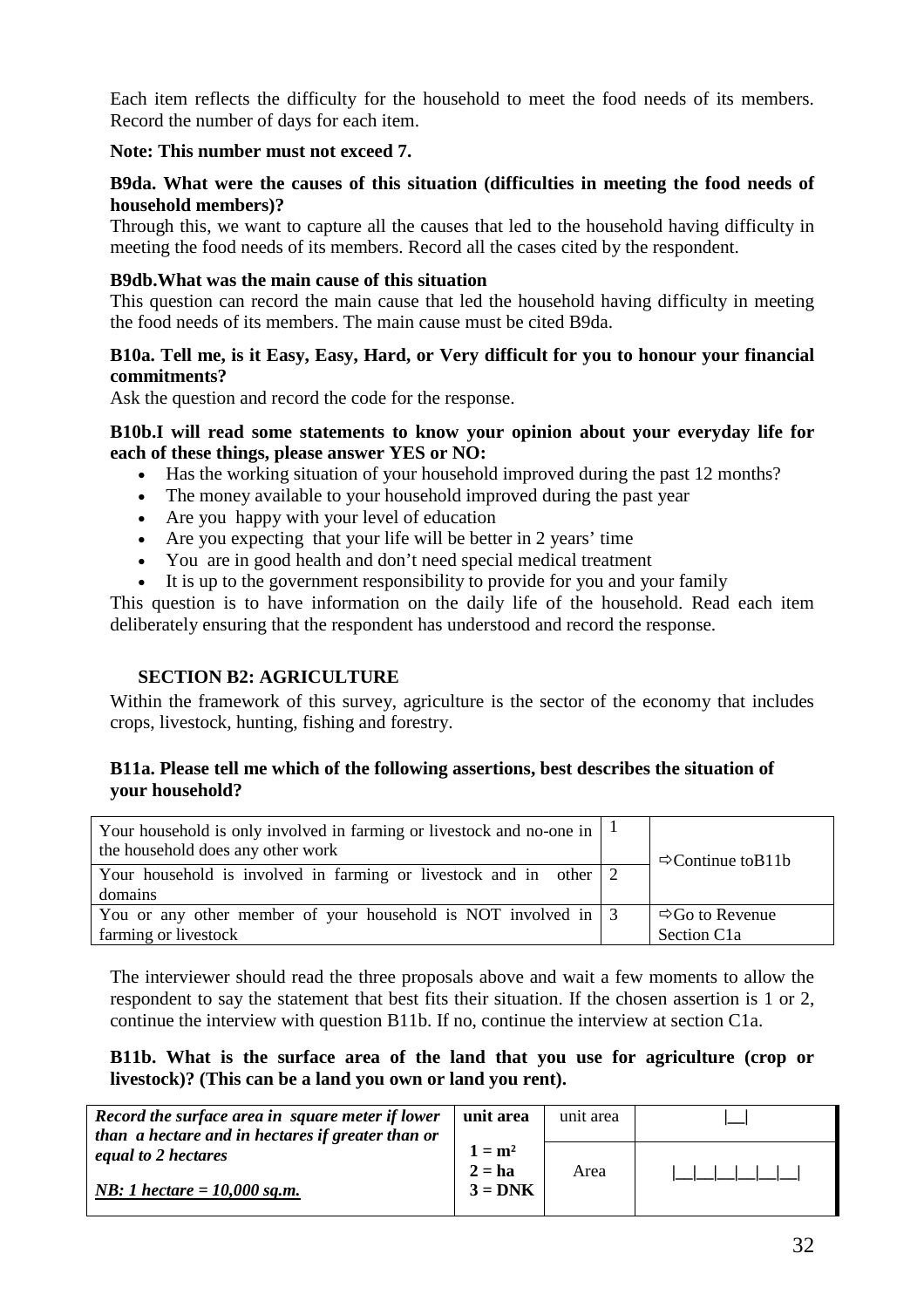Each item reflects the difficulty for the household to meet the food needs of its members. Record the number of days for each item.

**Note: This number must not exceed 7.**

**B9da. What were the causes of this situation (difficulties in meeting the food needs of household members)?**

Through this, we want to capture all the causes that led to the household having difficulty in meeting the food needs of its members. Record all the cases cited by the respondent.

**B9db.What was the main cause of this situation**

This question can record the main cause that led the household having difficulty in meeting the food needs of its members. The main cause must be cited B9da.

**B10a. Tell me, is it Easy, Easy, Hard, or Very difficult for you to honour your financial commitments?**

Ask the question and record the code for the response.

**B10b.I will read some statements to know your opinion about your everyday life for each of these things, please answer YES or NO:**

- Has the working situation of your household improved during the past 12 months?
- The money available to your household improved during the past year
- Are you happy with your level of education
- Are you expecting that your life will be better in 2 years' time
- You are in good health and don't need special medical treatment
- It is up to the government responsibility to provide for you and your family

This question is to have information on the daily life of the household. Read each item deliberately ensuring that the respondent has understood and record the response.

## SECTION B2: AGRICULTURE

Within the framework of this survey, agriculture is the sector of the economy that includes crops, livestock, hunting, fishing and forestry.

**B11a. Please tell me which of the following assertions, best describes the situation of your household?**

| | | |
|---|---|---|
| Your household is only involved in farming or livestock and no-one in the household does any other work | 1 | ⇨Continue toB11b |
| Your household is involved in farming or livestock and in other domains | 2 | |
| You or any other member of your household is NOT involved in farming or livestock | 3 | ⇨Go to Revenue Section C1a |

The interviewer should read the three proposals above and wait a few moments to allow the respondent to say the statement that best fits their situation. If the chosen assertion is 1 or 2, continue the interview with question B11b. If no, continue the interview at section C1a.

**B11b. What is the surface area of the land that you use for agriculture (crop or livestock)? (This can be a land you own or land you rent).**

| | | | |
|---|---|---|---|
| ***Record the surface area in square meter if lower than a hectare and in hectares if greater than or equal to 2 hectares*** <br><br> ***NB: 1 hectare = 10,000 sq.m.*** | **unit area** <br><br> **1 = m²** <br> **2 = ha** <br> **3 = DNK** | unit area | \|__\| |
| | | Area | \|__\|__\|__\|__\|__\|__\| |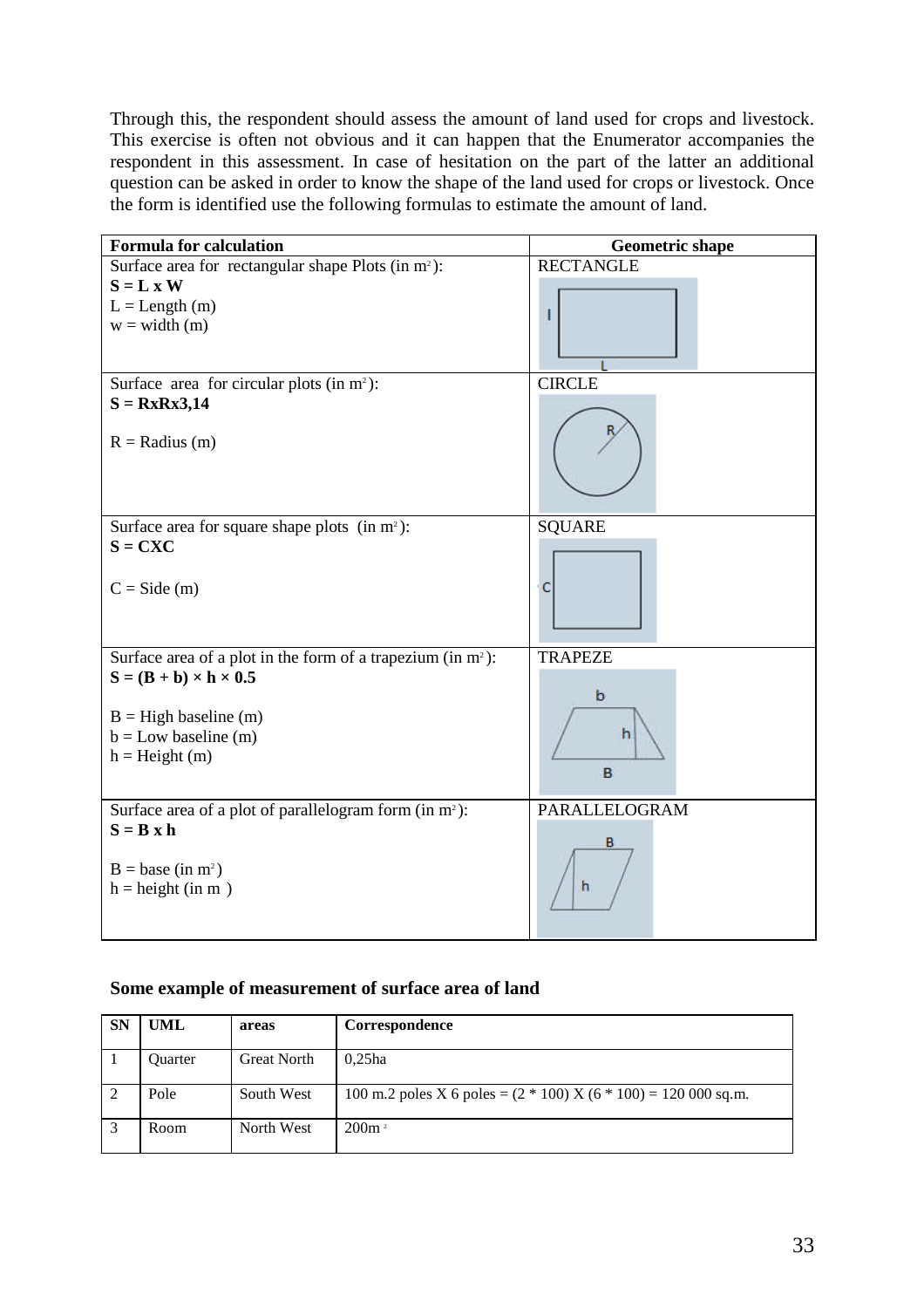Through this, the respondent should assess the amount of land used for crops and livestock. This exercise is often not obvious and it can happen that the Enumerator accompanies the respondent in this assessment. In case of hesitation on the part of the latter an additional question can be asked in order to know the shape of the land used for crops or livestock. Once the form is identified use the following formulas to estimate the amount of land.

| Formula for calculation | Geometric shape |
|---|---|
| Surface area for rectangular shape Plots (in $m^2$): **$S = L \times W$** $L$ = Length (m) $w$ = width (m) | RECTANGLE |
| Surface area for circular plots (in $m^2$): **$S = R \times R \times 3{,}14$** $R$ = Radius (m) | CIRCLE |
| Surface area for square shape plots (in $m^2$): **$S = C \times C$** $C$ = Side (m) | SQUARE |
| Surface area of a plot in the form of a trapezium (in $m^2$): **$S = (B + b) \times h \times 0.5$** $B$ = High baseline (m) $b$ = Low baseline (m) $h$ = Height (m) | TRAPEZE |
| Surface area of a plot of parallelogram form (in $m^2$): **$S = B \times h$** $B$ = base (in $m^2$) $h$ = height (in m ) | PARALLELOGRAM |

**Some example of measurement of surface area of land**

| SN | UML | areas | Correspondence |
|---|---|---|---|
| 1 | Quarter | Great North | 0,25ha |
| 2 | Pole | South West | 100 m.2 poles X 6 poles = (2 * 100) X (6 * 100) = 120 000 sq.m. |
| 3 | Room | North West | 200m² |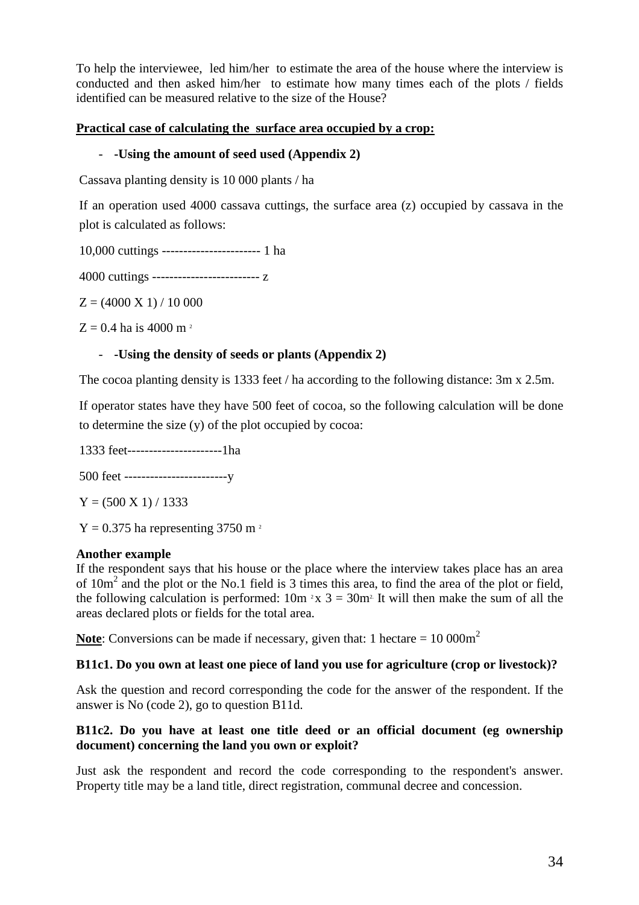To help the interviewee, led him/her to estimate the area of the house where the interview is conducted and then asked him/her to estimate how many times each of the plots / fields identified can be measured relative to the size of the House?

**Practical case of calculating the surface area occupied by a crop:**

- **-Using the amount of seed used (Appendix 2)**

Cassava planting density is 10 000 plants / ha

If an operation used 4000 cassava cuttings, the surface area (z) occupied by cassava in the plot is calculated as follows:

10,000 cuttings ----------------------- 1 ha

4000 cuttings ------------------------- z

Z = (4000 X 1) / 10 000

Z = 0.4 ha is 4000 $m^2$

- **-Using the density of seeds or plants (Appendix 2)**

The cocoa planting density is 1333 feet / ha according to the following distance: 3m x 2.5m.

If operator states have they have 500 feet of cocoa, so the following calculation will be done to determine the size (y) of the plot occupied by cocoa:

1333 feet----------------------1ha

500 feet ------------------------y

Y = (500 X 1) / 1333

Y = 0.375 ha representing 3750 $m^2$

**Another example**

If the respondent says that his house or the place where the interview takes place has an area of $10m^2$ and the plot or the No.1 field is 3 times this area, to find the area of the plot or field, the following calculation is performed: $10m^2 x 3 = 30m^2$. It will then make the sum of all the areas declared plots or fields for the total area.

**Note**: Conversions can be made if necessary, given that: 1 hectare = 10 $000m^2$

**B11c1. Do you own at least one piece of land you use for agriculture (crop or livestock)?**

Ask the question and record corresponding the code for the answer of the respondent. If the answer is No (code 2), go to question B11d.

**B11c2. Do you have at least one title deed or an official document (eg ownership document) concerning the land you own or exploit?**

Just ask the respondent and record the code corresponding to the respondent's answer. Property title may be a land title, direct registration, communal decree and concession.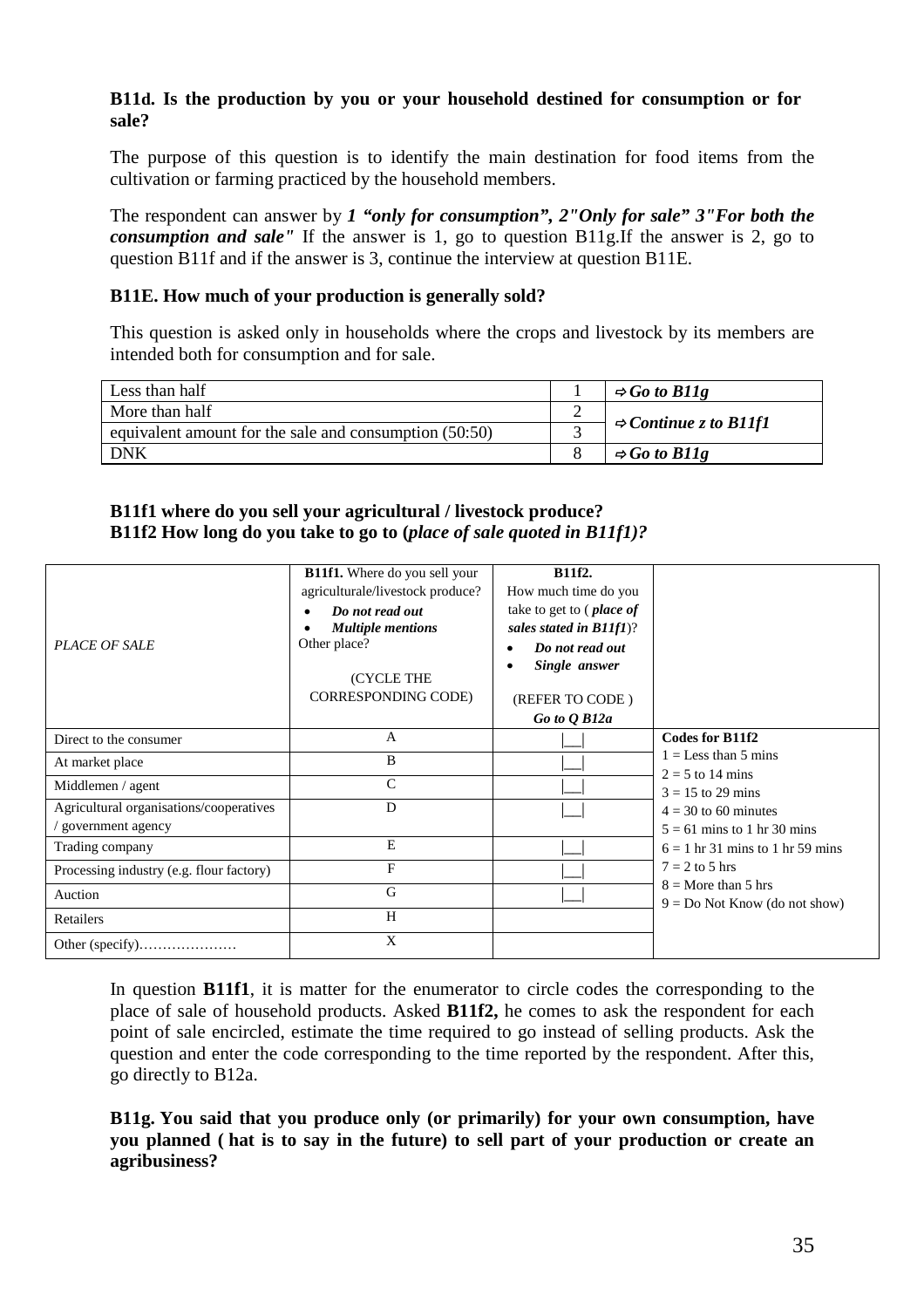**B11d. Is the production by you or your household destined for consumption or for sale?**

The purpose of this question is to identify the main destination for food items from the cultivation or farming practiced by the household members.

The respondent can answer by ***1 "only for consumption", 2"Only for sale" 3"For both the consumption and sale"*** If the answer is 1, go to question B11g.If the answer is 2, go to question B11f and if the answer is 3, continue the interview at question B11E.

**B11E. How much of your production is generally sold?**

This question is asked only in households where the crops and livestock by its members are intended both for consumption and for sale.

| | | |
|---|---|---|
| Less than half | 1 | ⇨ ***Go to B11g*** |
| More than half | 2 | ⇨ ***Continue z to B11f1*** |
| equivalent amount for the sale and consumption (50:50) | 3 | |
| DNK | 8 | ⇨ ***Go to B11g*** |

**B11f1 where do you sell your agricultural / livestock produce?**
**B11f2 How long do you take to go to (*place of sale quoted in B11f1)?***

| *PLACE OF SALE* | **B11f1.** Where do you sell your agriculturale/livestock produce? • ***Do not read out*** • ***Multiple mentions*** Other place? (CYCLE THE CORRESPONDING CODE) | **B11f2.** How much time do you take to get to ( ***place of sales stated in B11f1***)? • ***Do not read out*** • ***Single answer*** (REFER TO CODE ) ***Go to Q B12a*** | |
|---|---|---|---|
| Direct to the consumer | A | \|__\| | **Codes for B11f2** 1 = Less than 5 mins 2 = 5 to 14 mins 3 = 15 to 29 mins 4 = 30 to 60 minutes 5 = 61 mins to 1 hr 30 mins 6 = 1 hr 31 mins to 1 hr 59 mins 7 = 2 to 5 hrs 8 = More than 5 hrs 9 = Do Not Know (do not show) |
| At market place | B | \|__\| | |
| Middlemen / agent | C | \|__\| | |
| Agricultural organisations/cooperatives / government agency | D | \|__\| | |
| Trading company | E | \|__\| | |
| Processing industry (e.g. flour factory) | F | \|__\| | |
| Auction | G | \|__\| | |
| Retailers | H | | |
| Other (specify)………………… | X | | |

In question **B11f1**, it is matter for the enumerator to circle codes the corresponding to the place of sale of household products. Asked **B11f2,** he comes to ask the respondent for each point of sale encircled, estimate the time required to go instead of selling products. Ask the question and enter the code corresponding to the time reported by the respondent. After this, go directly to B12a.

**B11g. You said that you produce only (or primarily) for your own consumption, have you planned ( hat is to say in the future) to sell part of your production or create an agribusiness?**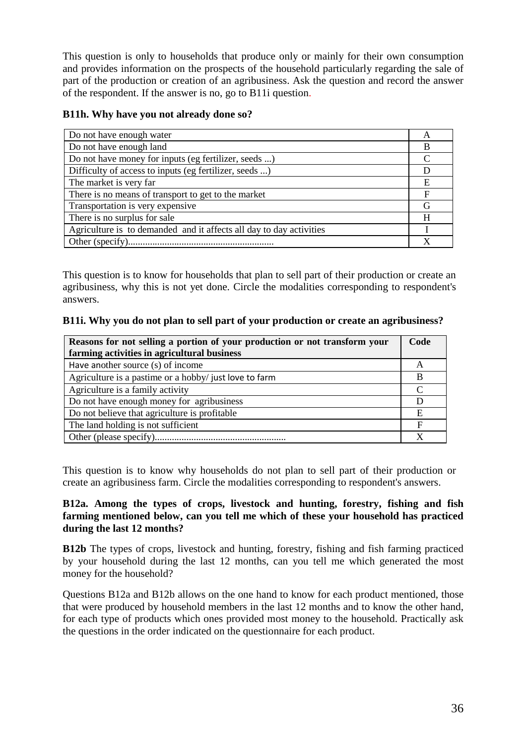This question is only to households that produce only or mainly for their own consumption and provides information on the prospects of the household particularly regarding the sale of part of the production or creation of an agribusiness. Ask the question and record the answer of the respondent. If the answer is no, go to B11i question.

**B11h. Why have you not already done so?**

| | |
|---|---|
| Do not have enough water | A |
| Do not have enough land | B |
| Do not have money for inputs (eg fertilizer, seeds ...) | C |
| Difficulty of access to inputs (eg fertilizer, seeds ...) | D |
| The market is very far | E |
| There is no means of transport to get to the market | F |
| Transportation is very expensive | G |
| There is no surplus for sale | H |
| Agriculture is to demanded and it affects all day to day activities | I |
| Other (specify)........................................................... | X |

This question is to know for households that plan to sell part of their production or create an agribusiness, why this is not yet done. Circle the modalities corresponding to respondent's answers.

**B11i. Why you do not plan to sell part of your production or create an agribusiness?**

| **Reasons for not selling a portion of your production or not transform your farming activities in agricultural business** | **Code** |
|---|---|
| Have another source (s) of income | A |
| Agriculture is a pastime or a hobby/ just love to farm | B |
| Agriculture is a family activity | C |
| Do not have enough money for agribusiness | D |
| Do not believe that agriculture is profitable | E |
| The land holding is not sufficient | F |
| Other (please specify)..................................................... | X |

This question is to know why households do not plan to sell part of their production or create an agribusiness farm. Circle the modalities corresponding to respondent's answers.

**B12a. Among the types of crops, livestock and hunting, forestry, fishing and fish farming mentioned below, can you tell me which of these your household has practiced during the last 12 months?**

**B12b** The types of crops, livestock and hunting, forestry, fishing and fish farming practiced by your household during the last 12 months, can you tell me which generated the most money for the household?

Questions B12a and B12b allows on the one hand to know for each product mentioned, those that were produced by household members in the last 12 months and to know the other hand, for each type of products which ones provided most money to the household. Practically ask the questions in the order indicated on the questionnaire for each product.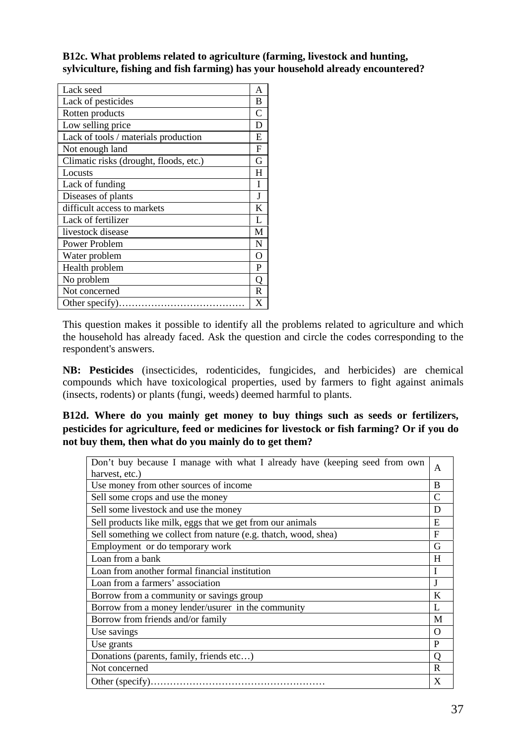**B12c. What problems related to agriculture (farming, livestock and hunting, sylviculture, fishing and fish farming) has your household already encountered?**

| | |
|---|---|
| Lack seed | A |
| Lack of pesticides | B |
| Rotten products | C |
| Low selling price | D |
| Lack of tools / materials production | E |
| Not enough land | F |
| Climatic risks (drought, floods, etc.) | G |
| Locusts | H |
| Lack of funding | I |
| Diseases of plants | J |
| difficult access to markets | K |
| Lack of fertilizer | L |
| livestock disease | M |
| Power Problem | N |
| Water problem | O |
| Health problem | P |
| No problem | Q |
| Not concerned | R |
| Other specify)………………………………… | X |

This question makes it possible to identify all the problems related to agriculture and which the household has already faced. Ask the question and circle the codes corresponding to the respondent's answers.

**NB: Pesticides** (insecticides, rodenticides, fungicides, and herbicides) are chemical compounds which have toxicological properties, used by farmers to fight against animals (insects, rodents) or plants (fungi, weeds) deemed harmful to plants.

**B12d. Where do you mainly get money to buy things such as seeds or fertilizers, pesticides for agriculture, feed or medicines for livestock or fish farming? Or if you do not buy them, then what do you mainly do to get them?**

| | |
|---|---|
| Don't buy because I manage with what I already have (keeping seed from own harvest, etc.) | A |
| Use money from other sources of income | B |
| Sell some crops and use the money | C |
| Sell some livestock and use the money | D |
| Sell products like milk, eggs that we get from our animals | E |
| Sell something we collect from nature (e.g. thatch, wood, shea) | F |
| Employment or do temporary work | G |
| Loan from a bank | H |
| Loan from another formal financial institution | I |
| Loan from a farmers' association | J |
| Borrow from a community or savings group | K |
| Borrow from a money lender/usurer in the community | L |
| Borrow from friends and/or family | M |
| Use savings | O |
| Use grants | P |
| Donations (parents, family, friends etc…) | Q |
| Not concerned | R |
| Other (specify)……………………………………………… | X |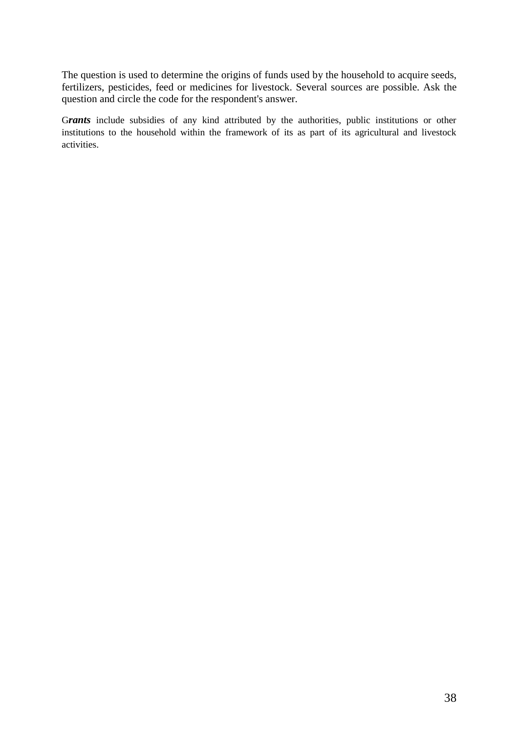The question is used to determine the origins of funds used by the household to acquire seeds, fertilizers, pesticides, feed or medicines for livestock. Several sources are possible. Ask the question and circle the code for the respondent's answer.

G***rants*** include subsidies of any kind attributed by the authorities, public institutions or other institutions to the household within the framework of its as part of its agricultural and livestock activities.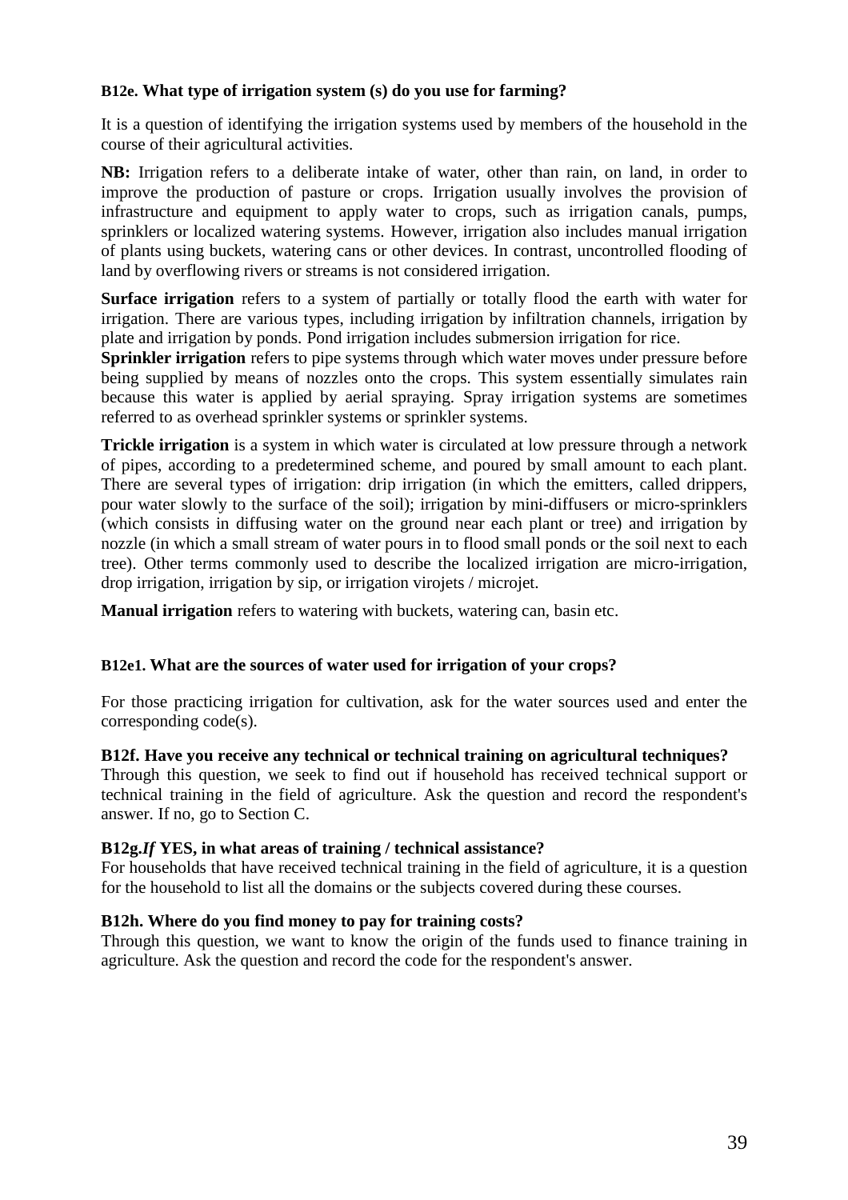**B12e. What type of irrigation system (s) do you use for farming?**

It is a question of identifying the irrigation systems used by members of the household in the course of their agricultural activities.

**NB:** Irrigation refers to a deliberate intake of water, other than rain, on land, in order to improve the production of pasture or crops. Irrigation usually involves the provision of infrastructure and equipment to apply water to crops, such as irrigation canals, pumps, sprinklers or localized watering systems. However, irrigation also includes manual irrigation of plants using buckets, watering cans or other devices. In contrast, uncontrolled flooding of land by overflowing rivers or streams is not considered irrigation.

**Surface irrigation** refers to a system of partially or totally flood the earth with water for irrigation. There are various types, including irrigation by infiltration channels, irrigation by plate and irrigation by ponds. Pond irrigation includes submersion irrigation for rice.

**Sprinkler irrigation** refers to pipe systems through which water moves under pressure before being supplied by means of nozzles onto the crops. This system essentially simulates rain because this water is applied by aerial spraying. Spray irrigation systems are sometimes referred to as overhead sprinkler systems or sprinkler systems.

**Trickle irrigation** is a system in which water is circulated at low pressure through a network of pipes, according to a predetermined scheme, and poured by small amount to each plant. There are several types of irrigation: drip irrigation (in which the emitters, called drippers, pour water slowly to the surface of the soil); irrigation by mini-diffusers or micro-sprinklers (which consists in diffusing water on the ground near each plant or tree) and irrigation by nozzle (in which a small stream of water pours in to flood small ponds or the soil next to each tree). Other terms commonly used to describe the localized irrigation are micro-irrigation, drop irrigation, irrigation by sip, or irrigation virojets / microjet.

**Manual irrigation** refers to watering with buckets, watering can, basin etc.

**B12e1. What are the sources of water used for irrigation of your crops?**

For those practicing irrigation for cultivation, ask for the water sources used and enter the corresponding code(s).

**B12f. Have you receive any technical or technical training on agricultural techniques?**

Through this question, we seek to find out if household has received technical support or technical training in the field of agriculture. Ask the question and record the respondent's answer. If no, go to Section C.

**B12g.*If* YES, in what areas of training / technical assistance?**

For households that have received technical training in the field of agriculture, it is a question for the household to list all the domains or the subjects covered during these courses.

**B12h. Where do you find money to pay for training costs?**

Through this question, we want to know the origin of the funds used to finance training in agriculture. Ask the question and record the code for the respondent's answer.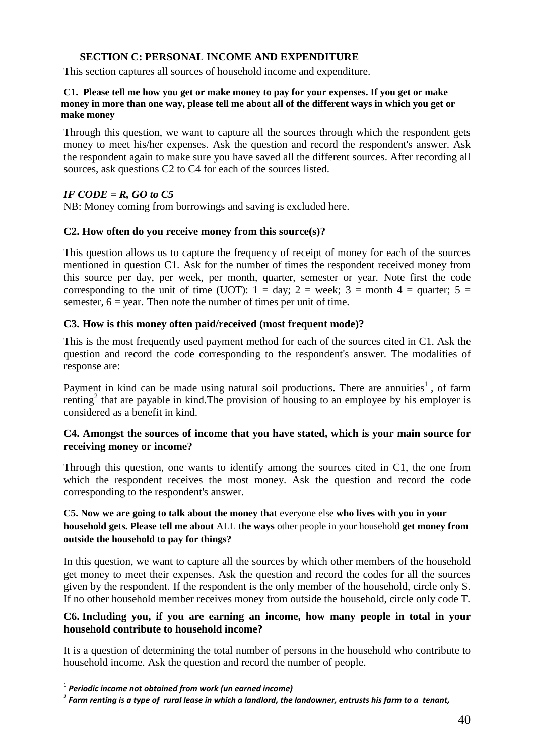## SECTION C: PERSONAL INCOME AND EXPENDITURE

This section captures all sources of household income and expenditure.

**C1. Please tell me how you get or make money to pay for your expenses. If you get or make money in more than one way, please tell me about all of the different ways in which you get or make money**

Through this question, we want to capture all the sources through which the respondent gets money to meet his/her expenses. Ask the question and record the respondent's answer. Ask the respondent again to make sure you have saved all the different sources. After recording all sources, ask questions C2 to C4 for each of the sources listed.

***IF CODE = R, GO to C5***

NB: Money coming from borrowings and saving is excluded here.

**C2. How often do you receive money from this source(s)?**

This question allows us to capture the frequency of receipt of money for each of the sources mentioned in question C1. Ask for the number of times the respondent received money from this source per day, per week, per month, quarter, semester or year. Note first the code corresponding to the unit of time (UOT): 1 = day; 2 = week; 3 = month 4 = quarter; 5 = semester, 6 = year. Then note the number of times per unit of time.

**C3. How is this money often paid/received (most frequent mode)?**

This is the most frequently used payment method for each of the sources cited in C1. Ask the question and record the code corresponding to the respondent's answer. The modalities of response are:

Payment in kind can be made using natural soil productions. There are annuities[1] , of farm renting[2] that are payable in kind.The provision of housing to an employee by his employer is considered as a benefit in kind.

**C4. Amongst the sources of income that you have stated, which is your main source for receiving money or income?**

Through this question, one wants to identify among the sources cited in C1, the one from which the respondent receives the most money. Ask the question and record the code corresponding to the respondent's answer.

**C5. Now we are going to talk about the money that** everyone else **who lives with you in your household gets. Please tell me about** ALL **the ways** other people in your household **get money from outside the household to pay for things?**

In this question, we want to capture all the sources by which other members of the household get money to meet their expenses. Ask the question and record the codes for all the sources given by the respondent. If the respondent is the only member of the household, circle only S. If no other household member receives money from outside the household, circle only code T.

**C6. Including you, if you are earning an income, how many people in total in your household contribute to household income?**

It is a question of determining the total number of persons in the household who contribute to household income. Ask the question and record the number of people.

---

[1] ***Periodic income not obtained from work (un earned income)***

[2] ***Farm renting is a type of rural lease in which a landlord, the landowner, entrusts his farm to a tenant,***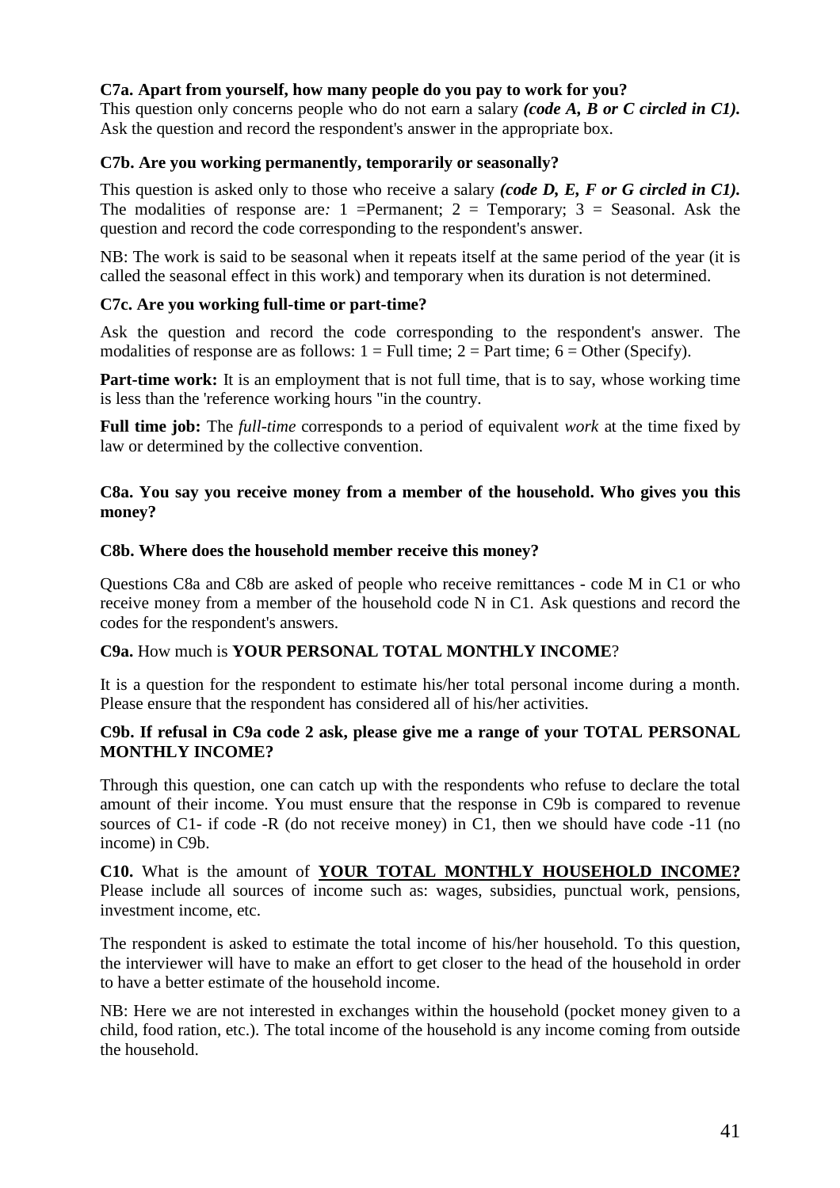**C7a. Apart from yourself, how many people do you pay to work for you?**

This question only concerns people who do not earn a salary ***(code A, B or C circled in C1).*** Ask the question and record the respondent's answer in the appropriate box.

**C7b. Are you working permanently, temporarily or seasonally?**

This question is asked only to those who receive a salary ***(code D, E, F or G circled in C1).*** The modalities of response are*:* 1 =Permanent; 2 = Temporary; 3 = Seasonal. Ask the question and record the code corresponding to the respondent's answer.

NB: The work is said to be seasonal when it repeats itself at the same period of the year (it is called the seasonal effect in this work) and temporary when its duration is not determined.

**C7c. Are you working full-time or part-time?**

Ask the question and record the code corresponding to the respondent's answer. The modalities of response are as follows: 1 = Full time; 2 = Part time; 6 = Other (Specify).

**Part-time work:** It is an employment that is not full time, that is to say, whose working time is less than the 'reference working hours "in the country.

**Full time job:** The *full-time* corresponds to a period of equivalent *work* at the time fixed by law or determined by the collective convention.

**C8a. You say you receive money from a member of the household. Who gives you this money?**

**C8b. Where does the household member receive this money?**

Questions C8a and C8b are asked of people who receive remittances - code M in C1 or who receive money from a member of the household code N in C1. Ask questions and record the codes for the respondent's answers.

**C9a.** How much is **YOUR PERSONAL TOTAL MONTHLY INCOME**?

It is a question for the respondent to estimate his/her total personal income during a month. Please ensure that the respondent has considered all of his/her activities.

**C9b. If refusal in C9a code 2 ask, please give me a range of your TOTAL PERSONAL MONTHLY INCOME?**

Through this question, one can catch up with the respondents who refuse to declare the total amount of their income. You must ensure that the response in C9b is compared to revenue sources of C1- if code -R (do not receive money) in C1, then we should have code -11 (no income) in C9b.

**C10.** What is the amount of **<u>YOUR TOTAL MONTHLY HOUSEHOLD INCOME?</u>** Please include all sources of income such as: wages, subsidies, punctual work, pensions, investment income, etc.

The respondent is asked to estimate the total income of his/her household. To this question, the interviewer will have to make an effort to get closer to the head of the household in order to have a better estimate of the household income.

NB: Here we are not interested in exchanges within the household (pocket money given to a child, food ration, etc.). The total income of the household is any income coming from outside the household.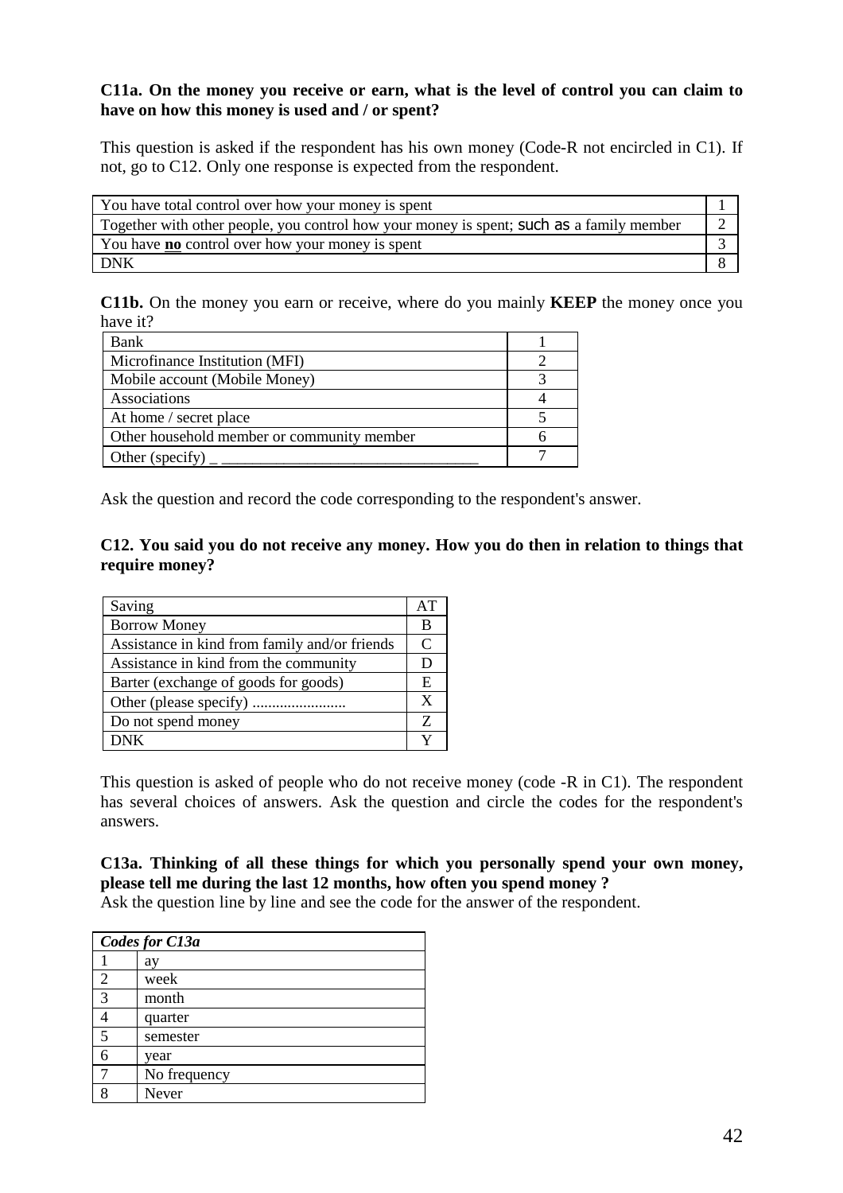**C11a. On the money you receive or earn, what is the level of control you can claim to have on how this money is used and / or spent?**

This question is asked if the respondent has his own money (Code-R not encircled in C1). If not, go to C12. Only one response is expected from the respondent.

| | |
|---|---|
| You have total control over how your money is spent | 1 |
| Together with other people, you control how your money is spent; such as a family member | 2 |
| You have **no** control over how your money is spent | 3 |
| DNK | 8 |

**C11b.** On the money you earn or receive, where do you mainly **KEEP** the money once you have it?

| | |
|---|---|
| Bank | 1 |
| Microfinance Institution (MFI) | 2 |
| Mobile account (Mobile Money) | 3 |
| Associations | 4 |
| At home / secret place | 5 |
| Other household member or community member | 6 |
| Other (specify) _ ________________________________ | 7 |

Ask the question and record the code corresponding to the respondent's answer.

**C12. You said you do not receive any money. How you do then in relation to things that require money?**

| | |
|---|---|
| Saving | AT |
| Borrow Money | B |
| Assistance in kind from family and/or friends | C |
| Assistance in kind from the community | D |
| Barter (exchange of goods for goods) | E |
| Other (please specify) ........................ | X |
| Do not spend money | Z |
| DNK | Y |

This question is asked of people who do not receive money (code -R in C1). The respondent has several choices of answers. Ask the question and circle the codes for the respondent's answers.

**C13a. Thinking of all these things for which you personally spend your own money, please tell me during the last 12 months, how often you spend money ?**
Ask the question line by line and see the code for the answer of the respondent.

| ***Codes for C13a*** | |
|---|---|
| 1 | ay |
| 2 | week |
| 3 | month |
| 4 | quarter |
| 5 | semester |
| 6 | year |
| 7 | No frequency |
| 8 | Never |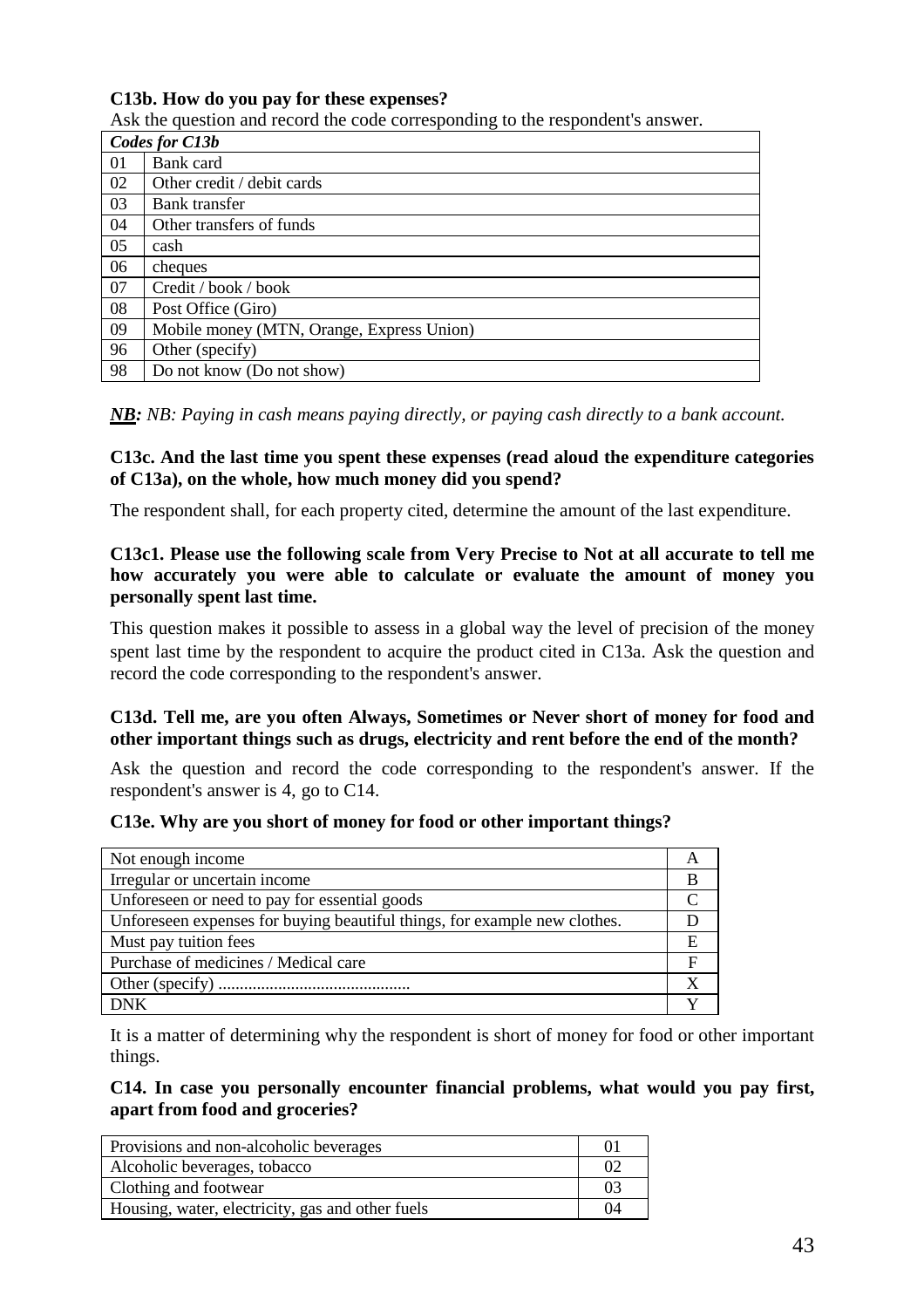**C13b. How do you pay for these expenses?**

Ask the question and record the code corresponding to the respondent's answer.

| *Codes for C13b* | |
|---|---|
| 01 | Bank card |
| 02 | Other credit / debit cards |
| 03 | Bank transfer |
| 04 | Other transfers of funds |
| 05 | cash |
| 06 | cheques |
| 07 | Credit / book / book |
| 08 | Post Office (Giro) |
| 09 | Mobile money (MTN, Orange, Express Union) |
| 96 | Other (specify) |
| 98 | Do not know (Do not show) |

***NB:*** *NB: Paying in cash means paying directly, or paying cash directly to a bank account.*

**C13c. And the last time you spent these expenses (read aloud the expenditure categories of C13a), on the whole, how much money did you spend?**

The respondent shall, for each property cited, determine the amount of the last expenditure.

**C13c1. Please use the following scale from Very Precise to Not at all accurate to tell me how accurately you were able to calculate or evaluate the amount of money you personally spent last time.**

This question makes it possible to assess in a global way the level of precision of the money spent last time by the respondent to acquire the product cited in C13a. Ask the question and record the code corresponding to the respondent's answer.

**C13d. Tell me, are you often Always, Sometimes or Never short of money for food and other important things such as drugs, electricity and rent before the end of the month?**

Ask the question and record the code corresponding to the respondent's answer. If the respondent's answer is 4, go to C14.

**C13e. Why are you short of money for food or other important things?**

| | |
|---|---|
| Not enough income | A |
| Irregular or uncertain income | B |
| Unforeseen or need to pay for essential goods | C |
| Unforeseen expenses for buying beautiful things, for example new clothes. | D |
| Must pay tuition fees | E |
| Purchase of medicines / Medical care | F |
| Other (specify) ............................................ | X |
| DNK | Y |

It is a matter of determining why the respondent is short of money for food or other important things.

**C14. In case you personally encounter financial problems, what would you pay first, apart from food and groceries?**

| | |
|---|---|
| Provisions and non-alcoholic beverages | 01 |
| Alcoholic beverages, tobacco | 02 |
| Clothing and footwear | 03 |
| Housing, water, electricity, gas and other fuels | 04 |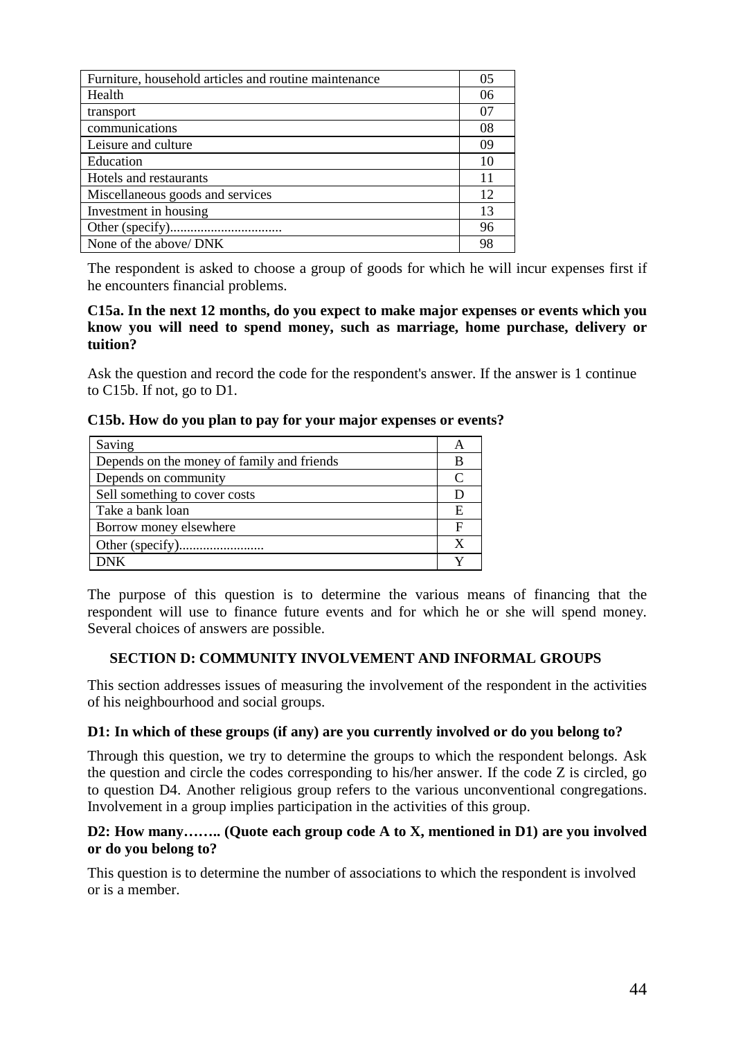| | |
|---|---|
| Furniture, household articles and routine maintenance | 05 |
| Health | 06 |
| transport | 07 |
| communications | 08 |
| Leisure and culture | 09 |
| Education | 10 |
| Hotels and restaurants | 11 |
| Miscellaneous goods and services | 12 |
| Investment in housing | 13 |
| Other (specify)................................. | 96 |
| None of the above/ DNK | 98 |

The respondent is asked to choose a group of goods for which he will incur expenses first if he encounters financial problems.

**C15a. In the next 12 months, do you expect to make major expenses or events which you know you will need to spend money, such as marriage, home purchase, delivery or tuition?**

Ask the question and record the code for the respondent's answer. If the answer is 1 continue to C15b. If not, go to D1.

**C15b. How do you plan to pay for your major expenses or events?**

| | |
|---|---|
| Saving | A |
| Depends on the money of family and friends | B |
| Depends on community | C |
| Sell something to cover costs | D |
| Take a bank loan | E |
| Borrow money elsewhere | F |
| Other (specify)......................... | X |
| DNK | Y |

The purpose of this question is to determine the various means of financing that the respondent will use to finance future events and for which he or she will spend money. Several choices of answers are possible.

## SECTION D: COMMUNITY INVOLVEMENT AND INFORMAL GROUPS

This section addresses issues of measuring the involvement of the respondent in the activities of his neighbourhood and social groups.

**D1: In which of these groups (if any) are you currently involved or do you belong to?**

Through this question, we try to determine the groups to which the respondent belongs. Ask the question and circle the codes corresponding to his/her answer. If the code Z is circled, go to question D4. Another religious group refers to the various unconventional congregations. Involvement in a group implies participation in the activities of this group.

**D2: How many…….. (Quote each group code A to X, mentioned in D1) are you involved or do you belong to?**

This question is to determine the number of associations to which the respondent is involved or is a member.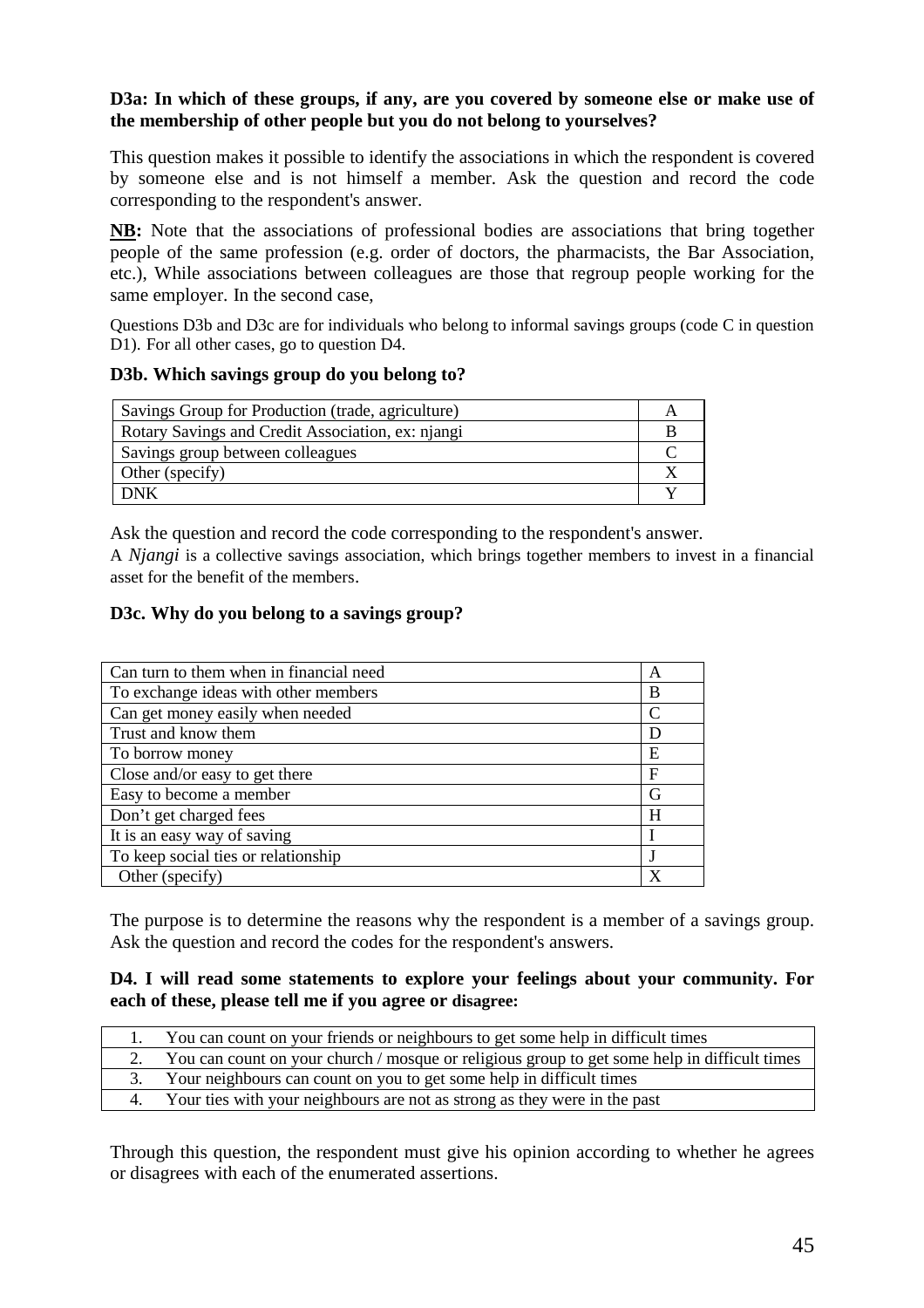**D3a: In which of these groups, if any, are you covered by someone else or make use of the membership of other people but you do not belong to yourselves?**

This question makes it possible to identify the associations in which the respondent is covered by someone else and is not himself a member. Ask the question and record the code corresponding to the respondent's answer.

**NB:** Note that the associations of professional bodies are associations that bring together people of the same profession (e.g. order of doctors, the pharmacists, the Bar Association, etc.), While associations between colleagues are those that regroup people working for the same employer. In the second case,

Questions D3b and D3c are for individuals who belong to informal savings groups (code C in question D1). For all other cases, go to question D4.

**D3b. Which savings group do you belong to?**

| | |
|---|---|
| Savings Group for Production (trade, agriculture) | A |
| Rotary Savings and Credit Association, ex: njangi | B |
| Savings group between colleagues | C |
| Other (specify) | X |
| DNK | Y |

Ask the question and record the code corresponding to the respondent's answer.

A *Njangi* is a collective savings association, which brings together members to invest in a financial asset for the benefit of the members.

**D3c. Why do you belong to a savings group?**

| | |
|---|---|
| Can turn to them when in financial need | A |
| To exchange ideas with other members | B |
| Can get money easily when needed | C |
| Trust and know them | D |
| To borrow money | E |
| Close and/or easy to get there | F |
| Easy to become a member | G |
| Don't get charged fees | H |
| It is an easy way of saving | I |
| To keep social ties or relationship | J |
| Other (specify) | X |

The purpose is to determine the reasons why the respondent is a member of a savings group. Ask the question and record the codes for the respondent's answers.

**D4. I will read some statements to explore your feelings about your community. For each of these, please tell me if you agree or disagree:**

| | |
|---|---|
| 1. | You can count on your friends or neighbours to get some help in difficult times |
| 2. | You can count on your church / mosque or religious group to get some help in difficult times |
| 3. | Your neighbours can count on you to get some help in difficult times |
| 4. | Your ties with your neighbours are not as strong as they were in the past |

Through this question, the respondent must give his opinion according to whether he agrees or disagrees with each of the enumerated assertions.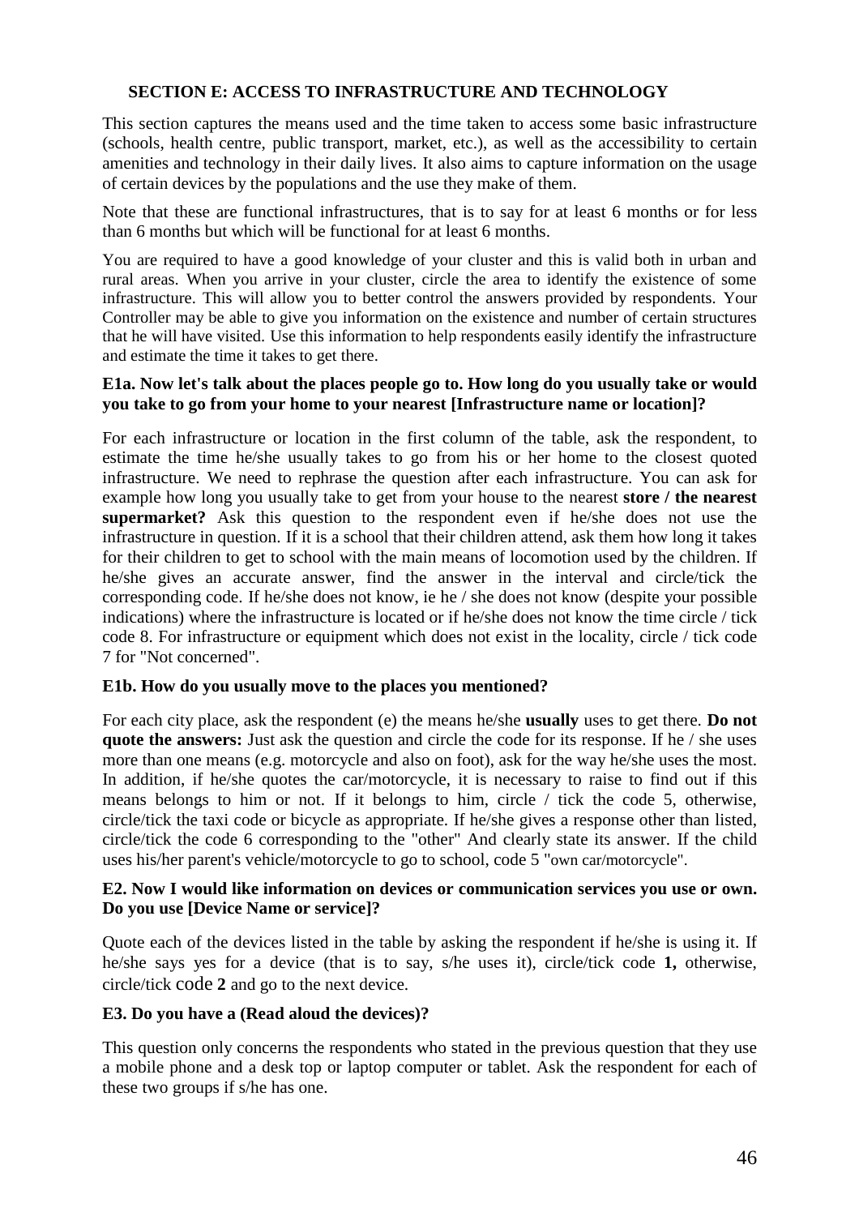## SECTION E: ACCESS TO INFRASTRUCTURE AND TECHNOLOGY

This section captures the means used and the time taken to access some basic infrastructure (schools, health centre, public transport, market, etc.), as well as the accessibility to certain amenities and technology in their daily lives. It also aims to capture information on the usage of certain devices by the populations and the use they make of them.

Note that these are functional infrastructures, that is to say for at least 6 months or for less than 6 months but which will be functional for at least 6 months.

You are required to have a good knowledge of your cluster and this is valid both in urban and rural areas. When you arrive in your cluster, circle the area to identify the existence of some infrastructure. This will allow you to better control the answers provided by respondents. Your Controller may be able to give you information on the existence and number of certain structures that he will have visited. Use this information to help respondents easily identify the infrastructure and estimate the time it takes to get there.

### E1a. Now let's talk about the places people go to. How long do you usually take or would you take to go from your home to your nearest [Infrastructure name or location]?

For each infrastructure or location in the first column of the table, ask the respondent, to estimate the time he/she usually takes to go from his or her home to the closest quoted infrastructure. We need to rephrase the question after each infrastructure. You can ask for example how long you usually take to get from your house to the nearest **store / the nearest supermarket?** Ask this question to the respondent even if he/she does not use the infrastructure in question. If it is a school that their children attend, ask them how long it takes for their children to get to school with the main means of locomotion used by the children. If he/she gives an accurate answer, find the answer in the interval and circle/tick the corresponding code. If he/she does not know, ie he / she does not know (despite your possible indications) where the infrastructure is located or if he/she does not know the time circle / tick code 8. For infrastructure or equipment which does not exist in the locality, circle / tick code 7 for "Not concerned".

### E1b. How do you usually move to the places you mentioned?

For each city place, ask the respondent (e) the means he/she **usually** uses to get there. **Do not quote the answers:** Just ask the question and circle the code for its response. If he / she uses more than one means (e.g. motorcycle and also on foot), ask for the way he/she uses the most. In addition, if he/she quotes the car/motorcycle, it is necessary to raise to find out if this means belongs to him or not. If it belongs to him, circle / tick the code 5, otherwise, circle/tick the taxi code or bicycle as appropriate. If he/she gives a response other than listed, circle/tick the code 6 corresponding to the "other" And clearly state its answer. If the child uses his/her parent's vehicle/motorcycle to go to school, code 5 "own car/motorcycle".

### E2. Now I would like information on devices or communication services you use or own. Do you use [Device Name or service]?

Quote each of the devices listed in the table by asking the respondent if he/she is using it. If he/she says yes for a device (that is to say, s/he uses it), circle/tick code **1,** otherwise, circle/tick code **2** and go to the next device.

### E3. Do you have a (Read aloud the devices)?

This question only concerns the respondents who stated in the previous question that they use a mobile phone and a desk top or laptop computer or tablet. Ask the respondent for each of these two groups if s/he has one.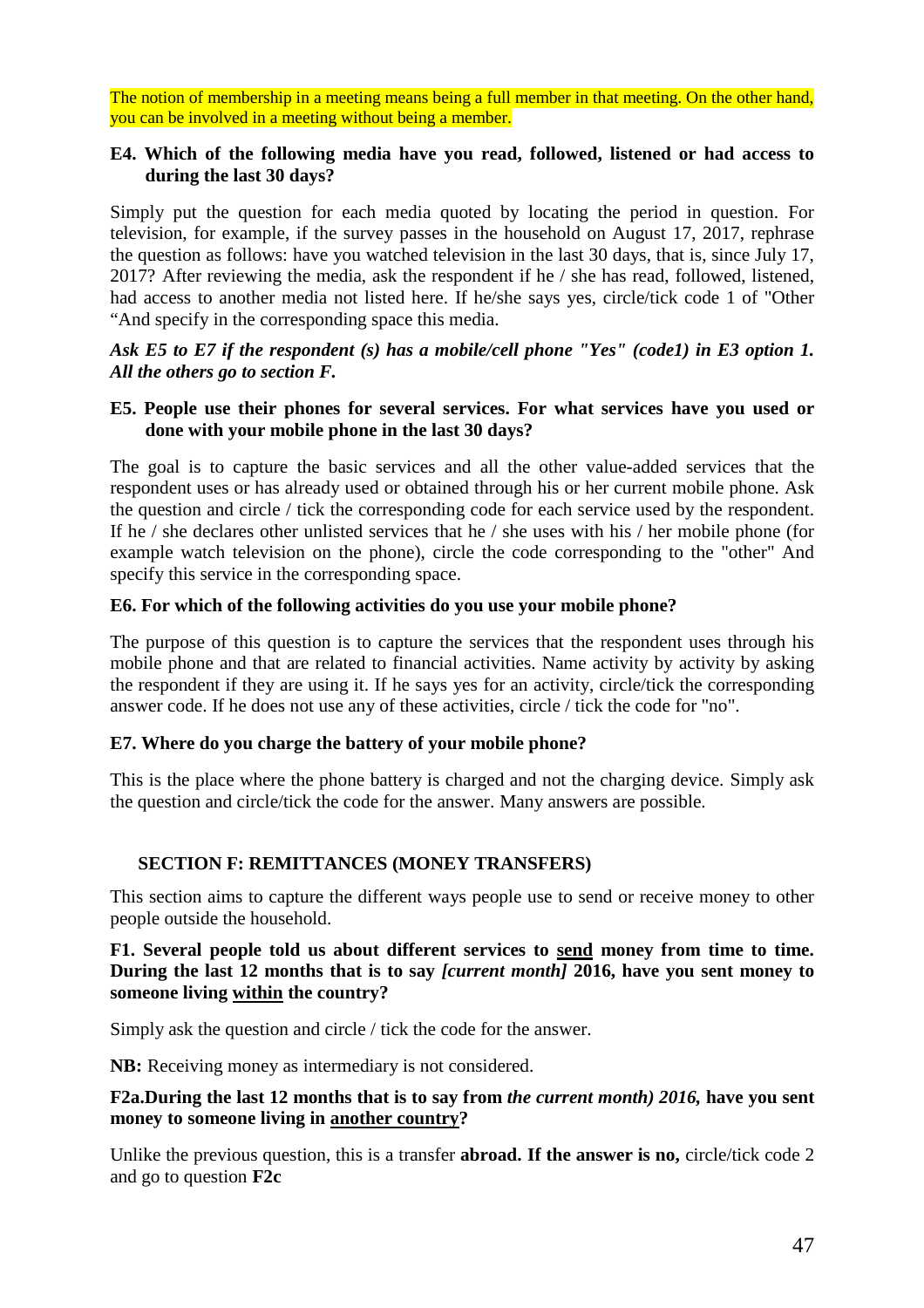The notion of membership in a meeting means being a full member in that meeting. On the other hand, you can be involved in a meeting without being a member.

**E4. Which of the following media have you read, followed, listened or had access to during the last 30 days?**

Simply put the question for each media quoted by locating the period in question. For television, for example, if the survey passes in the household on August 17, 2017, rephrase the question as follows: have you watched television in the last 30 days, that is, since July 17, 2017? After reviewing the media, ask the respondent if he / she has read, followed, listened, had access to another media not listed here. If he/she says yes, circle/tick code 1 of "Other "And specify in the corresponding space this media.

***Ask E5 to E7 if the respondent (s) has a mobile/cell phone "Yes" (code1) in E3 option 1. All the others go to section F.***

**E5. People use their phones for several services. For what services have you used or done with your mobile phone in the last 30 days?**

The goal is to capture the basic services and all the other value-added services that the respondent uses or has already used or obtained through his or her current mobile phone. Ask the question and circle / tick the corresponding code for each service used by the respondent. If he / she declares other unlisted services that he / she uses with his / her mobile phone (for example watch television on the phone), circle the code corresponding to the "other" And specify this service in the corresponding space.

**E6. For which of the following activities do you use your mobile phone?**

The purpose of this question is to capture the services that the respondent uses through his mobile phone and that are related to financial activities. Name activity by activity by asking the respondent if they are using it. If he says yes for an activity, circle/tick the corresponding answer code. If he does not use any of these activities, circle / tick the code for "no".

**E7. Where do you charge the battery of your mobile phone?**

This is the place where the phone battery is charged and not the charging device. Simply ask the question and circle/tick the code for the answer. Many answers are possible.

## SECTION F: REMITTANCES (MONEY TRANSFERS)

This section aims to capture the different ways people use to send or receive money to other people outside the household.

**F1. Several people told us about different services to <u>send</u> money from time to time. During the last 12 months that is to say *[current month]* 2016, have you sent money to someone living <u>within</u> the country?**

Simply ask the question and circle / tick the code for the answer.

**NB:** Receiving money as intermediary is not considered.

**F2a.During the last 12 months that is to say from *the current month) 2016,* have you sent money to someone living in <u>another country</u>?**

Unlike the previous question, this is a transfer **abroad. If the answer is no,** circle/tick code 2 and go to question **F2c**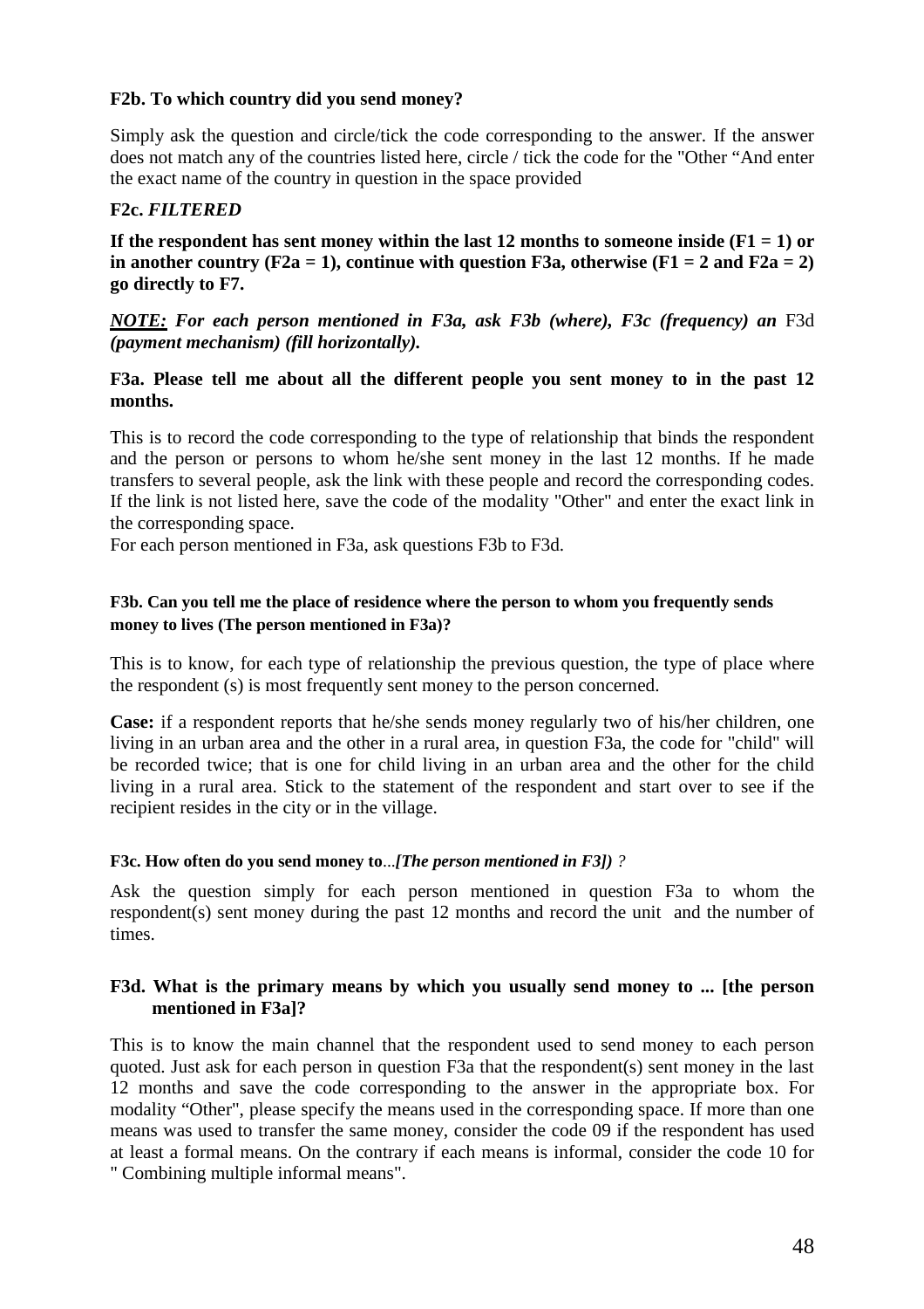**F2b. To which country did you send money?**

Simply ask the question and circle/tick the code corresponding to the answer. If the answer does not match any of the countries listed here, circle / tick the code for the "Other "And enter the exact name of the country in question in the space provided

**F2c.** ***FILTERED***

**If the respondent has sent money within the last 12 months to someone inside (F1 = 1) or in another country (F2a = 1), continue with question F3a, otherwise (F1 = 2 and F2a = 2) go directly to F7.**

***NOTE:*** ***For each person mentioned in F3a, ask F3b (where), F3c (frequency) an*** F3d ***(payment mechanism) (fill horizontally).***

**F3a. Please tell me about all the different people you sent money to in the past 12 months.**

This is to record the code corresponding to the type of relationship that binds the respondent and the person or persons to whom he/she sent money in the last 12 months. If he made transfers to several people, ask the link with these people and record the corresponding codes. If the link is not listed here, save the code of the modality "Other" and enter the exact link in the corresponding space.
For each person mentioned in F3a, ask questions F3b to F3d.

**F3b. Can you tell me the place of residence where the person to whom you frequently sends money to lives (The person mentioned in F3a)?**

This is to know, for each type of relationship the previous question, the type of place where the respondent (s) is most frequently sent money to the person concerned.

**Case:** if a respondent reports that he/she sends money regularly two of his/her children, one living in an urban area and the other in a rural area, in question F3a, the code for "child" will be recorded twice; that is one for child living in an urban area and the other for the child living in a rural area. Stick to the statement of the respondent and start over to see if the recipient resides in the city or in the village.

**F3c. How often do you send money to**...***[The person mentioned in F3])*** *?*

Ask the question simply for each person mentioned in question F3a to whom the respondent(s) sent money during the past 12 months and record the unit and the number of times.

**F3d. What is the primary means by which you usually send money to ... [the person mentioned in F3a]?**

This is to know the main channel that the respondent used to send money to each person quoted. Just ask for each person in question F3a that the respondent(s) sent money in the last 12 months and save the code corresponding to the answer in the appropriate box. For modality "Other", please specify the means used in the corresponding space. If more than one means was used to transfer the same money, consider the code 09 if the respondent has used at least a formal means. On the contrary if each means is informal, consider the code 10 for " Combining multiple informal means".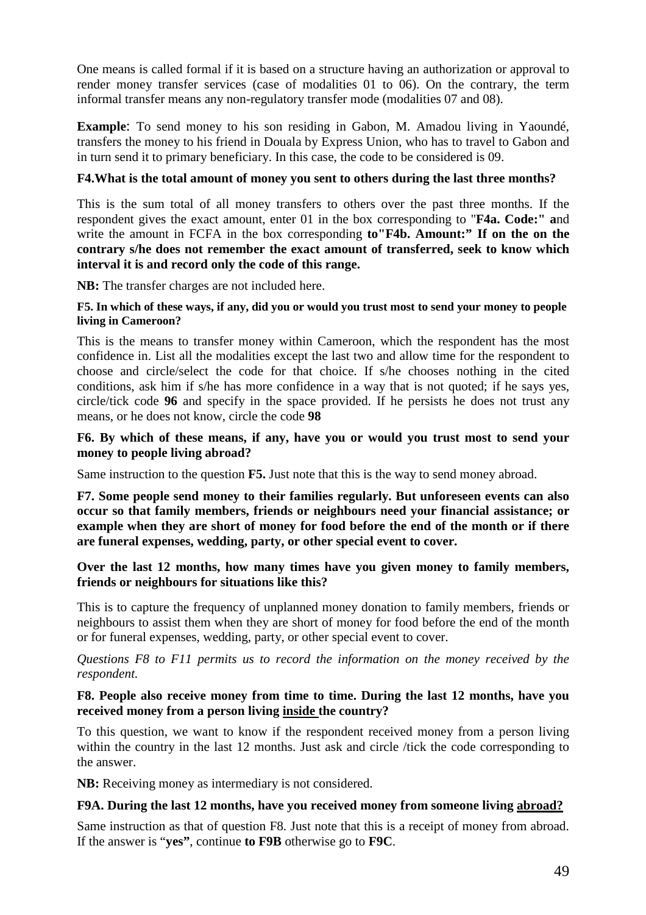One means is called formal if it is based on a structure having an authorization or approval to render money transfer services (case of modalities 01 to 06). On the contrary, the term informal transfer means any non-regulatory transfer mode (modalities 07 and 08).

**Example**: To send money to his son residing in Gabon, M. Amadou living in Yaoundé, transfers the money to his friend in Douala by Express Union, who has to travel to Gabon and in turn send it to primary beneficiary. In this case, the code to be considered is 09.

**F4.What is the total amount of money you sent to others during the last three months?**

This is the sum total of all money transfers to others over the past three months. If the respondent gives the exact amount, enter 01 in the box corresponding to "**F4a. Code:" a**nd write the amount in FCFA in the box corresponding **to"F4b. Amount:" If on the on the contrary s/he does not remember the exact amount of transferred, seek to know which interval it is and record only the code of this range.**

**NB:** The transfer charges are not included here.

**F5. In which of these ways, if any, did you or would you trust most to send your money to people living in Cameroon?**

This is the means to transfer money within Cameroon, which the respondent has the most confidence in. List all the modalities except the last two and allow time for the respondent to choose and circle/select the code for that choice. If s/he chooses nothing in the cited conditions, ask him if s/he has more confidence in a way that is not quoted; if he says yes, circle/tick code **96** and specify in the space provided. If he persists he does not trust any means, or he does not know, circle the code **98**

**F6. By which of these means, if any, have you or would you trust most to send your money to people living abroad?**

Same instruction to the question **F5.** Just note that this is the way to send money abroad.

**F7. Some people send money to their families regularly. But unforeseen events can also occur so that family members, friends or neighbours need your financial assistance; or example when they are short of money for food before the end of the month or if there are funeral expenses, wedding, party, or other special event to cover.**

**Over the last 12 months, how many times have you given money to family members, friends or neighbours for situations like this?**

This is to capture the frequency of unplanned money donation to family members, friends or neighbours to assist them when they are short of money for food before the end of the month or for funeral expenses, wedding, party, or other special event to cover.

*Questions F8 to F11 permits us to record the information on the money received by the respondent.*

**F8. People also receive money from time to time. During the last 12 months, have you received money from a person living <u>inside</u> the country?**

To this question, we want to know if the respondent received money from a person living within the country in the last 12 months. Just ask and circle /tick the code corresponding to the answer.

**NB:** Receiving money as intermediary is not considered.

**F9A. During the last 12 months, have you received money from someone living <u>abroad?</u>**

Same instruction as that of question F8. Just note that this is a receipt of money from abroad. If the answer is "**yes"**, continue **to F9B** otherwise go to **F9C**.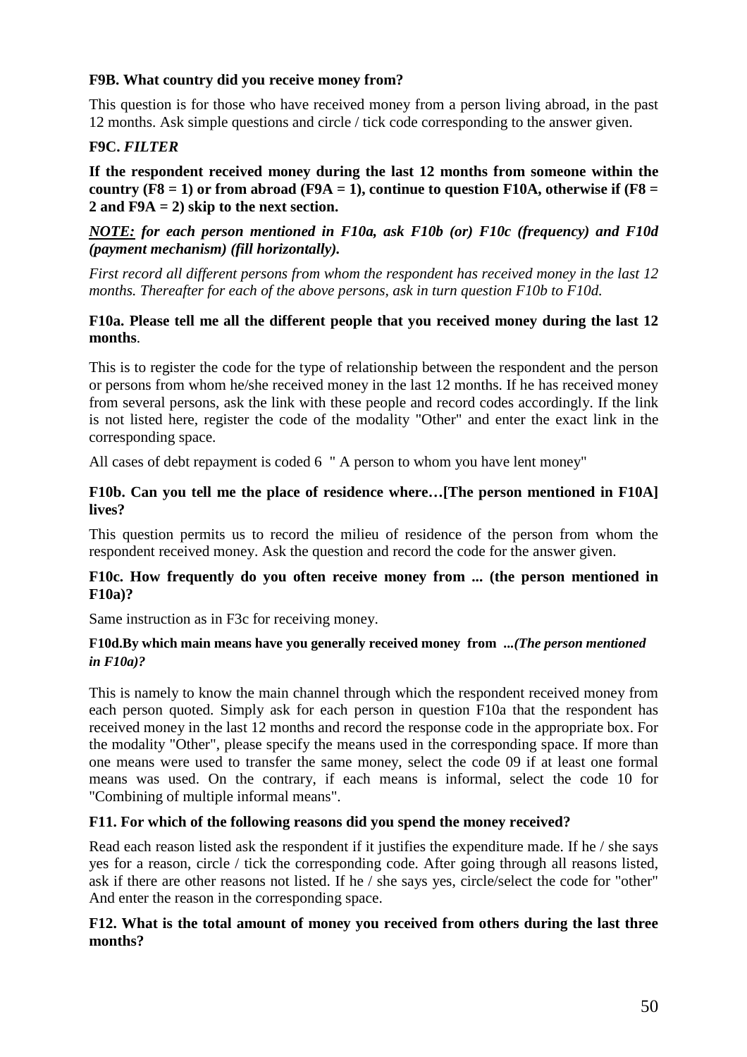**F9B. What country did you receive money from?**

This question is for those who have received money from a person living abroad, in the past 12 months. Ask simple questions and circle / tick code corresponding to the answer given.

**F9C.** ***FILTER***

**If the respondent received money during the last 12 months from someone within the country (F8 = 1) or from abroad (F9A = 1), continue to question F10A, otherwise if (F8 = 2 and F9A = 2) skip to the next section.**

***NOTE:*** ***for each person mentioned in F10a, ask F10b (or) F10c (frequency) and F10d (payment mechanism) (fill horizontally).***

*First record all different persons from whom the respondent has received money in the last 12 months. Thereafter for each of the above persons, ask in turn question F10b to F10d.*

**F10a. Please tell me all the different people that you received money during the last 12 months**.

This is to register the code for the type of relationship between the respondent and the person or persons from whom he/she received money in the last 12 months. If he has received money from several persons, ask the link with these people and record codes accordingly. If the link is not listed here, register the code of the modality "Other" and enter the exact link in the corresponding space.

All cases of debt repayment is coded 6 " A person to whom you have lent money"

**F10b. Can you tell me the place of residence where…[The person mentioned in F10A] lives?**

This question permits us to record the milieu of residence of the person from whom the respondent received money. Ask the question and record the code for the answer given.

**F10c. How frequently do you often receive money from ... (the person mentioned in F10a)?**

Same instruction as in F3c for receiving money.

**F10d.By which main means have you generally received money from** ***...(The person mentioned in F10a)?***

This is namely to know the main channel through which the respondent received money from each person quoted. Simply ask for each person in question F10a that the respondent has received money in the last 12 months and record the response code in the appropriate box. For the modality "Other", please specify the means used in the corresponding space. If more than one means were used to transfer the same money, select the code 09 if at least one formal means was used. On the contrary, if each means is informal, select the code 10 for "Combining of multiple informal means".

**F11. For which of the following reasons did you spend the money received?**

Read each reason listed ask the respondent if it justifies the expenditure made. If he / she says yes for a reason, circle / tick the corresponding code. After going through all reasons listed, ask if there are other reasons not listed. If he / she says yes, circle/select the code for "other" And enter the reason in the corresponding space.

**F12. What is the total amount of money you received from others during the last three months?**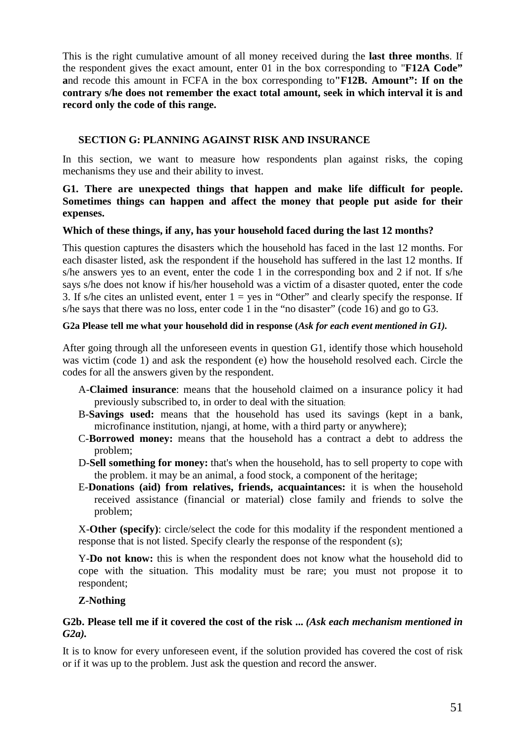This is the right cumulative amount of all money received during the **last three months**. If the respondent gives the exact amount, enter 01 in the box corresponding to "**F12A Code" a**nd recode this amount in FCFA in the box corresponding to**"F12B. Amount": If on the contrary s/he does not remember the exact total amount, seek in which interval it is and record only the code of this range.**

## SECTION G: PLANNING AGAINST RISK AND INSURANCE

In this section, we want to measure how respondents plan against risks, the coping mechanisms they use and their ability to invest.

**G1. There are unexpected things that happen and make life difficult for people. Sometimes things can happen and affect the money that people put aside for their expenses.**

**Which of these things, if any, has your household faced during the last 12 months?**

This question captures the disasters which the household has faced in the last 12 months. For each disaster listed, ask the respondent if the household has suffered in the last 12 months. If s/he answers yes to an event, enter the code 1 in the corresponding box and 2 if not. If s/he says s/he does not know if his/her household was a victim of a disaster quoted, enter the code 3. If s/he cites an unlisted event, enter 1 = yes in "Other" and clearly specify the response. If s/he says that there was no loss, enter code 1 in the "no disaster" (code 16) and go to G3.

**G2a Please tell me what your household did in response (*Ask for each event mentioned in G1).***

After going through all the unforeseen events in question G1, identify those which household was victim (code 1) and ask the respondent (e) how the household resolved each. Circle the codes for all the answers given by the respondent.

- A-**Claimed insurance**: means that the household claimed on a insurance policy it had previously subscribed to, in order to deal with the situation;
- B-**Savings used:** means that the household has used its savings (kept in a bank, microfinance institution, njangi, at home, with a third party or anywhere);
- C-**Borrowed money:** means that the household has a contract a debt to address the problem;
- D-**Sell something for money:** that's when the household, has to sell property to cope with the problem. it may be an animal, a food stock, a component of the heritage;
- E-**Donations (aid) from relatives, friends, acquaintances:** it is when the household received assistance (financial or material) close family and friends to solve the problem;

X-**Other (specify)**: circle/select the code for this modality if the respondent mentioned a response that is not listed. Specify clearly the response of the respondent (s);

Y-**Do not know:** this is when the respondent does not know what the household did to cope with the situation. This modality must be rare; you must not propose it to respondent;

**Z-Nothing**

**G2b. Please tell me if it covered the cost of the risk ... *(Ask each mechanism mentioned in G2a).***

It is to know for every unforeseen event, if the solution provided has covered the cost of risk or if it was up to the problem. Just ask the question and record the answer.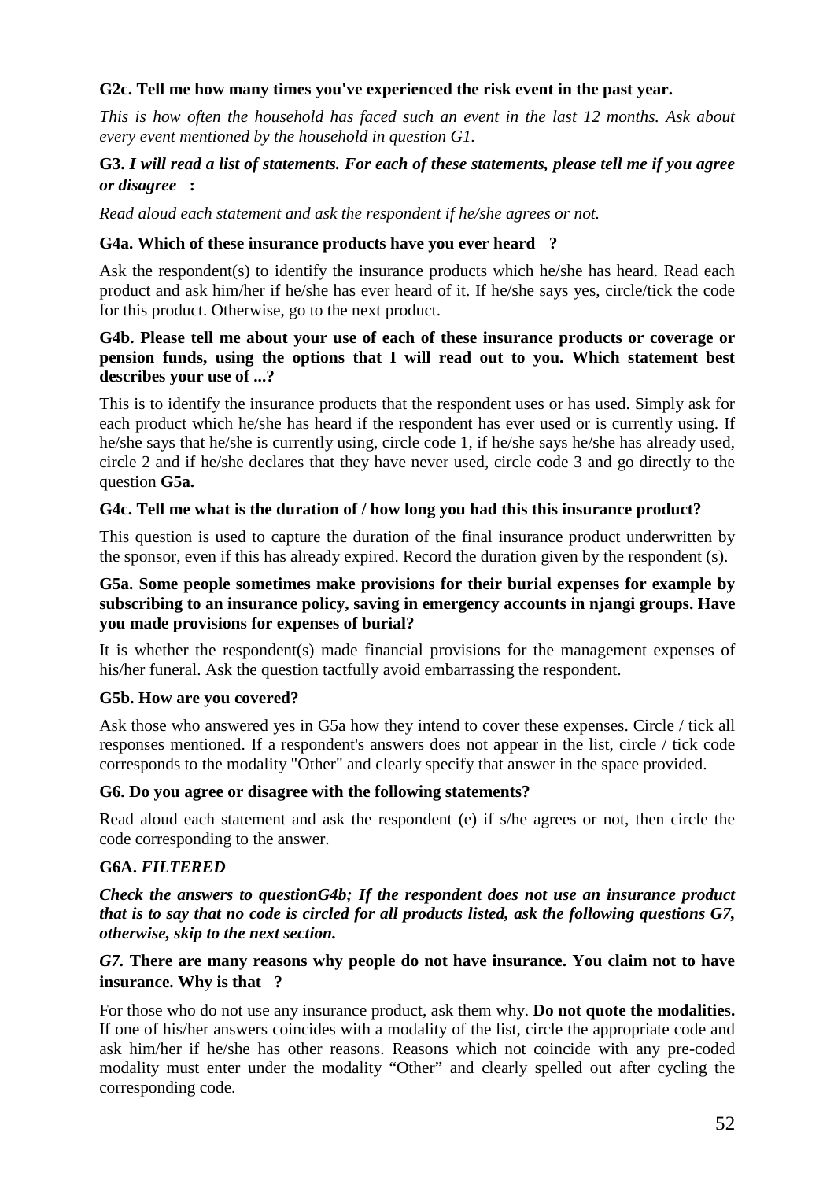**G2c. Tell me how many times you've experienced the risk event in the past year.**

*This is how often the household has faced such an event in the last 12 months. Ask about every event mentioned by the household in question G1.*

**G3.** ***I will read a list of statements. For each of these statements, please tell me if you agree or disagree*** **:**

*Read aloud each statement and ask the respondent if he/she agrees or not.*

**G4a. Which of these insurance products have you ever heard ?**

Ask the respondent(s) to identify the insurance products which he/she has heard. Read each product and ask him/her if he/she has ever heard of it. If he/she says yes, circle/tick the code for this product. Otherwise, go to the next product.

**G4b. Please tell me about your use of each of these insurance products or coverage or pension funds, using the options that I will read out to you. Which statement best describes your use of ...?**

This is to identify the insurance products that the respondent uses or has used. Simply ask for each product which he/she has heard if the respondent has ever used or is currently using. If he/she says that he/she is currently using, circle code 1, if he/she says he/she has already used, circle 2 and if he/she declares that they have never used, circle code 3 and go directly to the question **G5a.**

**G4c. Tell me what is the duration of / how long you had this this insurance product?**

This question is used to capture the duration of the final insurance product underwritten by the sponsor, even if this has already expired. Record the duration given by the respondent (s).

**G5a. Some people sometimes make provisions for their burial expenses for example by subscribing to an insurance policy, saving in emergency accounts in njangi groups. Have you made provisions for expenses of burial?**

It is whether the respondent(s) made financial provisions for the management expenses of his/her funeral. Ask the question tactfully avoid embarrassing the respondent.

**G5b. How are you covered?**

Ask those who answered yes in G5a how they intend to cover these expenses. Circle / tick all responses mentioned. If a respondent's answers does not appear in the list, circle / tick code corresponds to the modality "Other" and clearly specify that answer in the space provided.

**G6. Do you agree or disagree with the following statements?**

Read aloud each statement and ask the respondent (e) if s/he agrees or not, then circle the code corresponding to the answer.

**G6A.** ***FILTERED***

***Check the answers to questionG4b; If the respondent does not use an insurance product that is to say that no code is circled for all products listed, ask the following questions G7, otherwise, skip to the next section.***

*G7.* **There are many reasons why people do not have insurance. You claim not to have insurance. Why is that ?**

For those who do not use any insurance product, ask them why. **Do not quote the modalities.** If one of his/her answers coincides with a modality of the list, circle the appropriate code and ask him/her if he/she has other reasons. Reasons which not coincide with any pre-coded modality must enter under the modality "Other" and clearly spelled out after cycling the corresponding code.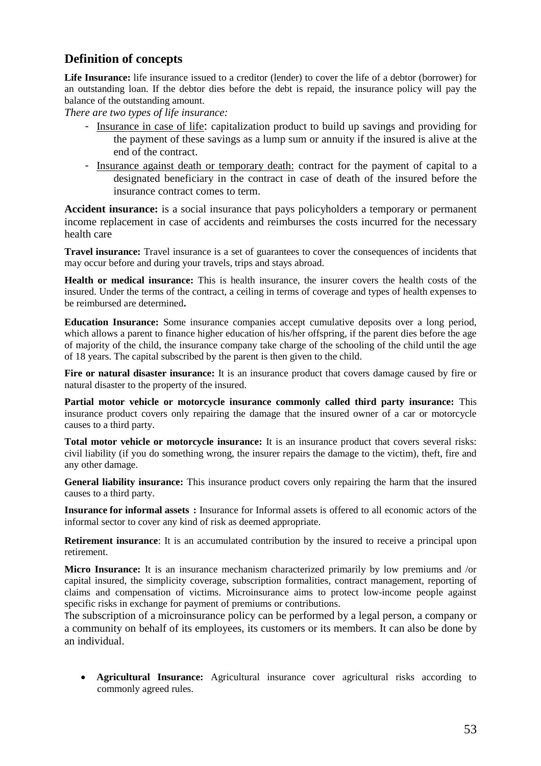## Definition of concepts

**Life Insurance:** life insurance issued to a creditor (lender) to cover the life of a debtor (borrower) for an outstanding loan. If the debtor dies before the debt is repaid, the insurance policy will pay the balance of the outstanding amount.

*There are two types of life insurance:*

- Insurance in case of life: capitalization product to build up savings and providing for the payment of these savings as a lump sum or annuity if the insured is alive at the end of the contract.
- Insurance against death or temporary death: contract for the payment of capital to a designated beneficiary in the contract in case of death of the insured before the insurance contract comes to term.

**Accident insurance:** is a social insurance that pays policyholders a temporary or permanent income replacement in case of accidents and reimburses the costs incurred for the necessary health care

**Travel insurance:** Travel insurance is a set of guarantees to cover the consequences of incidents that may occur before and during your travels, trips and stays abroad.

**Health or medical insurance:** This is health insurance, the insurer covers the health costs of the insured. Under the terms of the contract, a ceiling in terms of coverage and types of health expenses to be reimbursed are determined**.**

**Education Insurance:** Some insurance companies accept cumulative deposits over a long period, which allows a parent to finance higher education of his/her offspring, if the parent dies before the age of majority of the child, the insurance company take charge of the schooling of the child until the age of 18 years. The capital subscribed by the parent is then given to the child.

**Fire or natural disaster insurance:** It is an insurance product that covers damage caused by fire or natural disaster to the property of the insured.

**Partial motor vehicle or motorcycle insurance commonly called third party insurance:** This insurance product covers only repairing the damage that the insured owner of a car or motorcycle causes to a third party.

**Total motor vehicle or motorcycle insurance:** It is an insurance product that covers several risks: civil liability (if you do something wrong, the insurer repairs the damage to the victim), theft, fire and any other damage.

**General liability insurance:** This insurance product covers only repairing the harm that the insured causes to a third party.

**Insurance for informal assets :** Insurance for Informal assets is offered to all economic actors of the informal sector to cover any kind of risk as deemed appropriate.

**Retirement insurance**: It is an accumulated contribution by the insured to receive a principal upon retirement.

**Micro Insurance:** It is an insurance mechanism characterized primarily by low premiums and /or capital insured, the simplicity coverage, subscription formalities, contract management, reporting of claims and compensation of victims. Microinsurance aims to protect low-income people against specific risks in exchange for payment of premiums or contributions.

The subscription of a microinsurance policy can be performed by a legal person, a company or a community on behalf of its employees, its customers or its members. It can also be done by an individual.

- **Agricultural Insurance:** Agricultural insurance cover agricultural risks according to commonly agreed rules.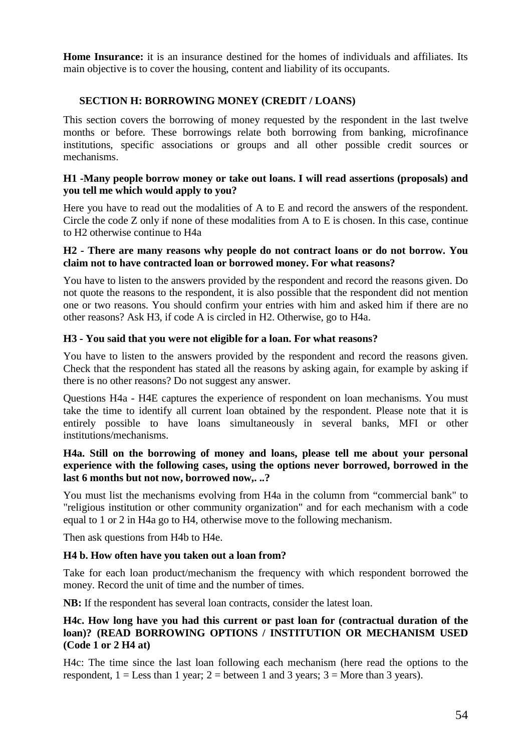**Home Insurance:** it is an insurance destined for the homes of individuals and affiliates. Its main objective is to cover the housing, content and liability of its occupants.

## SECTION H: BORROWING MONEY (CREDIT / LOANS)

This section covers the borrowing of money requested by the respondent in the last twelve months or before. These borrowings relate both borrowing from banking, microfinance institutions, specific associations or groups and all other possible credit sources or mechanisms.

**H1 -Many people borrow money or take out loans. I will read assertions (proposals) and you tell me which would apply to you?**

Here you have to read out the modalities of A to E and record the answers of the respondent. Circle the code Z only if none of these modalities from A to E is chosen. In this case, continue to H2 otherwise continue to H4a

**H2 - There are many reasons why people do not contract loans or do not borrow. You claim not to have contracted loan or borrowed money. For what reasons?**

You have to listen to the answers provided by the respondent and record the reasons given. Do not quote the reasons to the respondent, it is also possible that the respondent did not mention one or two reasons. You should confirm your entries with him and asked him if there are no other reasons? Ask H3, if code A is circled in H2. Otherwise, go to H4a.

**H3 - You said that you were not eligible for a loan. For what reasons?**

You have to listen to the answers provided by the respondent and record the reasons given. Check that the respondent has stated all the reasons by asking again, for example by asking if there is no other reasons? Do not suggest any answer.

Questions H4a - H4E captures the experience of respondent on loan mechanisms. You must take the time to identify all current loan obtained by the respondent. Please note that it is entirely possible to have loans simultaneously in several banks, MFI or other institutions/mechanisms.

**H4a. Still on the borrowing of money and loans, please tell me about your personal experience with the following cases, using the options never borrowed, borrowed in the last 6 months but not now, borrowed now,. ..?**

You must list the mechanisms evolving from H4a in the column from "commercial bank" to "religious institution or other community organization" and for each mechanism with a code equal to 1 or 2 in H4a go to H4, otherwise move to the following mechanism.

Then ask questions from H4b to H4e.

**H4 b. How often have you taken out a loan from?**

Take for each loan product/mechanism the frequency with which respondent borrowed the money. Record the unit of time and the number of times.

**NB:** If the respondent has several loan contracts, consider the latest loan.

**H4c. How long have you had this current or past loan for (contractual duration of the loan)? (READ BORROWING OPTIONS / INSTITUTION OR MECHANISM USED (Code 1 or 2 H4 at)**

H4c: The time since the last loan following each mechanism (here read the options to the respondent, 1 = Less than 1 year; 2 = between 1 and 3 years; 3 = More than 3 years).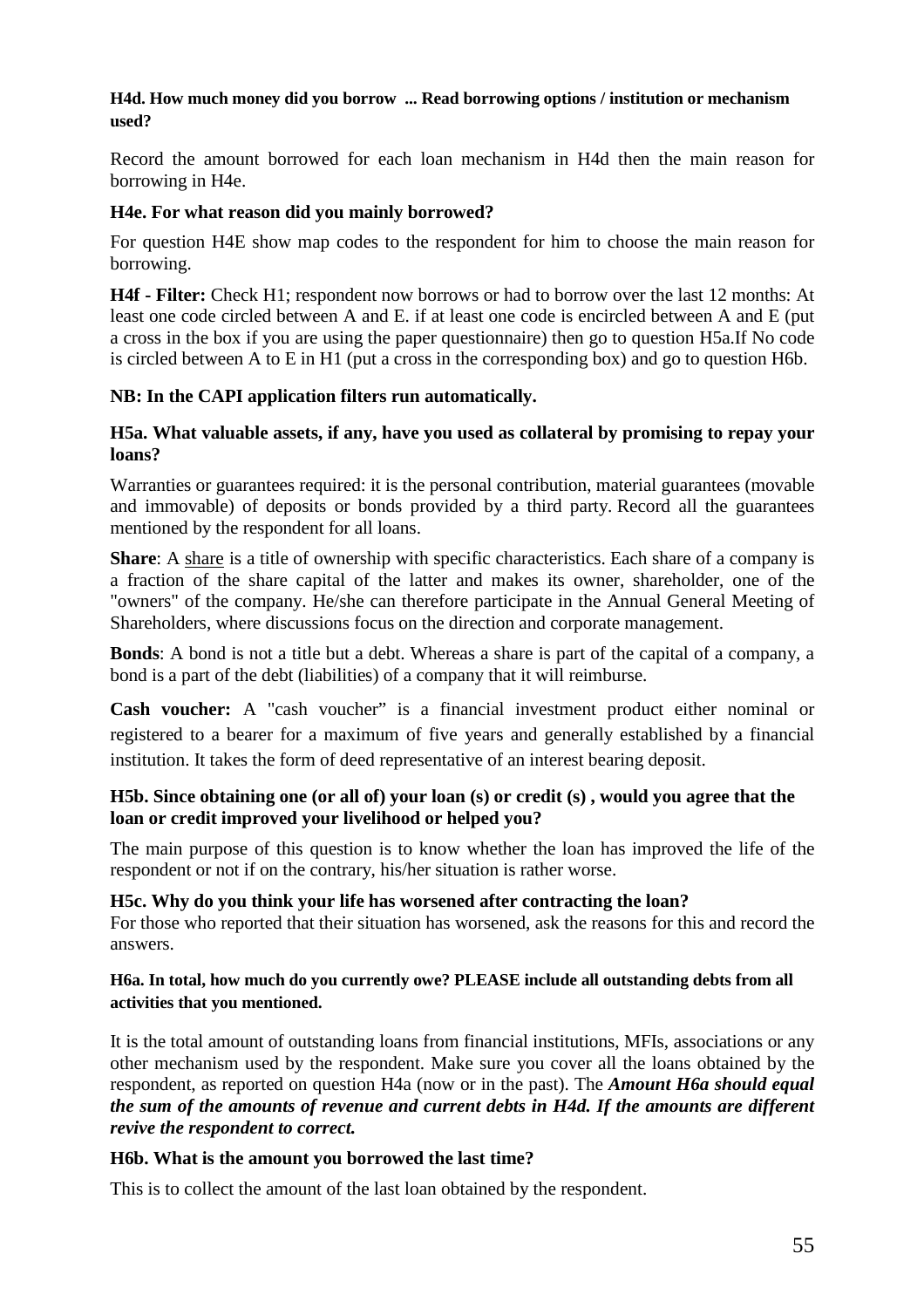**H4d. How much money did you borrow ... Read borrowing options / institution or mechanism used?**

Record the amount borrowed for each loan mechanism in H4d then the main reason for borrowing in H4e.

**H4e. For what reason did you mainly borrowed?**

For question H4E show map codes to the respondent for him to choose the main reason for borrowing.

**H4f - Filter:** Check H1; respondent now borrows or had to borrow over the last 12 months: At least one code circled between A and E. if at least one code is encircled between A and E (put a cross in the box if you are using the paper questionnaire) then go to question H5a.If No code is circled between A to E in H1 (put a cross in the corresponding box) and go to question H6b.

**NB: In the CAPI application filters run automatically.**

**H5a. What valuable assets, if any, have you used as collateral by promising to repay your loans?**

Warranties or guarantees required: it is the personal contribution, material guarantees (movable and immovable) of deposits or bonds provided by a third party. Record all the guarantees mentioned by the respondent for all loans.

**Share**: A share is a title of ownership with specific characteristics. Each share of a company is a fraction of the share capital of the latter and makes its owner, shareholder, one of the "owners" of the company. He/she can therefore participate in the Annual General Meeting of Shareholders, where discussions focus on the direction and corporate management.

**Bonds**: A bond is not a title but a debt. Whereas a share is part of the capital of a company, a bond is a part of the debt (liabilities) of a company that it will reimburse.

**Cash voucher:** A "cash voucher" is a financial investment product either nominal or registered to a bearer for a maximum of five years and generally established by a financial institution. It takes the form of deed representative of an interest bearing deposit.

**H5b. Since obtaining one (or all of) your loan (s) or credit (s) , would you agree that the loan or credit improved your livelihood or helped you?**

The main purpose of this question is to know whether the loan has improved the life of the respondent or not if on the contrary, his/her situation is rather worse.

**H5c. Why do you think your life has worsened after contracting the loan?**
For those who reported that their situation has worsened, ask the reasons for this and record the answers.

**H6a. In total, how much do you currently owe? PLEASE include all outstanding debts from all activities that you mentioned.**

It is the total amount of outstanding loans from financial institutions, MFIs, associations or any other mechanism used by the respondent. Make sure you cover all the loans obtained by the respondent, as reported on question H4a (now or in the past). The ***Amount H6a should equal the sum of the amounts of revenue and current debts in H4d. If the amounts are different revive the respondent to correct.***

**H6b. What is the amount you borrowed the last time?**

This is to collect the amount of the last loan obtained by the respondent.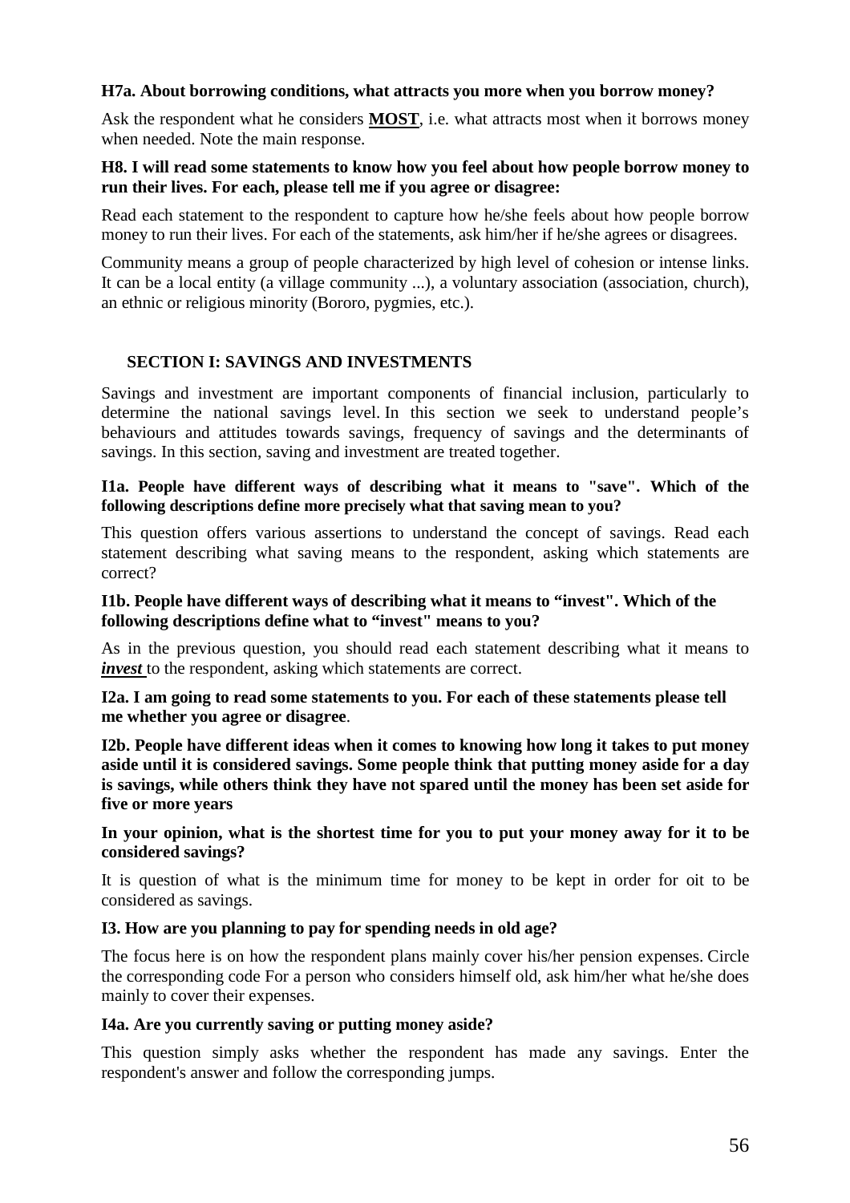**H7a. About borrowing conditions, what attracts you more when you borrow money?**

Ask the respondent what he considers **MOST**, i.e. what attracts most when it borrows money when needed. Note the main response.

**H8. I will read some statements to know how you feel about how people borrow money to run their lives. For each, please tell me if you agree or disagree:**

Read each statement to the respondent to capture how he/she feels about how people borrow money to run their lives. For each of the statements, ask him/her if he/she agrees or disagrees.

Community means a group of people characterized by high level of cohesion or intense links. It can be a local entity (a village community ...), a voluntary association (association, church), an ethnic or religious minority (Bororo, pygmies, etc.).

## SECTION I: SAVINGS AND INVESTMENTS

Savings and investment are important components of financial inclusion, particularly to determine the national savings level. In this section we seek to understand people's behaviours and attitudes towards savings, frequency of savings and the determinants of savings. In this section, saving and investment are treated together.

**I1a. People have different ways of describing what it means to "save". Which of the following descriptions define more precisely what that saving mean to you?**

This question offers various assertions to understand the concept of savings. Read each statement describing what saving means to the respondent, asking which statements are correct?

**I1b. People have different ways of describing what it means to "invest". Which of the following descriptions define what to "invest" means to you?**

As in the previous question, you should read each statement describing what it means to ***invest*** to the respondent, asking which statements are correct.

**I2a. I am going to read some statements to you. For each of these statements please tell me whether you agree or disagree**.

**I2b. People have different ideas when it comes to knowing how long it takes to put money aside until it is considered savings. Some people think that putting money aside for a day is savings, while others think they have not spared until the money has been set aside for five or more years**

**In your opinion, what is the shortest time for you to put your money away for it to be considered savings?**

It is question of what is the minimum time for money to be kept in order for oit to be considered as savings.

**I3. How are you planning to pay for spending needs in old age?**

The focus here is on how the respondent plans mainly cover his/her pension expenses. Circle the corresponding code For a person who considers himself old, ask him/her what he/she does mainly to cover their expenses.

**I4a. Are you currently saving or putting money aside?**

This question simply asks whether the respondent has made any savings. Enter the respondent's answer and follow the corresponding jumps.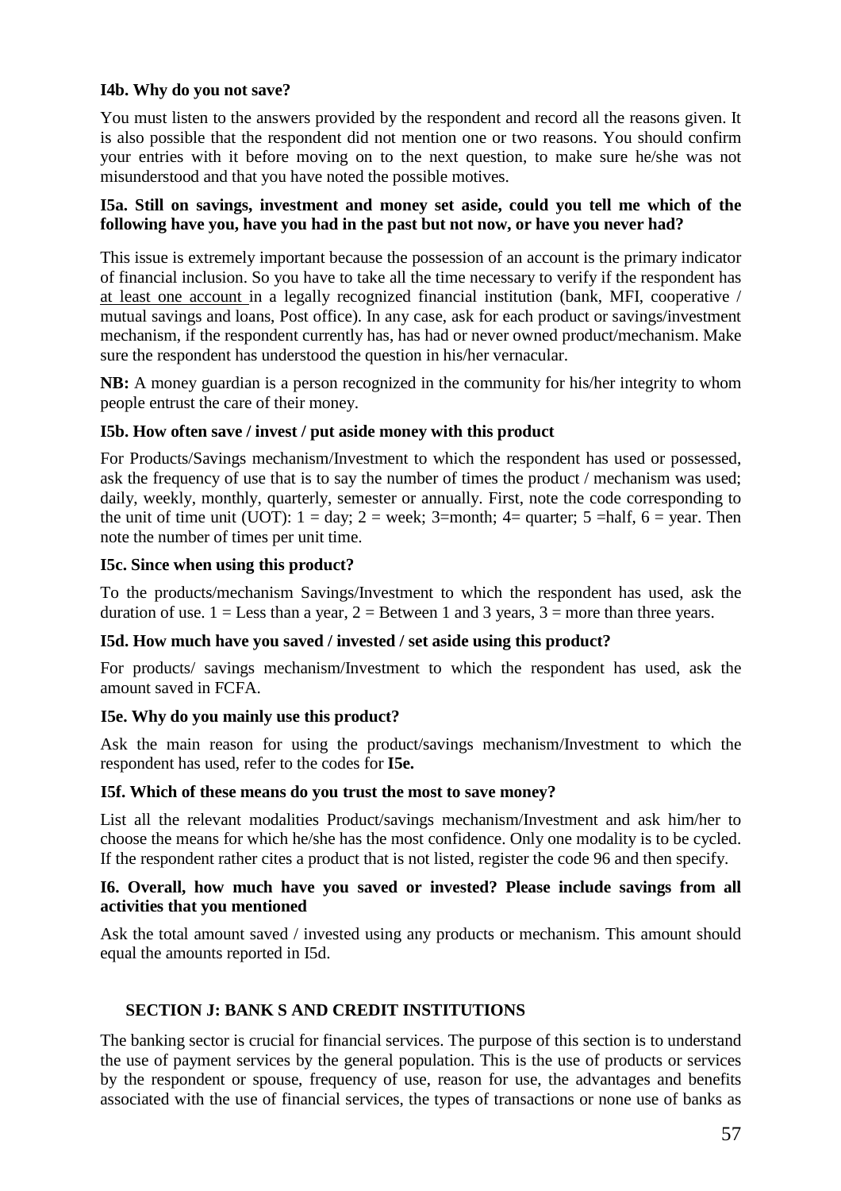**I4b. Why do you not save?**

You must listen to the answers provided by the respondent and record all the reasons given. It is also possible that the respondent did not mention one or two reasons. You should confirm your entries with it before moving on to the next question, to make sure he/she was not misunderstood and that you have noted the possible motives.

**I5a. Still on savings, investment and money set aside, could you tell me which of the following have you, have you had in the past but not now, or have you never had?**

This issue is extremely important because the possession of an account is the primary indicator of financial inclusion. So you have to take all the time necessary to verify if the respondent has at least one account in a legally recognized financial institution (bank, MFI, cooperative / mutual savings and loans, Post office). In any case, ask for each product or savings/investment mechanism, if the respondent currently has, has had or never owned product/mechanism. Make sure the respondent has understood the question in his/her vernacular.

**NB:** A money guardian is a person recognized in the community for his/her integrity to whom people entrust the care of their money.

**I5b. How often save / invest / put aside money with this product**

For Products/Savings mechanism/Investment to which the respondent has used or possessed, ask the frequency of use that is to say the number of times the product / mechanism was used; daily, weekly, monthly, quarterly, semester or annually. First, note the code corresponding to the unit of time unit (UOT): 1 = day; 2 = week; 3=month; 4= quarter; 5 =half, 6 = year. Then note the number of times per unit time.

**I5c. Since when using this product?**

To the products/mechanism Savings/Investment to which the respondent has used, ask the duration of use. 1 = Less than a year, 2 = Between 1 and 3 years, 3 = more than three years.

**I5d. How much have you saved / invested / set aside using this product?**

For products/ savings mechanism/Investment to which the respondent has used, ask the amount saved in FCFA.

**I5e. Why do you mainly use this product?**

Ask the main reason for using the product/savings mechanism/Investment to which the respondent has used, refer to the codes for **I5e.**

**I5f. Which of these means do you trust the most to save money?**

List all the relevant modalities Product/savings mechanism/Investment and ask him/her to choose the means for which he/she has the most confidence. Only one modality is to be cycled. If the respondent rather cites a product that is not listed, register the code 96 and then specify.

**I6. Overall, how much have you saved or invested? Please include savings from all activities that you mentioned**

Ask the total amount saved / invested using any products or mechanism. This amount should equal the amounts reported in I5d.

## SECTION J: BANK S AND CREDIT INSTITUTIONS

The banking sector is crucial for financial services. The purpose of this section is to understand the use of payment services by the general population. This is the use of products or services by the respondent or spouse, frequency of use, reason for use, the advantages and benefits associated with the use of financial services, the types of transactions or none use of banks as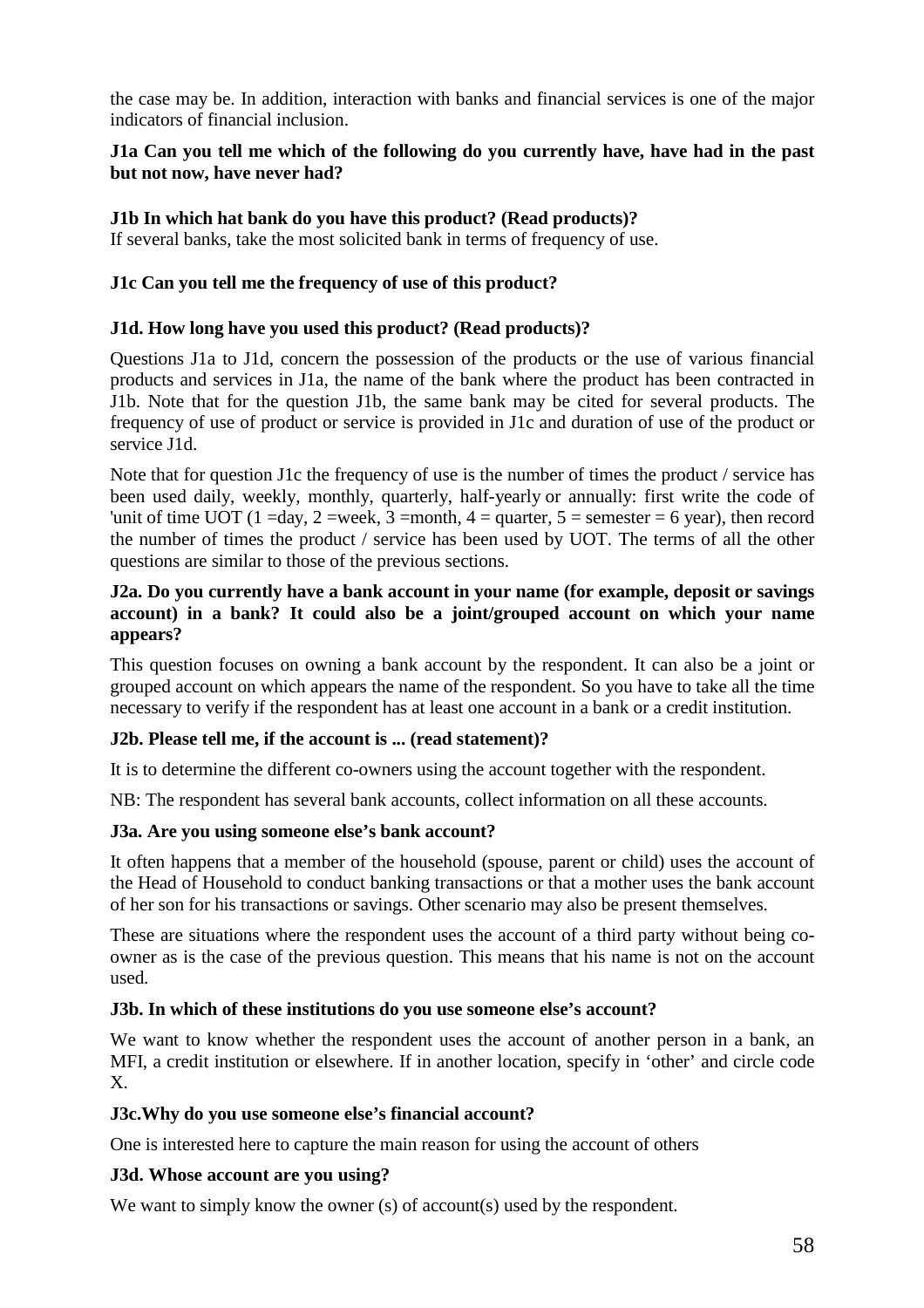the case may be. In addition, interaction with banks and financial services is one of the major indicators of financial inclusion.

**J1a Can you tell me which of the following do you currently have, have had in the past but not now, have never had?**

**J1b In which hat bank do you have this product? (Read products)?**

If several banks, take the most solicited bank in terms of frequency of use.

**J1c Can you tell me the frequency of use of this product?**

**J1d. How long have you used this product? (Read products)?**

Questions J1a to J1d, concern the possession of the products or the use of various financial products and services in J1a, the name of the bank where the product has been contracted in J1b. Note that for the question J1b, the same bank may be cited for several products. The frequency of use of product or service is provided in J1c and duration of use of the product or service J1d.

Note that for question J1c the frequency of use is the number of times the product / service has been used daily, weekly, monthly, quarterly, half-yearly or annually: first write the code of 'unit of time UOT (1 =day, 2 =week, 3 =month, 4 = quarter, 5 = semester = 6 year), then record the number of times the product / service has been used by UOT. The terms of all the other questions are similar to those of the previous sections.

**J2a. Do you currently have a bank account in your name (for example, deposit or savings account) in a bank? It could also be a joint/grouped account on which your name appears?**

This question focuses on owning a bank account by the respondent. It can also be a joint or grouped account on which appears the name of the respondent. So you have to take all the time necessary to verify if the respondent has at least one account in a bank or a credit institution.

**J2b. Please tell me, if the account is ... (read statement)?**

It is to determine the different co-owners using the account together with the respondent.

NB: The respondent has several bank accounts, collect information on all these accounts.

**J3a. Are you using someone else's bank account?**

It often happens that a member of the household (spouse, parent or child) uses the account of the Head of Household to conduct banking transactions or that a mother uses the bank account of her son for his transactions or savings. Other scenario may also be present themselves.

These are situations where the respondent uses the account of a third party without being co-owner as is the case of the previous question. This means that his name is not on the account used.

**J3b. In which of these institutions do you use someone else's account?**

We want to know whether the respondent uses the account of another person in a bank, an MFI, a credit institution or elsewhere. If in another location, specify in 'other' and circle code X.

**J3c.Why do you use someone else's financial account?**

One is interested here to capture the main reason for using the account of others

**J3d. Whose account are you using?**

We want to simply know the owner (s) of account(s) used by the respondent.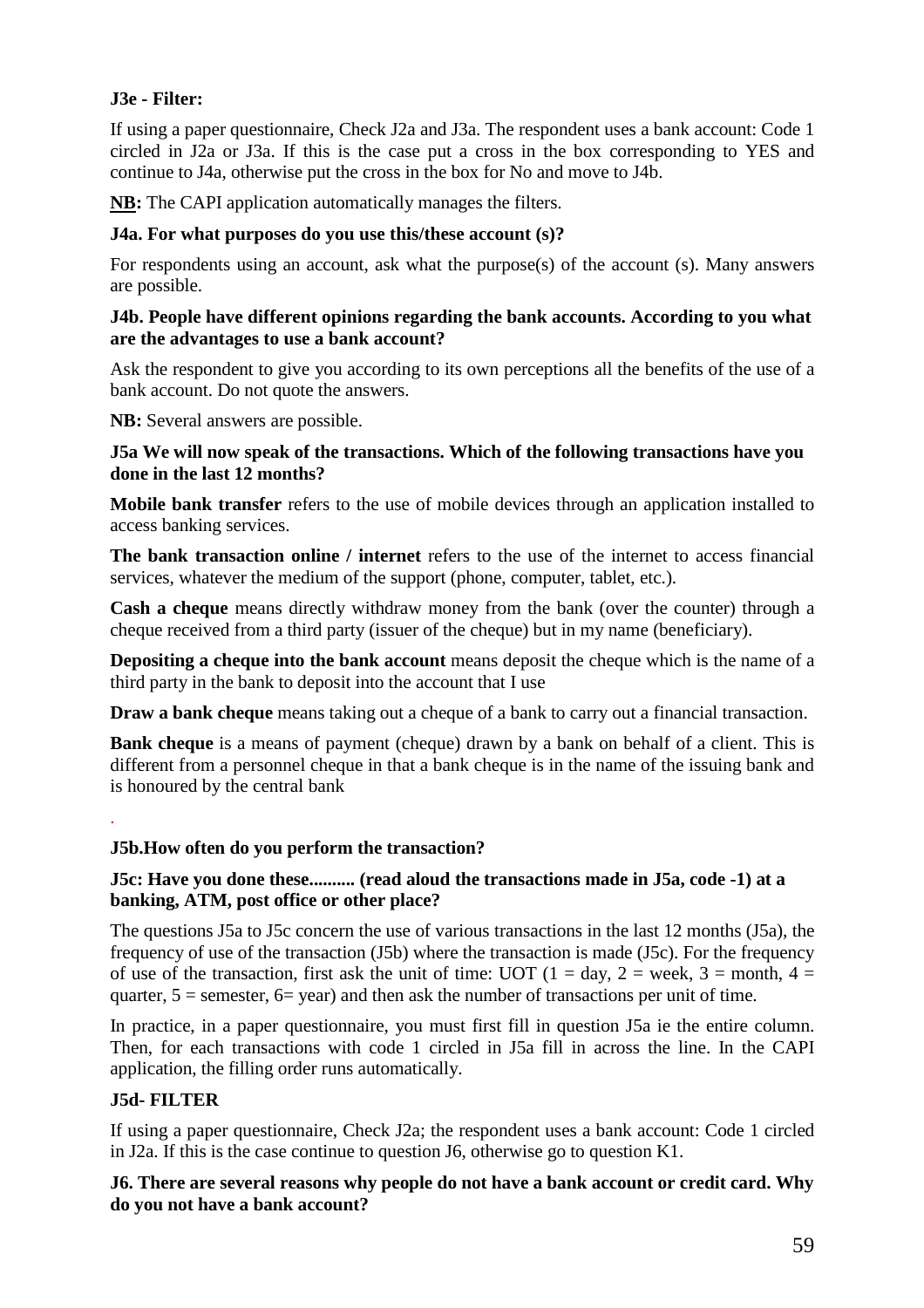**J3e - Filter:**

If using a paper questionnaire, Check J2a and J3a. The respondent uses a bank account: Code 1 circled in J2a or J3a. If this is the case put a cross in the box corresponding to YES and continue to J4a, otherwise put the cross in the box for No and move to J4b.

**NB:** The CAPI application automatically manages the filters.

**J4a. For what purposes do you use this/these account (s)?**

For respondents using an account, ask what the purpose(s) of the account (s). Many answers are possible.

**J4b. People have different opinions regarding the bank accounts. According to you what are the advantages to use a bank account?**

Ask the respondent to give you according to its own perceptions all the benefits of the use of a bank account. Do not quote the answers.

**NB:** Several answers are possible.

**J5a We will now speak of the transactions. Which of the following transactions have you done in the last 12 months?**

**Mobile bank transfer** refers to the use of mobile devices through an application installed to access banking services.

**The bank transaction online / internet** refers to the use of the internet to access financial services, whatever the medium of the support (phone, computer, tablet, etc.).

**Cash a cheque** means directly withdraw money from the bank (over the counter) through a cheque received from a third party (issuer of the cheque) but in my name (beneficiary).

**Depositing a cheque into the bank account** means deposit the cheque which is the name of a third party in the bank to deposit into the account that I use

**Draw a bank cheque** means taking out a cheque of a bank to carry out a financial transaction.

**Bank cheque** is a means of payment (cheque) drawn by a bank on behalf of a client. This is different from a personnel cheque in that a bank cheque is in the name of the issuing bank and is honoured by the central bank

.

**J5b.How often do you perform the transaction?**

**J5c: Have you done these.......... (read aloud the transactions made in J5a, code -1) at a banking, ATM, post office or other place?**

The questions J5a to J5c concern the use of various transactions in the last 12 months (J5a), the frequency of use of the transaction (J5b) where the transaction is made (J5c). For the frequency of use of the transaction, first ask the unit of time: UOT (1 = day, 2 = week, 3 = month, 4 = quarter, 5 = semester, 6= year) and then ask the number of transactions per unit of time.

In practice, in a paper questionnaire, you must first fill in question J5a ie the entire column. Then, for each transactions with code 1 circled in J5a fill in across the line. In the CAPI application, the filling order runs automatically.

**J5d- FILTER**

If using a paper questionnaire, Check J2a; the respondent uses a bank account: Code 1 circled in J2a. If this is the case continue to question J6, otherwise go to question K1.

**J6. There are several reasons why people do not have a bank account or credit card. Why do you not have a bank account?**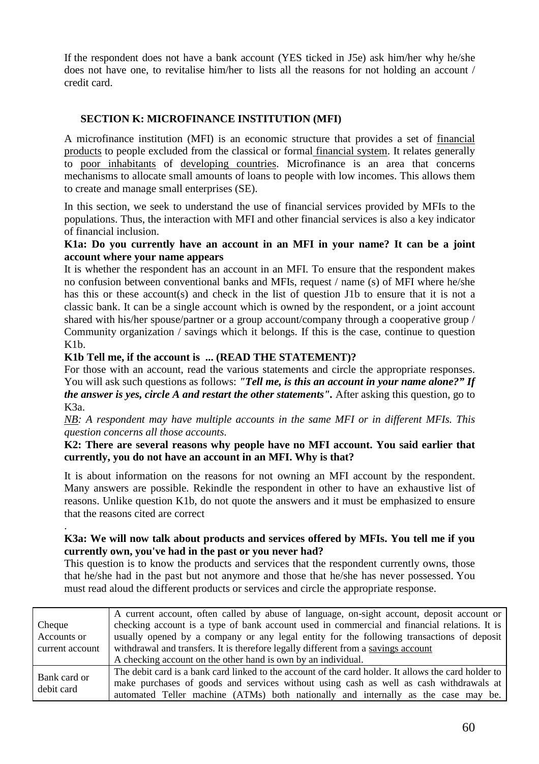If the respondent does not have a bank account (YES ticked in J5e) ask him/her why he/she does not have one, to revitalise him/her to lists all the reasons for not holding an account / credit card.

## SECTION K: MICROFINANCE INSTITUTION (MFI)

A microfinance institution (MFI) is an economic structure that provides a set of financial products to people excluded from the classical or formal financial system. It relates generally to poor inhabitants of developing countries. Microfinance is an area that concerns mechanisms to allocate small amounts of loans to people with low incomes. This allows them to create and manage small enterprises (SE).

In this section, we seek to understand the use of financial services provided by MFIs to the populations. Thus, the interaction with MFI and other financial services is also a key indicator of financial inclusion.

**K1a: Do you currently have an account in an MFI in your name? It can be a joint account where your name appears**

It is whether the respondent has an account in an MFI. To ensure that the respondent makes no confusion between conventional banks and MFIs, request / name (s) of MFI where he/she has this or these account(s) and check in the list of question J1b to ensure that it is not a classic bank. It can be a single account which is owned by the respondent, or a joint account shared with his/her spouse/partner or a group account/company through a cooperative group / Community organization / savings which it belongs. If this is the case, continue to question K1b.

**K1b Tell me, if the account is ... (READ THE STATEMENT)?**

For those with an account, read the various statements and circle the appropriate responses. You will ask such questions as follows: ***"Tell me, is this an account in your name alone?" If the answer is yes, circle A and restart the other statements".*** After asking this question, go to K3a.

*NB: A respondent may have multiple accounts in the same MFI or in different MFIs. This question concerns all those accounts.*

**K2: There are several reasons why people have no MFI account. You said earlier that currently, you do not have an account in an MFI. Why is that?**

It is about information on the reasons for not owning an MFI account by the respondent. Many answers are possible. Rekindle the respondent in other to have an exhaustive list of reasons. Unlike question K1b, do not quote the answers and it must be emphasized to ensure that the reasons cited are correct

.

**K3a: We will now talk about products and services offered by MFIs. You tell me if you currently own, you've had in the past or you never had?**

This question is to know the products and services that the respondent currently owns, those that he/she had in the past but not anymore and those that he/she has never possessed. You must read aloud the different products or services and circle the appropriate response.

| | |
|---|---|
| Cheque Accounts or current account | A current account, often called by abuse of language, on-sight account, deposit account or checking account is a type of bank account used in commercial and financial relations. It is usually opened by a company or any legal entity for the following transactions of deposit withdrawal and transfers. It is therefore legally different from a savings account<br>A checking account on the other hand is own by an individual. |
| Bank card or debit card | The debit card is a bank card linked to the account of the card holder. It allows the card holder to make purchases of goods and services without using cash as well as cash withdrawals at automated Teller machine (ATMs) both nationally and internally as the case may be. |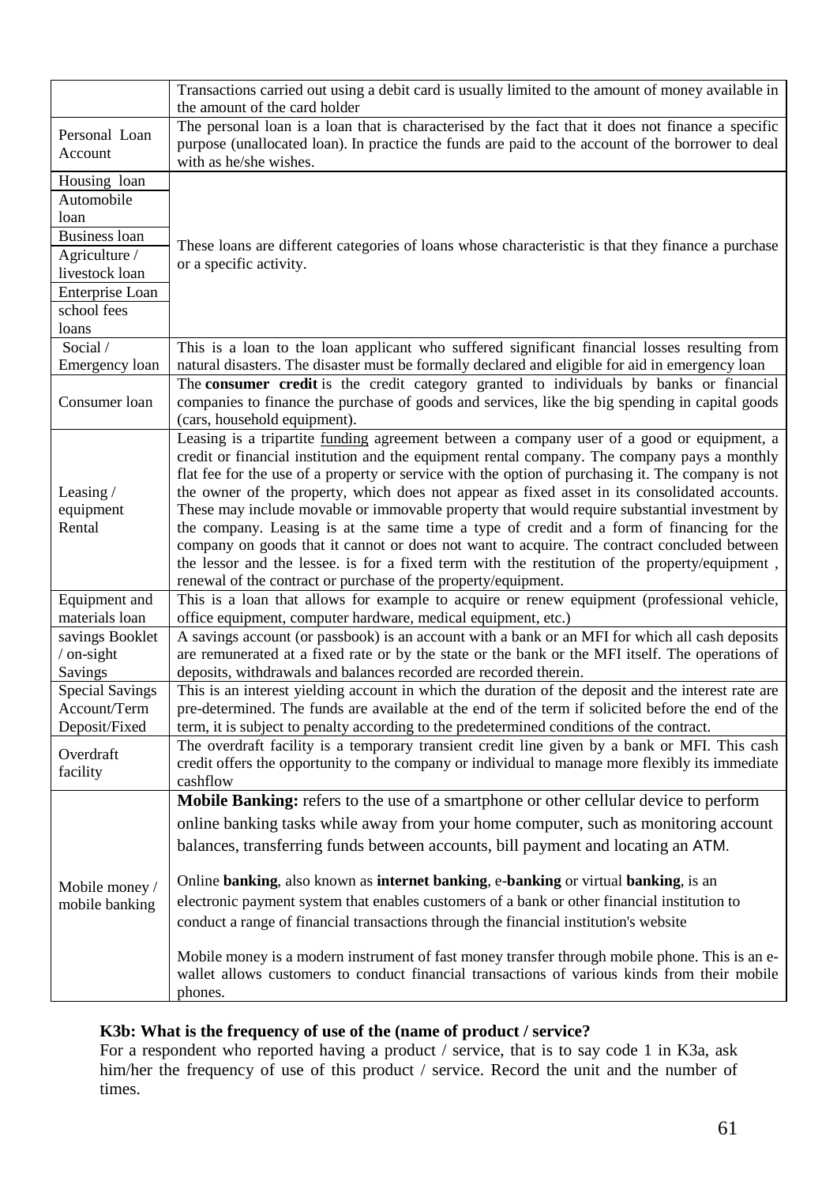| | |
|---|---|
| | Transactions carried out using a debit card is usually limited to the amount of money available in the amount of the card holder |
| Personal Loan Account | The personal loan is a loan that is characterised by the fact that it does not finance a specific purpose (unallocated loan). In practice the funds are paid to the account of the borrower to deal with as he/she wishes. |
| Housing loan | These loans are different categories of loans whose characteristic is that they finance a purchase or a specific activity. |
| Automobile loan | |
| Business loan | |
| Agriculture / livestock loan | |
| Enterprise Loan | |
| school fees loans | |
| Social / Emergency loan | This is a loan to the loan applicant who suffered significant financial losses resulting from natural disasters. The disaster must be formally declared and eligible for aid in emergency loan |
| Consumer loan | The **consumer credit** is the credit category granted to individuals by banks or financial companies to finance the purchase of goods and services, like the big spending in capital goods (cars, household equipment). |
| Leasing / equipment Rental | Leasing is a tripartite funding agreement between a company user of a good or equipment, a credit or financial institution and the equipment rental company. The company pays a monthly flat fee for the use of a property or service with the option of purchasing it. The company is not the owner of the property, which does not appear as fixed asset in its consolidated accounts. These may include movable or immovable property that would require substantial investment by the company. Leasing is at the same time a type of credit and a form of financing for the company on goods that it cannot or does not want to acquire. The contract concluded between the lessor and the lessee. is for a fixed term with the restitution of the property/equipment , renewal of the contract or purchase of the property/equipment. |
| Equipment and materials loan | This is a loan that allows for example to acquire or renew equipment (professional vehicle, office equipment, computer hardware, medical equipment, etc.) |
| savings Booklet / on-sight Savings | A savings account (or passbook) is an account with a bank or an MFI for which all cash deposits are remunerated at a fixed rate or by the state or the bank or the MFI itself. The operations of deposits, withdrawals and balances recorded are recorded therein. |
| Special Savings Account/Term Deposit/Fixed | This is an interest yielding account in which the duration of the deposit and the interest rate are pre-determined. The funds are available at the end of the term if solicited before the end of the term, it is subject to penalty according to the predetermined conditions of the contract. |
| Overdraft facility | The overdraft facility is a temporary transient credit line given by a bank or MFI. This cash credit offers the opportunity to the company or individual to manage more flexibly its immediate cashflow |
| Mobile money / mobile banking | **Mobile Banking:** refers to the use of a smartphone or other cellular device to perform online banking tasks while away from your home computer, such as monitoring account balances, transferring funds between accounts, bill payment and locating an ATM.<br><br>Online **banking**, also known as **internet banking**, e-**banking** or virtual **banking**, is an electronic payment system that enables customers of a bank or other financial institution to conduct a range of financial transactions through the financial institution's website<br><br>Mobile money is a modern instrument of fast money transfer through mobile phone. This is an e-wallet allows customers to conduct financial transactions of various kinds from their mobile phones. |

**K3b: What is the frequency of use of the (name of product / service?**

For a respondent who reported having a product / service, that is to say code 1 in K3a, ask him/her the frequency of use of this product / service. Record the unit and the number of times.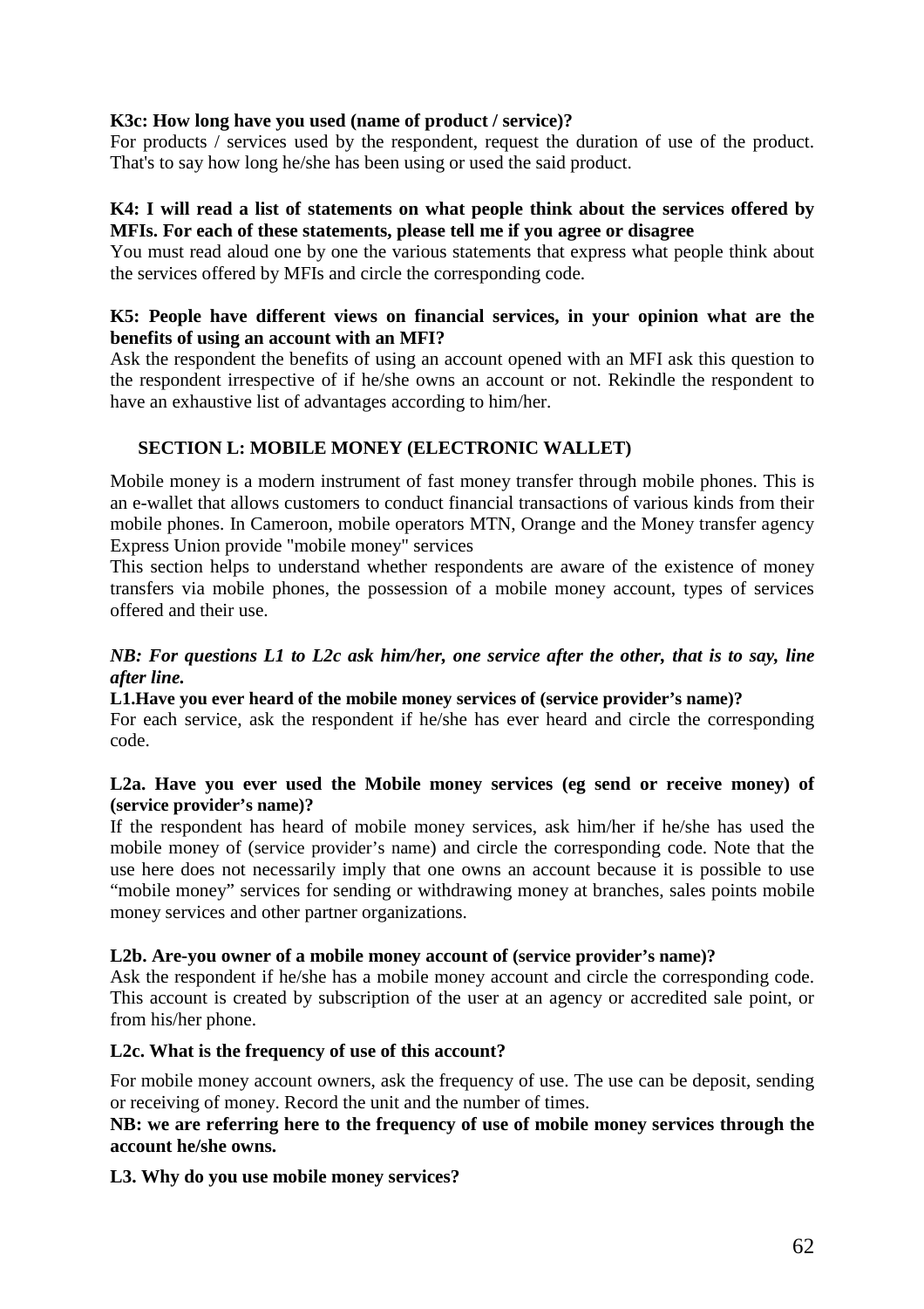**K3c: How long have you used (name of product / service)?**

For products / services used by the respondent, request the duration of use of the product. That's to say how long he/she has been using or used the said product.

**K4: I will read a list of statements on what people think about the services offered by MFIs. For each of these statements, please tell me if you agree or disagree**

You must read aloud one by one the various statements that express what people think about the services offered by MFIs and circle the corresponding code.

**K5: People have different views on financial services, in your opinion what are the benefits of using an account with an MFI?**

Ask the respondent the benefits of using an account opened with an MFI ask this question to the respondent irrespective of if he/she owns an account or not. Rekindle the respondent to have an exhaustive list of advantages according to him/her.

## SECTION L: MOBILE MONEY (ELECTRONIC WALLET)

Mobile money is a modern instrument of fast money transfer through mobile phones. This is an e-wallet that allows customers to conduct financial transactions of various kinds from their mobile phones. In Cameroon, mobile operators MTN, Orange and the Money transfer agency Express Union provide "mobile money" services

This section helps to understand whether respondents are aware of the existence of money transfers via mobile phones, the possession of a mobile money account, types of services offered and their use.

***NB: For questions L1 to L2c ask him/her, one service after the other, that is to say, line after line.***

**L1.Have you ever heard of the mobile money services of (service provider's name)?**

For each service, ask the respondent if he/she has ever heard and circle the corresponding code.

**L2a. Have you ever used the Mobile money services (eg send or receive money) of (service provider's name)?**

If the respondent has heard of mobile money services, ask him/her if he/she has used the mobile money of (service provider's name) and circle the corresponding code. Note that the use here does not necessarily imply that one owns an account because it is possible to use "mobile money" services for sending or withdrawing money at branches, sales points mobile money services and other partner organizations.

**L2b. Are-you owner of a mobile money account of (service provider's name)?**

Ask the respondent if he/she has a mobile money account and circle the corresponding code. This account is created by subscription of the user at an agency or accredited sale point, or from his/her phone.

**L2c. What is the frequency of use of this account?**

For mobile money account owners, ask the frequency of use. The use can be deposit, sending or receiving of money. Record the unit and the number of times.

**NB: we are referring here to the frequency of use of mobile money services through the account he/she owns.**

**L3. Why do you use mobile money services?**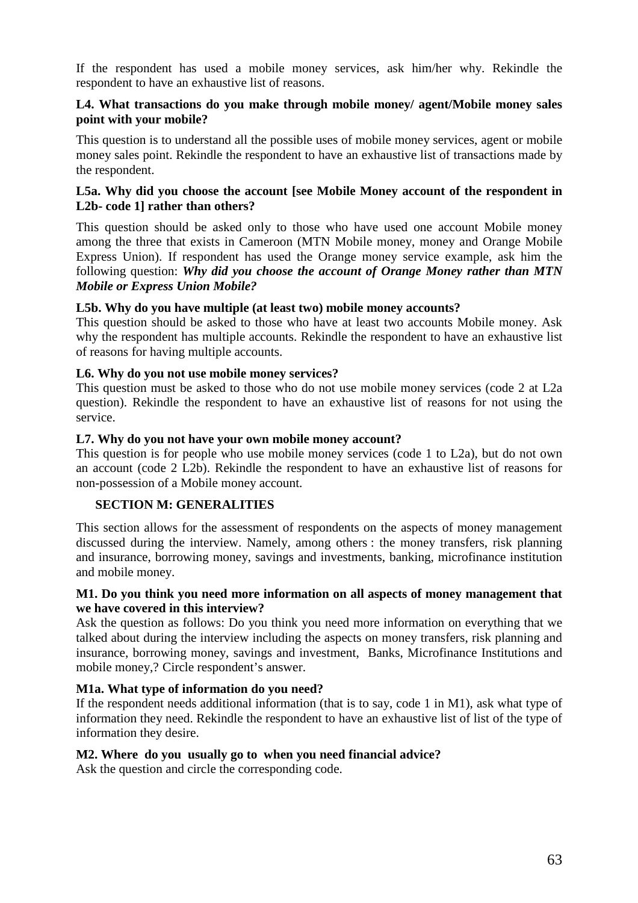If the respondent has used a mobile money services, ask him/her why. Rekindle the respondent to have an exhaustive list of reasons.

**L4. What transactions do you make through mobile money/ agent/Mobile money sales point with your mobile?**

This question is to understand all the possible uses of mobile money services, agent or mobile money sales point. Rekindle the respondent to have an exhaustive list of transactions made by the respondent.

**L5a. Why did you choose the account [see Mobile Money account of the respondent in L2b- code 1] rather than others?**

This question should be asked only to those who have used one account Mobile money among the three that exists in Cameroon (MTN Mobile money, money and Orange Mobile Express Union). If respondent has used the Orange money service example, ask him the following question: ***Why did you choose the account of Orange Money rather than MTN Mobile or Express Union Mobile?***

**L5b. Why do you have multiple (at least two) mobile money accounts?**
This question should be asked to those who have at least two accounts Mobile money. Ask why the respondent has multiple accounts. Rekindle the respondent to have an exhaustive list of reasons for having multiple accounts.

**L6. Why do you not use mobile money services?**
This question must be asked to those who do not use mobile money services (code 2 at L2a question). Rekindle the respondent to have an exhaustive list of reasons for not using the service.

**L7. Why do you not have your own mobile money account?**
This question is for people who use mobile money services (code 1 to L2a), but do not own an account (code 2 L2b). Rekindle the respondent to have an exhaustive list of reasons for non-possession of a Mobile money account.

## SECTION M: GENERALITIES

This section allows for the assessment of respondents on the aspects of money management discussed during the interview. Namely, among others : the money transfers, risk planning and insurance, borrowing money, savings and investments, banking, microfinance institution and mobile money.

**M1. Do you think you need more information on all aspects of money management that we have covered in this interview?**
Ask the question as follows: Do you think you need more information on everything that we talked about during the interview including the aspects on money transfers, risk planning and insurance, borrowing money, savings and investment, Banks, Microfinance Institutions and mobile money,? Circle respondent's answer.

**M1a. What type of information do you need?**
If the respondent needs additional information (that is to say, code 1 in M1), ask what type of information they need. Rekindle the respondent to have an exhaustive list of list of the type of information they desire.

**M2. Where do you usually go to when you need financial advice?**
Ask the question and circle the corresponding code.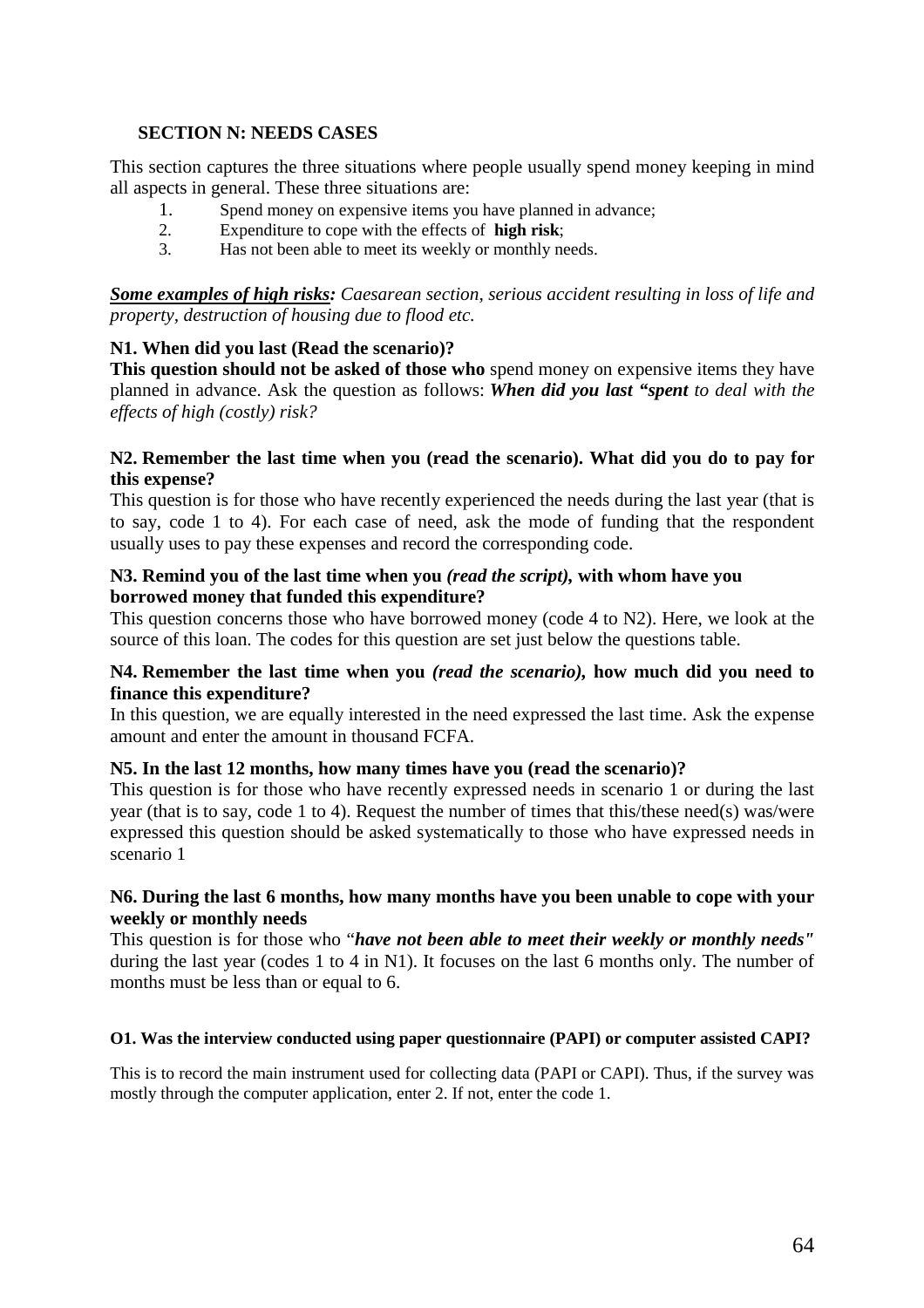## SECTION N: NEEDS CASES

This section captures the three situations where people usually spend money keeping in mind all aspects in general. These three situations are:

1. Spend money on expensive items you have planned in advance;
2. Expenditure to cope with the effects of **high risk**;
3. Has not been able to meet its weekly or monthly needs.

***Some examples of high risks:*** *Caesarean section, serious accident resulting in loss of life and property, destruction of housing due to flood etc.*

**N1. When did you last (Read the scenario)?**

**This question should not be asked of those who** spend money on expensive items they have planned in advance. Ask the question as follows: ***When did you last "spent*** *to deal with the effects of high (costly) risk?*

**N2. Remember the last time when you (read the scenario). What did you do to pay for this expense?**

This question is for those who have recently experienced the needs during the last year (that is to say, code 1 to 4). For each case of need, ask the mode of funding that the respondent usually uses to pay these expenses and record the corresponding code.

**N3. Remind you of the last time when you *(read the script)*, with whom have you borrowed money that funded this expenditure?**

This question concerns those who have borrowed money (code 4 to N2). Here, we look at the source of this loan. The codes for this question are set just below the questions table.

**N4. Remember the last time when you *(read the scenario)*, how much did you need to finance this expenditure?**

In this question, we are equally interested in the need expressed the last time. Ask the expense amount and enter the amount in thousand FCFA.

**N5. In the last 12 months, how many times have you (read the scenario)?**

This question is for those who have recently expressed needs in scenario 1 or during the last year (that is to say, code 1 to 4). Request the number of times that this/these need(s) was/were expressed this question should be asked systematically to those who have expressed needs in scenario 1

**N6. During the last 6 months, how many months have you been unable to cope with your weekly or monthly needs**

This question is for those who "***have not been able to meet their weekly or monthly needs"*** during the last year (codes 1 to 4 in N1). It focuses on the last 6 months only. The number of months must be less than or equal to 6.

**O1. Was the interview conducted using paper questionnaire (PAPI) or computer assisted CAPI?**

This is to record the main instrument used for collecting data (PAPI or CAPI). Thus, if the survey was mostly through the computer application, enter 2. If not, enter the code 1.